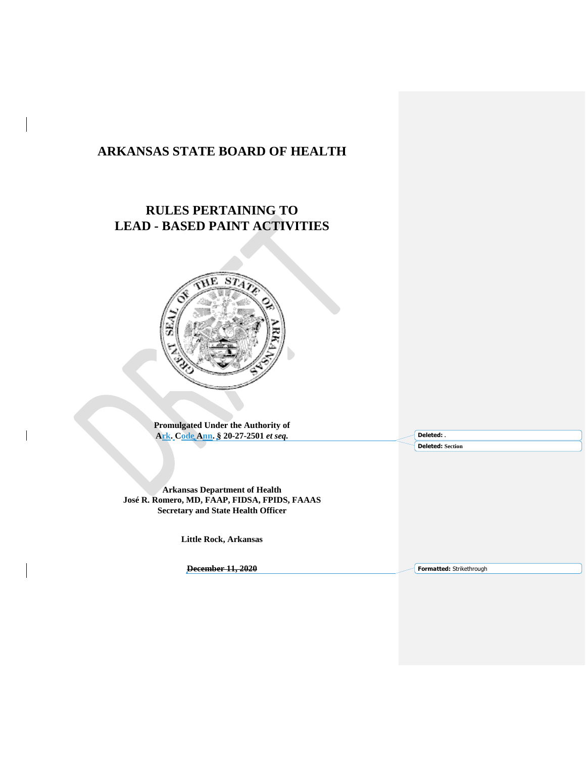# ARKANSAS STATE BOARD OF HEALTH

## RULES PERTAINING TO LEAD - BASED PAINT ACTIVITIES

**Promulgated Under the Authority of**
**Ark. Code Ann. § 20-27-2501 *et seq.***

**Arkansas Department of Health**
**José R. Romero, MD, FAAP, FIDSA, FPIDS, FAAAS**
**Secretary and State Health Officer**

**Little Rock, Arkansas**

~~**December 11, 2020**~~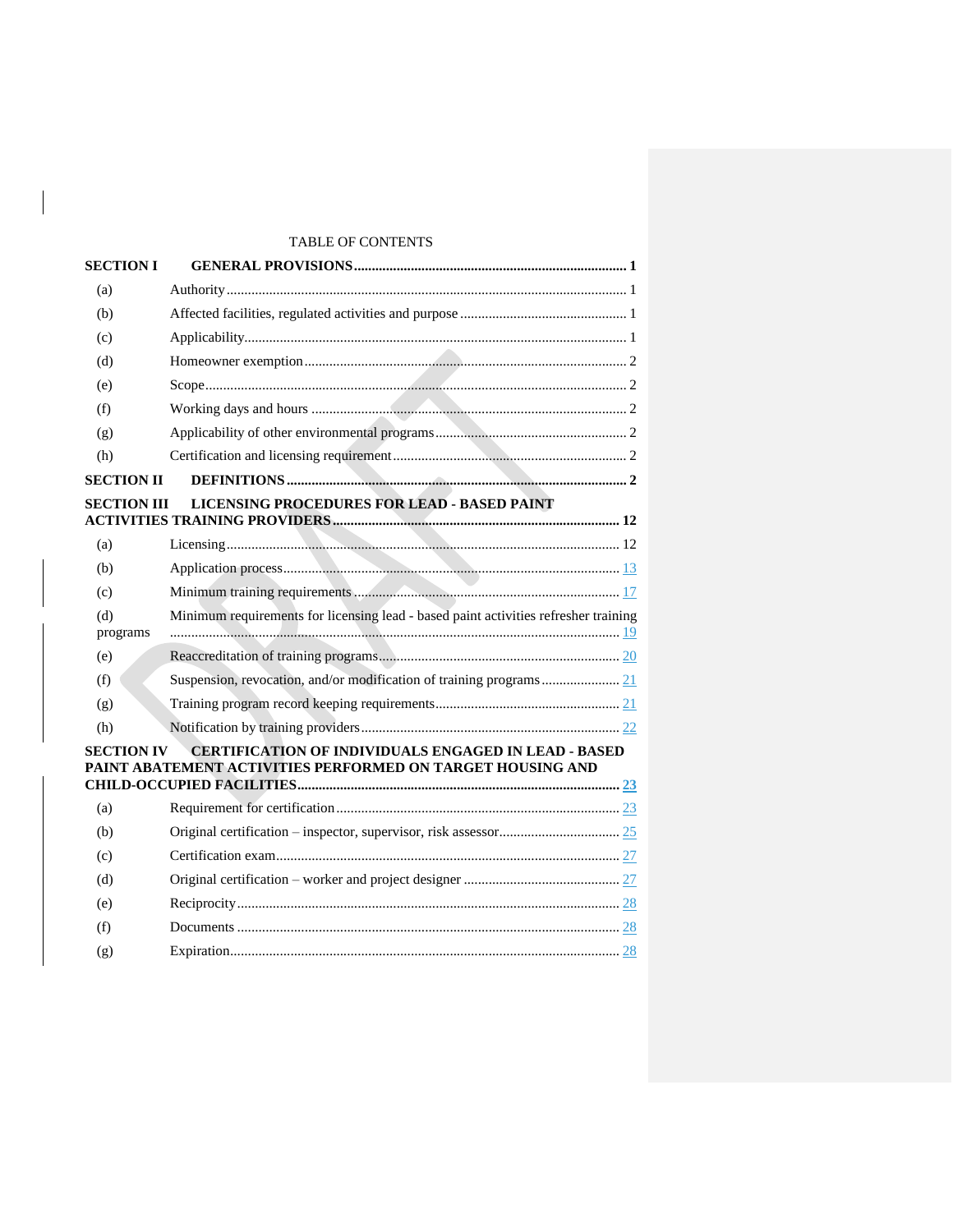TABLE OF CONTENTS

| | | |
|---|---|---|
| **SECTION I** | **GENERAL PROVISIONS** | **1** |
| (a) | Authority | 1 |
| (b) | Affected facilities, regulated activities and purpose | 1 |
| (c) | Applicability | 1 |
| (d) | Homeowner exemption | 2 |
| (e) | Scope | 2 |
| (f) | Working days and hours | 2 |
| (g) | Applicability of other environmental programs | 2 |
| (h) | Certification and licensing requirement | 2 |
| **SECTION II** | **DEFINITIONS** | **2** |
| **SECTION III** | **LICENSING PROCEDURES FOR LEAD - BASED PAINT ACTIVITIES TRAINING PROVIDERS** | **12** |
| (a) | Licensing | 12 |
| (b) | Application process | 13 |
| (c) | Minimum training requirements | 17 |
| (d) | Minimum requirements for licensing lead - based paint activities refresher training programs | 19 |
| (e) | Reaccreditation of training programs | 20 |
| (f) | Suspension, revocation, and/or modification of training programs | 21 |
| (g) | Training program record keeping requirements | 21 |
| (h) | Notification by training providers | 22 |
| **SECTION IV** | **CERTIFICATION OF INDIVIDUALS ENGAGED IN LEAD - BASED PAINT ABATEMENT ACTIVITIES PERFORMED ON TARGET HOUSING AND CHILD-OCCUPIED FACILITIES** | **23** |
| (a) | Requirement for certification | 23 |
| (b) | Original certification – inspector, supervisor, risk assessor | 25 |
| (c) | Certification exam | 27 |
| (d) | Original certification – worker and project designer | 27 |
| (e) | Reciprocity | 28 |
| (f) | Documents | 28 |
| (g) | Expiration | 28 |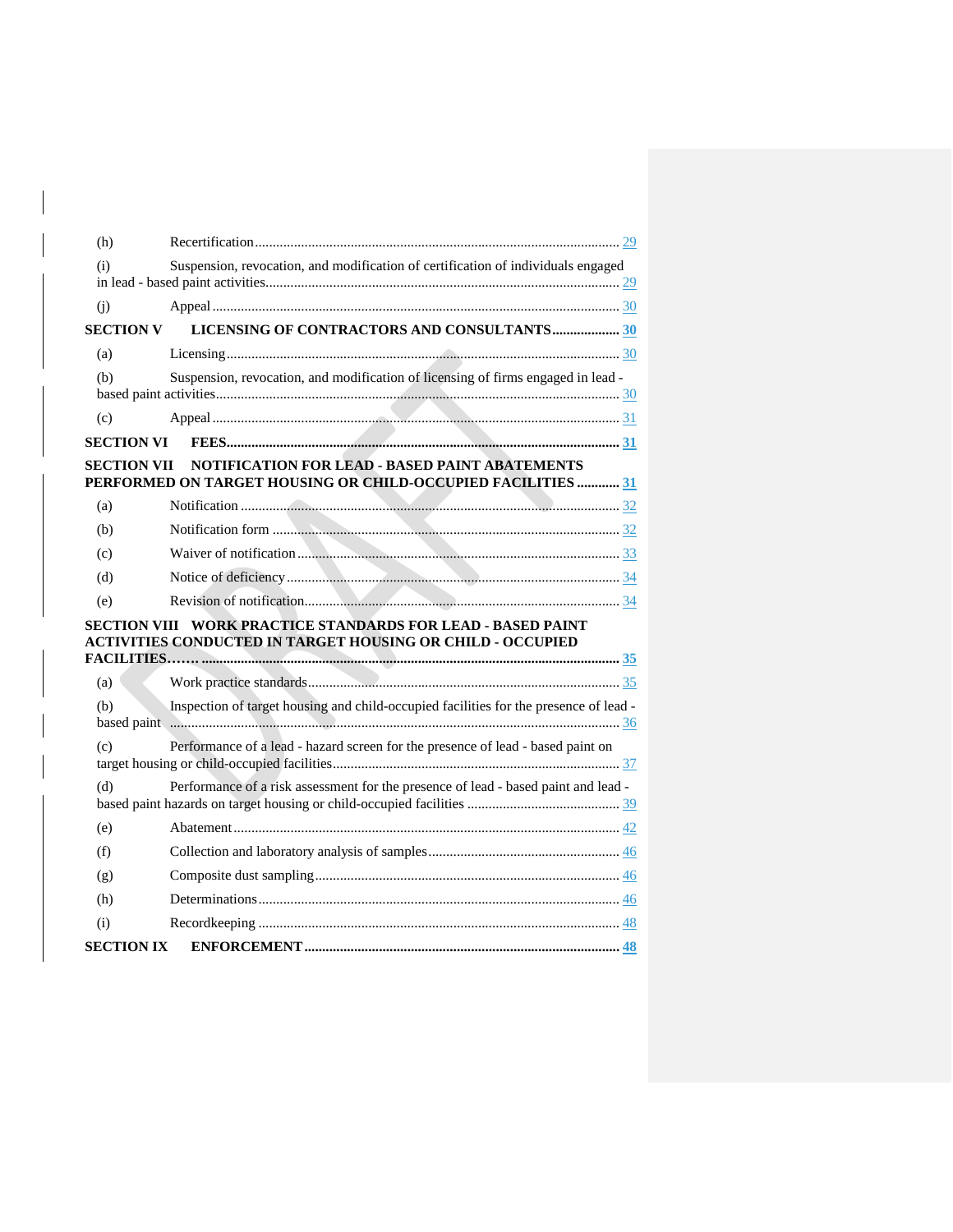(h) Recertification ........................................................................................................ 29

(i) Suspension, revocation, and modification of certification of individuals engaged in lead - based paint activities ........................................................................................................ 29

(j) Appeal ........................................................................................................ 30

**SECTION V LICENSING OF CONTRACTORS AND CONSULTANTS ................... 30**

(a) Licensing ........................................................................................................ 30

(b) Suspension, revocation, and modification of licensing of firms engaged in lead - based paint activities ........................................................................................................ 30

(c) Appeal ........................................................................................................ 31

**SECTION VI FEES ........................................................................................................ 31**

**SECTION VII NOTIFICATION FOR LEAD - BASED PAINT ABATEMENTS PERFORMED ON TARGET HOUSING OR CHILD-OCCUPIED FACILITIES ............ 31**

(a) Notification ........................................................................................................ 32

(b) Notification form ........................................................................................................ 32

(c) Waiver of notification ........................................................................................................ 33

(d) Notice of deficiency ........................................................................................................ 34

(e) Revision of notification ........................................................................................................ 34

**SECTION VIII WORK PRACTICE STANDARDS FOR LEAD - BASED PAINT ACTIVITIES CONDUCTED IN TARGET HOUSING OR CHILD - OCCUPIED FACILITIES....... ........................................................................................................ 35**

(a) Work practice standards ........................................................................................................ 35

(b) Inspection of target housing and child-occupied facilities for the presence of lead - based paint ........................................................................................................ 36

(c) Performance of a lead - hazard screen for the presence of lead - based paint on target housing or child-occupied facilities ........................................................................................................ 37

(d) Performance of a risk assessment for the presence of lead - based paint and lead - based paint hazards on target housing or child-occupied facilities ........................................ 39

(e) Abatement ........................................................................................................ 42

(f) Collection and laboratory analysis of samples ........................................................................................................ 46

(g) Composite dust sampling ........................................................................................................ 46

(h) Determinations ........................................................................................................ 46

(i) Recordkeeping ........................................................................................................ 48

**SECTION IX ENFORCEMENT ........................................................................................................ 48**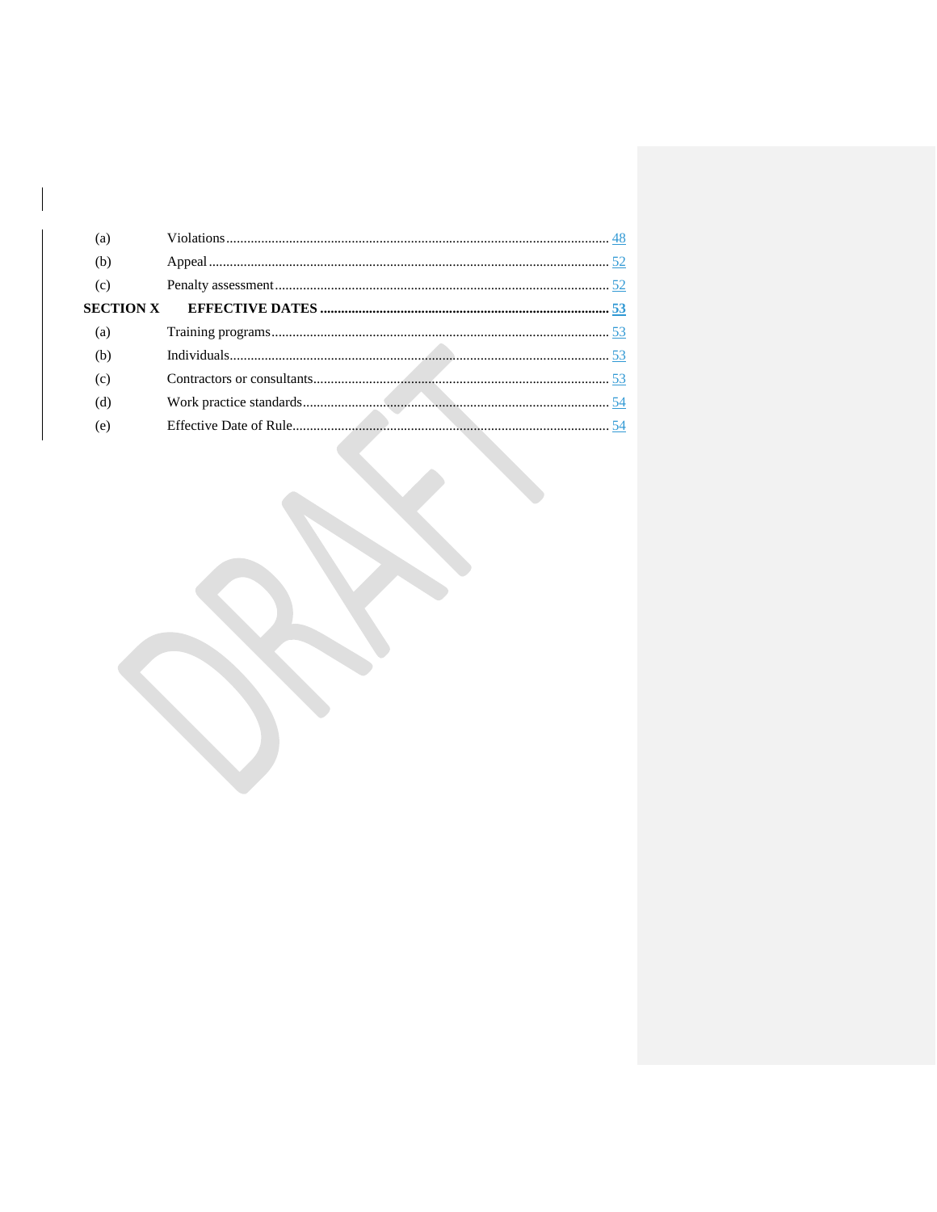| | | |
|---|---|---|
| (a) | Violations | 48 |
| (b) | Appeal | 52 |
| (c) | Penalty assessment | 52 |
| **SECTION X** | **EFFECTIVE DATES** | **53** |
| (a) | Training programs | 53 |
| (b) | Individuals | 53 |
| (c) | Contractors or consultants | 53 |
| (d) | Work practice standards | 54 |
| (e) | Effective Date of Rule | 54 |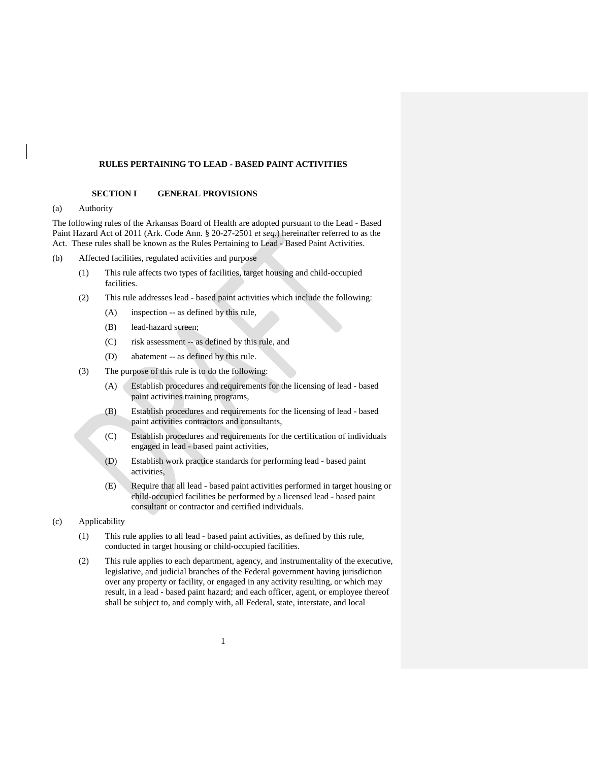# RULES PERTAINING TO LEAD - BASED PAINT ACTIVITIES

## SECTION I GENERAL PROVISIONS

(a) Authority

The following rules of the Arkansas Board of Health are adopted pursuant to the Lead - Based Paint Hazard Act of 2011 (Ark. Code Ann. § 20-27-2501 *et seq.*) hereinafter referred to as the Act. These rules shall be known as the Rules Pertaining to Lead - Based Paint Activities.

(b) Affected facilities, regulated activities and purpose

- (1) This rule affects two types of facilities, target housing and child-occupied facilities.
- (2) This rule addresses lead - based paint activities which include the following:
  - (A) inspection -- as defined by this rule,
  - (B) lead-hazard screen;
  - (C) risk assessment -- as defined by this rule, and
  - (D) abatement -- as defined by this rule.
- (3) The purpose of this rule is to do the following:
  - (A) Establish procedures and requirements for the licensing of lead - based paint activities training programs,
  - (B) Establish procedures and requirements for the licensing of lead - based paint activities contractors and consultants,
  - (C) Establish procedures and requirements for the certification of individuals engaged in lead - based paint activities,
  - (D) Establish work practice standards for performing lead - based paint activities,
  - (E) Require that all lead - based paint activities performed in target housing or child-occupied facilities be performed by a licensed lead - based paint consultant or contractor and certified individuals.

(c) Applicability

- (1) This rule applies to all lead - based paint activities, as defined by this rule, conducted in target housing or child-occupied facilities.
- (2) This rule applies to each department, agency, and instrumentality of the executive, legislative, and judicial branches of the Federal government having jurisdiction over any property or facility, or engaged in any activity resulting, or which may result, in a lead - based paint hazard; and each officer, agent, or employee thereof shall be subject to, and comply with, all Federal, state, interstate, and local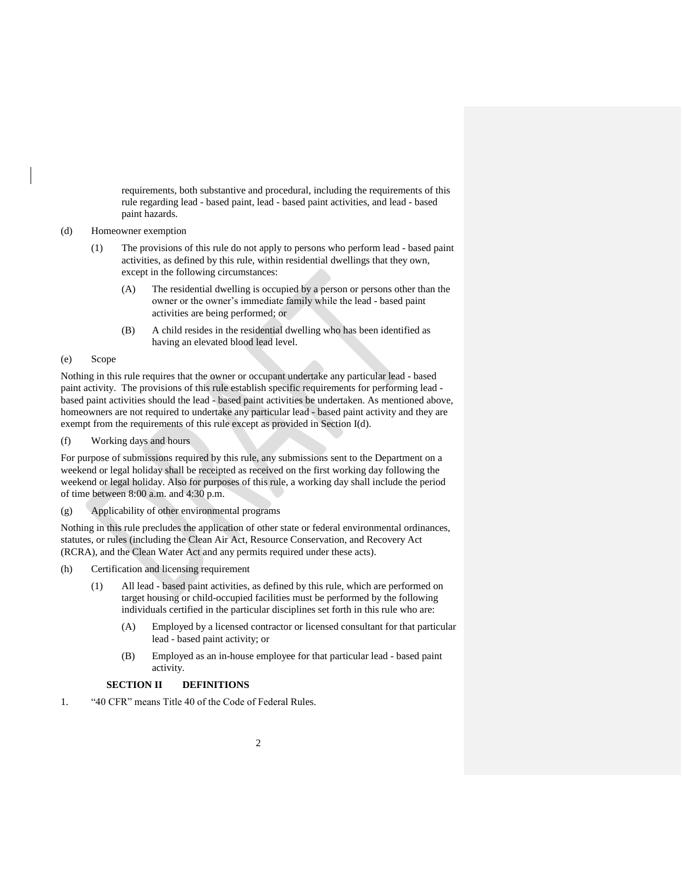requirements, both substantive and procedural, including the requirements of this rule regarding lead - based paint, lead - based paint activities, and lead - based paint hazards.

(d) Homeowner exemption

(1) The provisions of this rule do not apply to persons who perform lead - based paint activities, as defined by this rule, within residential dwellings that they own, except in the following circumstances:

(A) The residential dwelling is occupied by a person or persons other than the owner or the owner's immediate family while the lead - based paint activities are being performed; or

(B) A child resides in the residential dwelling who has been identified as having an elevated blood lead level.

(e) Scope

Nothing in this rule requires that the owner or occupant undertake any particular lead - based paint activity. The provisions of this rule establish specific requirements for performing lead - based paint activities should the lead - based paint activities be undertaken. As mentioned above, homeowners are not required to undertake any particular lead - based paint activity and they are exempt from the requirements of this rule except as provided in Section I(d).

(f) Working days and hours

For purpose of submissions required by this rule, any submissions sent to the Department on a weekend or legal holiday shall be receipted as received on the first working day following the weekend or legal holiday. Also for purposes of this rule, a working day shall include the period of time between 8:00 a.m. and 4:30 p.m.

(g) Applicability of other environmental programs

Nothing in this rule precludes the application of other state or federal environmental ordinances, statutes, or rules (including the Clean Air Act, Resource Conservation, and Recovery Act (RCRA), and the Clean Water Act and any permits required under these acts).

(h) Certification and licensing requirement

(1) All lead - based paint activities, as defined by this rule, which are performed on target housing or child-occupied facilities must be performed by the following individuals certified in the particular disciplines set forth in this rule who are:

(A) Employed by a licensed contractor or licensed consultant for that particular lead - based paint activity; or

(B) Employed as an in-house employee for that particular lead - based paint activity.

## SECTION II DEFINITIONS

1. "40 CFR" means Title 40 of the Code of Federal Rules.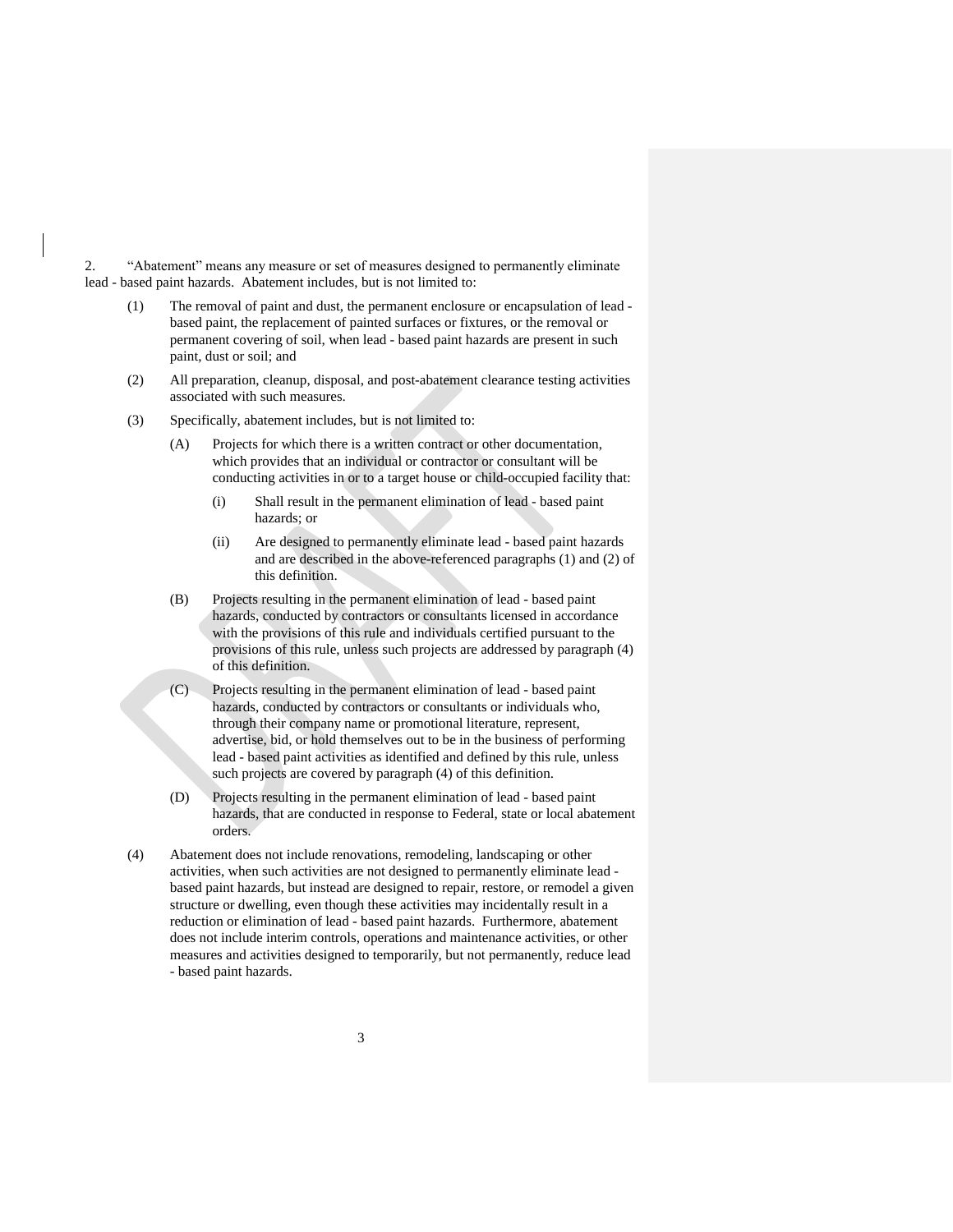2. "Abatement" means any measure or set of measures designed to permanently eliminate lead - based paint hazards. Abatement includes, but is not limited to:

(1) The removal of paint and dust, the permanent enclosure or encapsulation of lead - based paint, the replacement of painted surfaces or fixtures, or the removal or permanent covering of soil, when lead - based paint hazards are present in such paint, dust or soil; and

(2) All preparation, cleanup, disposal, and post-abatement clearance testing activities associated with such measures.

(3) Specifically, abatement includes, but is not limited to:

(A) Projects for which there is a written contract or other documentation, which provides that an individual or contractor or consultant will be conducting activities in or to a target house or child-occupied facility that:

(i) Shall result in the permanent elimination of lead - based paint hazards; or

(ii) Are designed to permanently eliminate lead - based paint hazards and are described in the above-referenced paragraphs (1) and (2) of this definition.

(B) Projects resulting in the permanent elimination of lead - based paint hazards, conducted by contractors or consultants licensed in accordance with the provisions of this rule and individuals certified pursuant to the provisions of this rule, unless such projects are addressed by paragraph (4) of this definition.

(C) Projects resulting in the permanent elimination of lead - based paint hazards, conducted by contractors or consultants or individuals who, through their company name or promotional literature, represent, advertise, bid, or hold themselves out to be in the business of performing lead - based paint activities as identified and defined by this rule, unless such projects are covered by paragraph (4) of this definition.

(D) Projects resulting in the permanent elimination of lead - based paint hazards, that are conducted in response to Federal, state or local abatement orders.

(4) Abatement does not include renovations, remodeling, landscaping or other activities, when such activities are not designed to permanently eliminate lead - based paint hazards, but instead are designed to repair, restore, or remodel a given structure or dwelling, even though these activities may incidentally result in a reduction or elimination of lead - based paint hazards. Furthermore, abatement does not include interim controls, operations and maintenance activities, or other measures and activities designed to temporarily, but not permanently, reduce lead - based paint hazards.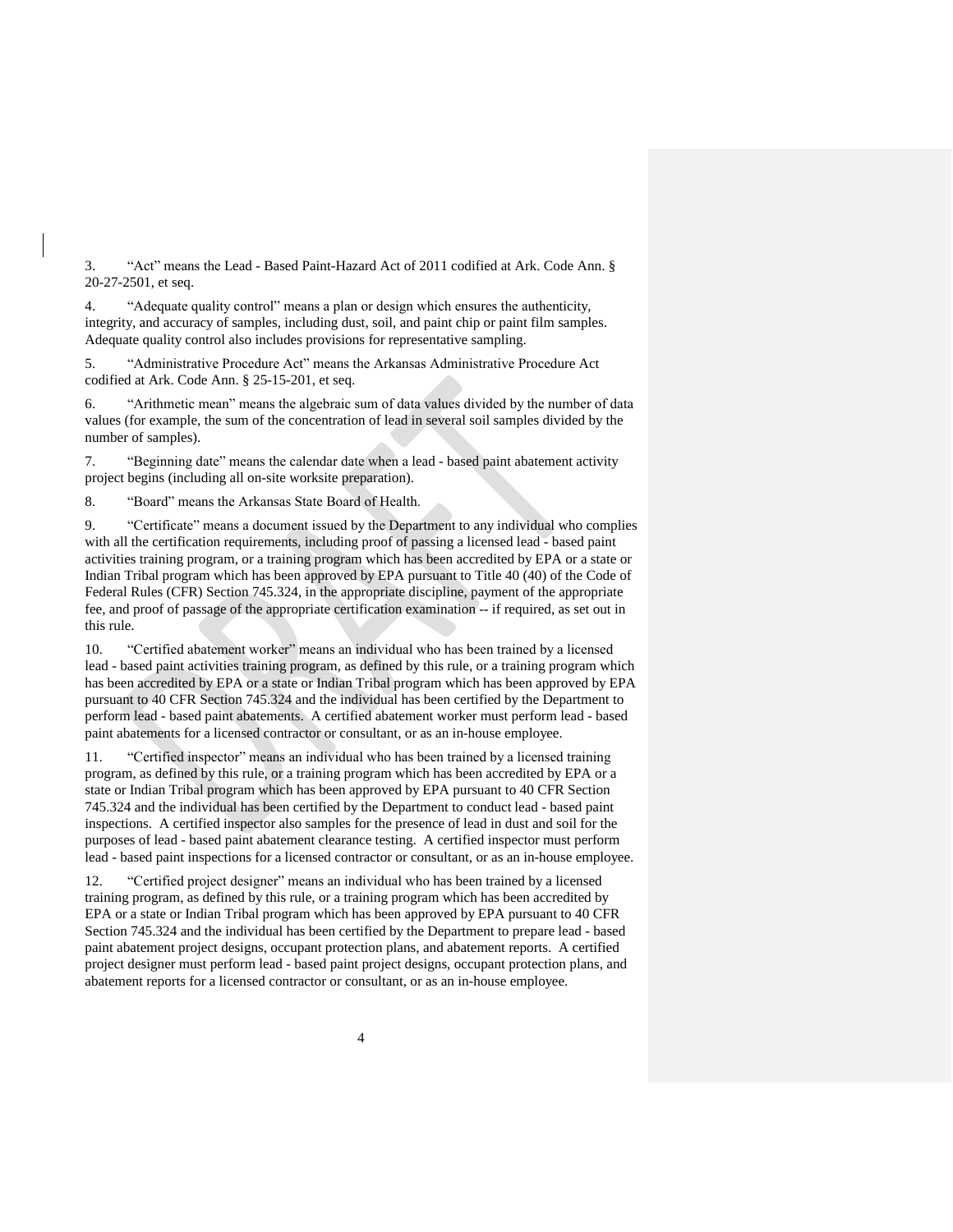3. "Act" means the Lead - Based Paint-Hazard Act of 2011 codified at Ark. Code Ann. § 20-27-2501, et seq.

4. "Adequate quality control" means a plan or design which ensures the authenticity, integrity, and accuracy of samples, including dust, soil, and paint chip or paint film samples. Adequate quality control also includes provisions for representative sampling.

5. "Administrative Procedure Act" means the Arkansas Administrative Procedure Act codified at Ark. Code Ann. § 25-15-201, et seq.

6. "Arithmetic mean" means the algebraic sum of data values divided by the number of data values (for example, the sum of the concentration of lead in several soil samples divided by the number of samples).

7. "Beginning date" means the calendar date when a lead - based paint abatement activity project begins (including all on-site worksite preparation).

8. "Board" means the Arkansas State Board of Health.

9. "Certificate" means a document issued by the Department to any individual who complies with all the certification requirements, including proof of passing a licensed lead - based paint activities training program, or a training program which has been accredited by EPA or a state or Indian Tribal program which has been approved by EPA pursuant to Title 40 (40) of the Code of Federal Rules (CFR) Section 745.324, in the appropriate discipline, payment of the appropriate fee, and proof of passage of the appropriate certification examination -- if required, as set out in this rule.

10. "Certified abatement worker" means an individual who has been trained by a licensed lead - based paint activities training program, as defined by this rule, or a training program which has been accredited by EPA or a state or Indian Tribal program which has been approved by EPA pursuant to 40 CFR Section 745.324 and the individual has been certified by the Department to perform lead - based paint abatements. A certified abatement worker must perform lead - based paint abatements for a licensed contractor or consultant, or as an in-house employee.

11. "Certified inspector" means an individual who has been trained by a licensed training program, as defined by this rule, or a training program which has been accredited by EPA or a state or Indian Tribal program which has been approved by EPA pursuant to 40 CFR Section 745.324 and the individual has been certified by the Department to conduct lead - based paint inspections. A certified inspector also samples for the presence of lead in dust and soil for the purposes of lead - based paint abatement clearance testing. A certified inspector must perform lead - based paint inspections for a licensed contractor or consultant, or as an in-house employee.

12. "Certified project designer" means an individual who has been trained by a licensed training program, as defined by this rule, or a training program which has been accredited by EPA or a state or Indian Tribal program which has been approved by EPA pursuant to 40 CFR Section 745.324 and the individual has been certified by the Department to prepare lead - based paint abatement project designs, occupant protection plans, and abatement reports. A certified project designer must perform lead - based paint project designs, occupant protection plans, and abatement reports for a licensed contractor or consultant, or as an in-house employee.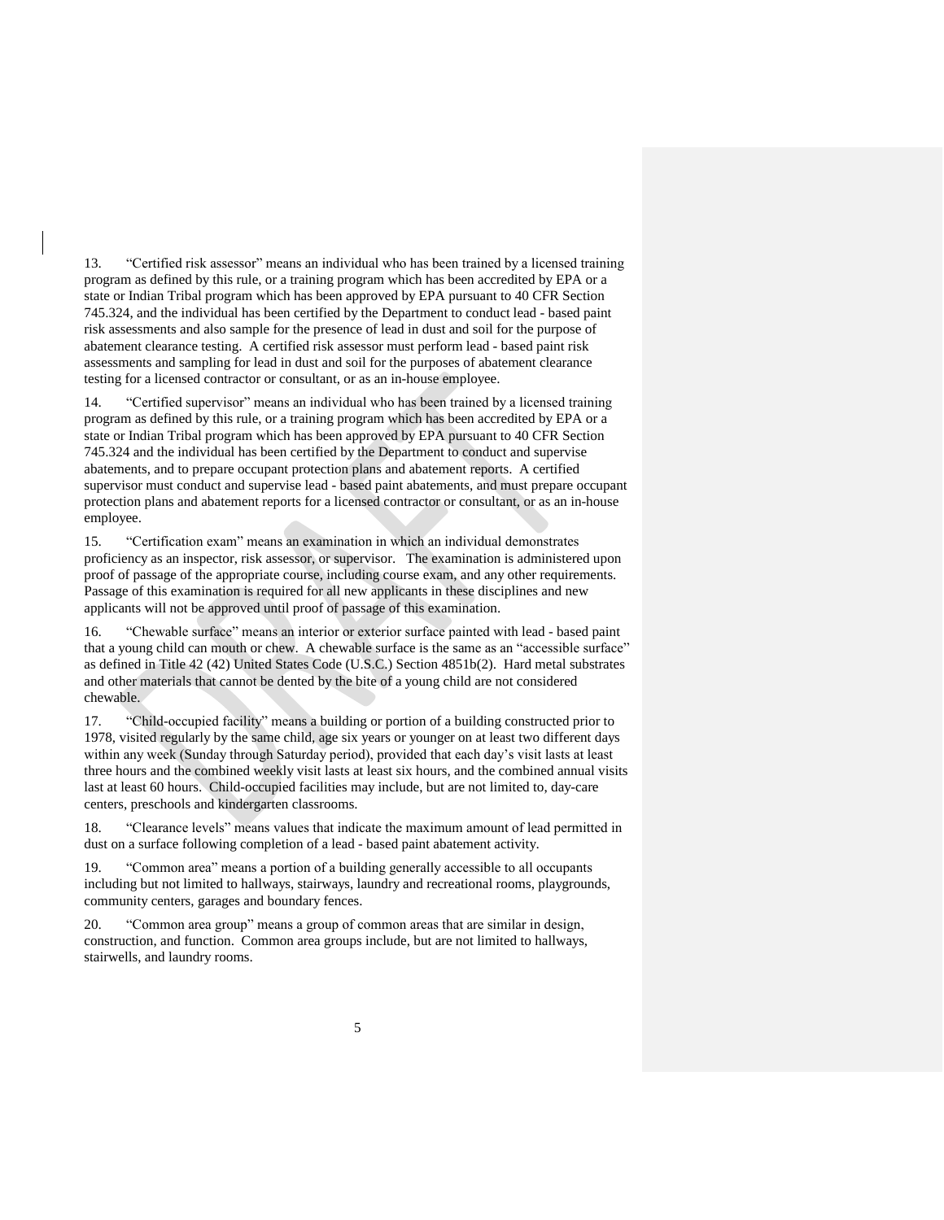13. "Certified risk assessor" means an individual who has been trained by a licensed training program as defined by this rule, or a training program which has been accredited by EPA or a state or Indian Tribal program which has been approved by EPA pursuant to 40 CFR Section 745.324, and the individual has been certified by the Department to conduct lead - based paint risk assessments and also sample for the presence of lead in dust and soil for the purpose of abatement clearance testing. A certified risk assessor must perform lead - based paint risk assessments and sampling for lead in dust and soil for the purposes of abatement clearance testing for a licensed contractor or consultant, or as an in-house employee.

14. "Certified supervisor" means an individual who has been trained by a licensed training program as defined by this rule, or a training program which has been accredited by EPA or a state or Indian Tribal program which has been approved by EPA pursuant to 40 CFR Section 745.324 and the individual has been certified by the Department to conduct and supervise abatements, and to prepare occupant protection plans and abatement reports. A certified supervisor must conduct and supervise lead - based paint abatements, and must prepare occupant protection plans and abatement reports for a licensed contractor or consultant, or as an in-house employee.

15. "Certification exam" means an examination in which an individual demonstrates proficiency as an inspector, risk assessor, or supervisor. The examination is administered upon proof of passage of the appropriate course, including course exam, and any other requirements. Passage of this examination is required for all new applicants in these disciplines and new applicants will not be approved until proof of passage of this examination.

16. "Chewable surface" means an interior or exterior surface painted with lead - based paint that a young child can mouth or chew. A chewable surface is the same as an "accessible surface" as defined in Title 42 (42) United States Code (U.S.C.) Section 4851b(2). Hard metal substrates and other materials that cannot be dented by the bite of a young child are not considered chewable.

17. "Child-occupied facility" means a building or portion of a building constructed prior to 1978, visited regularly by the same child, age six years or younger on at least two different days within any week (Sunday through Saturday period), provided that each day's visit lasts at least three hours and the combined weekly visit lasts at least six hours, and the combined annual visits last at least 60 hours. Child-occupied facilities may include, but are not limited to, day-care centers, preschools and kindergarten classrooms.

18. "Clearance levels" means values that indicate the maximum amount of lead permitted in dust on a surface following completion of a lead - based paint abatement activity.

19. "Common area" means a portion of a building generally accessible to all occupants including but not limited to hallways, stairways, laundry and recreational rooms, playgrounds, community centers, garages and boundary fences.

20. "Common area group" means a group of common areas that are similar in design, construction, and function. Common area groups include, but are not limited to hallways, stairwells, and laundry rooms.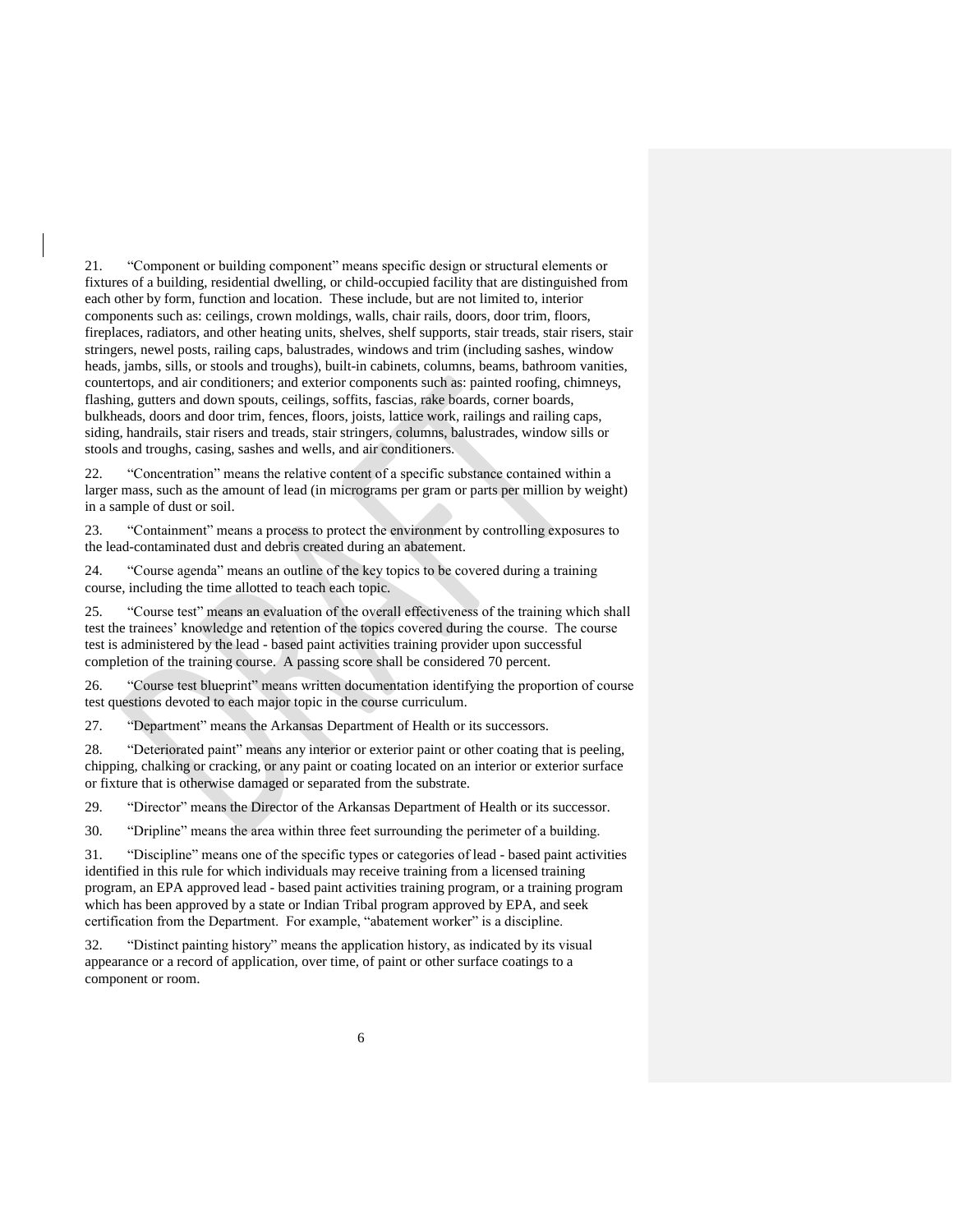21. "Component or building component" means specific design or structural elements or fixtures of a building, residential dwelling, or child-occupied facility that are distinguished from each other by form, function and location. These include, but are not limited to, interior components such as: ceilings, crown moldings, walls, chair rails, doors, door trim, floors, fireplaces, radiators, and other heating units, shelves, shelf supports, stair treads, stair risers, stair stringers, newel posts, railing caps, balustrades, windows and trim (including sashes, window heads, jambs, sills, or stools and troughs), built-in cabinets, columns, beams, bathroom vanities, countertops, and air conditioners; and exterior components such as: painted roofing, chimneys, flashing, gutters and down spouts, ceilings, soffits, fascias, rake boards, corner boards, bulkheads, doors and door trim, fences, floors, joists, lattice work, railings and railing caps, siding, handrails, stair risers and treads, stair stringers, columns, balustrades, window sills or stools and troughs, casing, sashes and wells, and air conditioners.

22. "Concentration" means the relative content of a specific substance contained within a larger mass, such as the amount of lead (in micrograms per gram or parts per million by weight) in a sample of dust or soil.

23. "Containment" means a process to protect the environment by controlling exposures to the lead-contaminated dust and debris created during an abatement.

24. "Course agenda" means an outline of the key topics to be covered during a training course, including the time allotted to teach each topic.

25. "Course test" means an evaluation of the overall effectiveness of the training which shall test the trainees' knowledge and retention of the topics covered during the course. The course test is administered by the lead - based paint activities training provider upon successful completion of the training course. A passing score shall be considered 70 percent.

26. "Course test blueprint" means written documentation identifying the proportion of course test questions devoted to each major topic in the course curriculum.

27. "Department" means the Arkansas Department of Health or its successors.

28. "Deteriorated paint" means any interior or exterior paint or other coating that is peeling, chipping, chalking or cracking, or any paint or coating located on an interior or exterior surface or fixture that is otherwise damaged or separated from the substrate.

29. "Director" means the Director of the Arkansas Department of Health or its successor.

30. "Dripline" means the area within three feet surrounding the perimeter of a building.

31. "Discipline" means one of the specific types or categories of lead - based paint activities identified in this rule for which individuals may receive training from a licensed training program, an EPA approved lead - based paint activities training program, or a training program which has been approved by a state or Indian Tribal program approved by EPA, and seek certification from the Department. For example, "abatement worker" is a discipline.

32. "Distinct painting history" means the application history, as indicated by its visual appearance or a record of application, over time, of paint or other surface coatings to a component or room.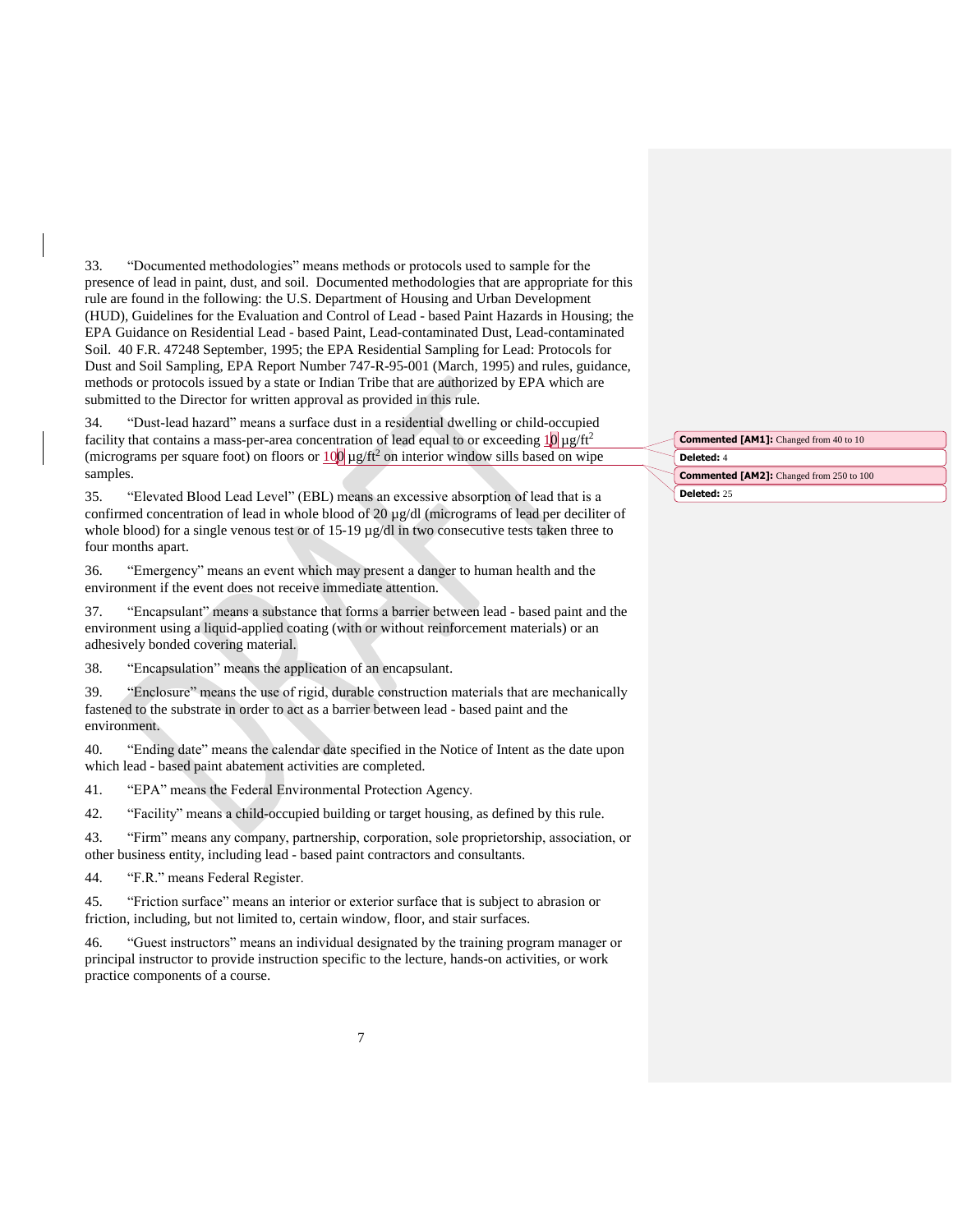33. “Documented methodologies” means methods or protocols used to sample for the presence of lead in paint, dust, and soil. Documented methodologies that are appropriate for this rule are found in the following: the U.S. Department of Housing and Urban Development (HUD), Guidelines for the Evaluation and Control of Lead - based Paint Hazards in Housing; the EPA Guidance on Residential Lead - based Paint, Lead-contaminated Dust, Lead-contaminated Soil. 40 F.R. 47248 September, 1995; the EPA Residential Sampling for Lead: Protocols for Dust and Soil Sampling, EPA Report Number 747-R-95-001 (March, 1995) and rules, guidance, methods or protocols issued by a state or Indian Tribe that are authorized by EPA which are submitted to the Director for written approval as provided in this rule.

34. “Dust-lead hazard” means a surface dust in a residential dwelling or child-occupied facility that contains a mass-per-area concentration of lead equal to or exceeding 10 µg/ft$^2$ (micrograms per square foot) on floors or 100 µg/ft$^2$ on interior window sills based on wipe samples.

35. “Elevated Blood Lead Level” (EBL) means an excessive absorption of lead that is a confirmed concentration of lead in whole blood of 20 µg/dl (micrograms of lead per deciliter of whole blood) for a single venous test or of 15-19 µg/dl in two consecutive tests taken three to four months apart.

36. “Emergency” means an event which may present a danger to human health and the environment if the event does not receive immediate attention.

37. “Encapsulant” means a substance that forms a barrier between lead - based paint and the environment using a liquid-applied coating (with or without reinforcement materials) or an adhesively bonded covering material.

38. “Encapsulation” means the application of an encapsulant.

39. “Enclosure” means the use of rigid, durable construction materials that are mechanically fastened to the substrate in order to act as a barrier between lead - based paint and the environment.

40. “Ending date” means the calendar date specified in the Notice of Intent as the date upon which lead - based paint abatement activities are completed.

41. “EPA” means the Federal Environmental Protection Agency.

42. “Facility” means a child-occupied building or target housing, as defined by this rule.

43. “Firm” means any company, partnership, corporation, sole proprietorship, association, or other business entity, including lead - based paint contractors and consultants.

44. “F.R.” means Federal Register.

45. “Friction surface” means an interior or exterior surface that is subject to abrasion or friction, including, but not limited to, certain window, floor, and stair surfaces.

46. “Guest instructors” means an individual designated by the training program manager or principal instructor to provide instruction specific to the lecture, hands-on activities, or work practice components of a course.

**Commented [AM1]:** Changed from 40 to 10

**Deleted:** 4

**Commented [AM2]:** Changed from 250 to 100

**Deleted:** 25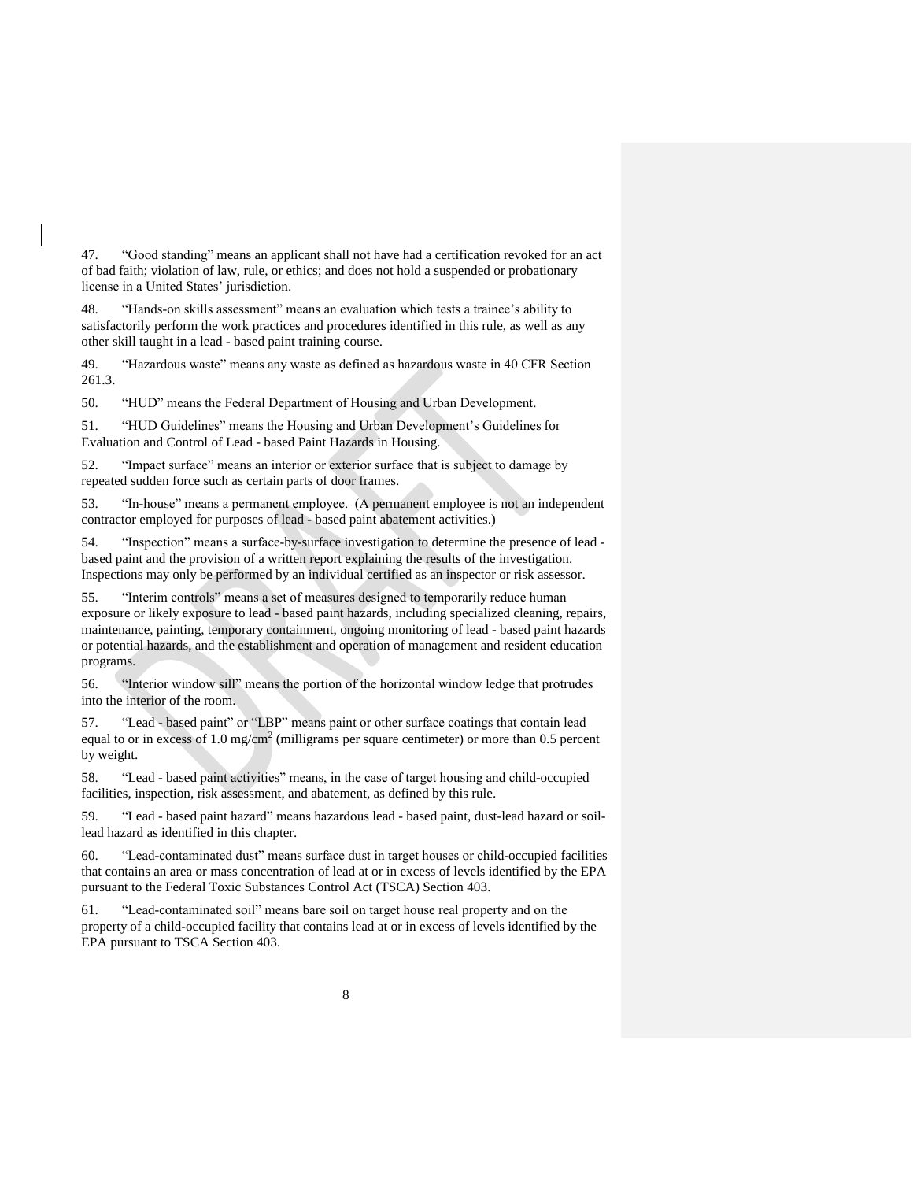47. "Good standing" means an applicant shall not have had a certification revoked for an act of bad faith; violation of law, rule, or ethics; and does not hold a suspended or probationary license in a United States' jurisdiction.

48. "Hands-on skills assessment" means an evaluation which tests a trainee's ability to satisfactorily perform the work practices and procedures identified in this rule, as well as any other skill taught in a lead - based paint training course.

49. "Hazardous waste" means any waste as defined as hazardous waste in 40 CFR Section 261.3.

50. "HUD" means the Federal Department of Housing and Urban Development.

51. "HUD Guidelines" means the Housing and Urban Development's Guidelines for Evaluation and Control of Lead - based Paint Hazards in Housing.

52. "Impact surface" means an interior or exterior surface that is subject to damage by repeated sudden force such as certain parts of door frames.

53. "In-house" means a permanent employee. (A permanent employee is not an independent contractor employed for purposes of lead - based paint abatement activities.)

54. "Inspection" means a surface-by-surface investigation to determine the presence of lead - based paint and the provision of a written report explaining the results of the investigation. Inspections may only be performed by an individual certified as an inspector or risk assessor.

55. "Interim controls" means a set of measures designed to temporarily reduce human exposure or likely exposure to lead - based paint hazards, including specialized cleaning, repairs, maintenance, painting, temporary containment, ongoing monitoring of lead - based paint hazards or potential hazards, and the establishment and operation of management and resident education programs.

56. "Interior window sill" means the portion of the horizontal window ledge that protrudes into the interior of the room.

57. "Lead - based paint" or "LBP" means paint or other surface coatings that contain lead equal to or in excess of 1.0 $mg/cm^2$ (milligrams per square centimeter) or more than 0.5 percent by weight.

58. "Lead - based paint activities" means, in the case of target housing and child-occupied facilities, inspection, risk assessment, and abatement, as defined by this rule.

59. "Lead - based paint hazard" means hazardous lead - based paint, dust-lead hazard or soil-lead hazard as identified in this chapter.

60. "Lead-contaminated dust" means surface dust in target houses or child-occupied facilities that contains an area or mass concentration of lead at or in excess of levels identified by the EPA pursuant to the Federal Toxic Substances Control Act (TSCA) Section 403.

61. "Lead-contaminated soil" means bare soil on target house real property and on the property of a child-occupied facility that contains lead at or in excess of levels identified by the EPA pursuant to TSCA Section 403.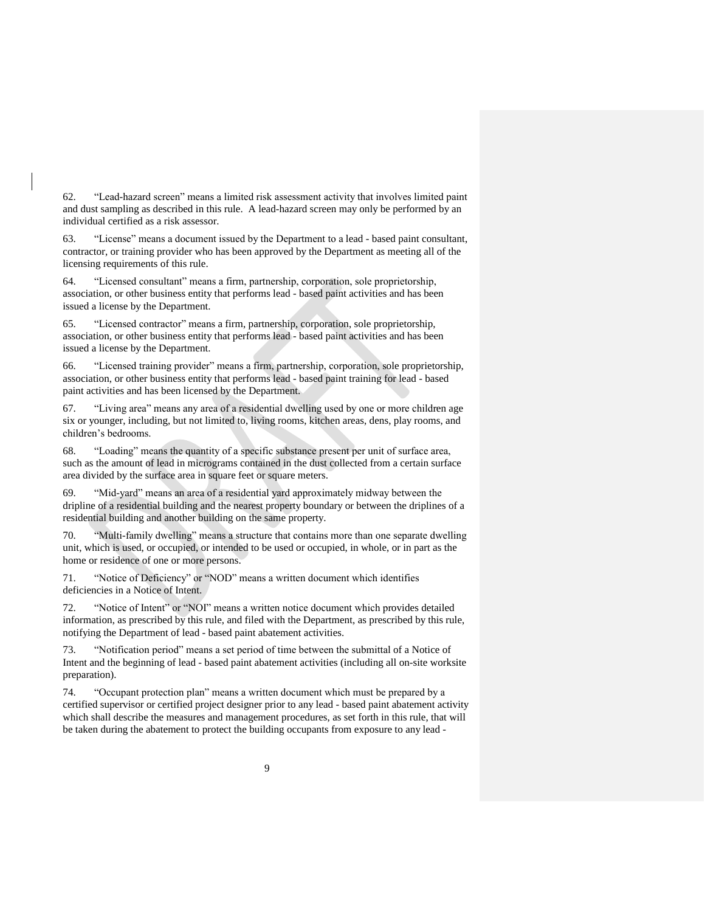62. “Lead-hazard screen” means a limited risk assessment activity that involves limited paint and dust sampling as described in this rule. A lead-hazard screen may only be performed by an individual certified as a risk assessor.

63. “License” means a document issued by the Department to a lead - based paint consultant, contractor, or training provider who has been approved by the Department as meeting all of the licensing requirements of this rule.

64. “Licensed consultant” means a firm, partnership, corporation, sole proprietorship, association, or other business entity that performs lead - based paint activities and has been issued a license by the Department.

65. “Licensed contractor” means a firm, partnership, corporation, sole proprietorship, association, or other business entity that performs lead - based paint activities and has been issued a license by the Department.

66. “Licensed training provider” means a firm, partnership, corporation, sole proprietorship, association, or other business entity that performs lead - based paint training for lead - based paint activities and has been licensed by the Department.

67. “Living area” means any area of a residential dwelling used by one or more children age six or younger, including, but not limited to, living rooms, kitchen areas, dens, play rooms, and children’s bedrooms.

68. “Loading” means the quantity of a specific substance present per unit of surface area, such as the amount of lead in micrograms contained in the dust collected from a certain surface area divided by the surface area in square feet or square meters.

69. “Mid-yard” means an area of a residential yard approximately midway between the dripline of a residential building and the nearest property boundary or between the driplines of a residential building and another building on the same property.

70. “Multi-family dwelling” means a structure that contains more than one separate dwelling unit, which is used, or occupied, or intended to be used or occupied, in whole, or in part as the home or residence of one or more persons.

71. “Notice of Deficiency” or “NOD” means a written document which identifies deficiencies in a Notice of Intent.

72. “Notice of Intent” or “NOI” means a written notice document which provides detailed information, as prescribed by this rule, and filed with the Department, as prescribed by this rule, notifying the Department of lead - based paint abatement activities.

73. “Notification period” means a set period of time between the submittal of a Notice of Intent and the beginning of lead - based paint abatement activities (including all on-site worksite preparation).

74. “Occupant protection plan” means a written document which must be prepared by a certified supervisor or certified project designer prior to any lead - based paint abatement activity which shall describe the measures and management procedures, as set forth in this rule, that will be taken during the abatement to protect the building occupants from exposure to any lead -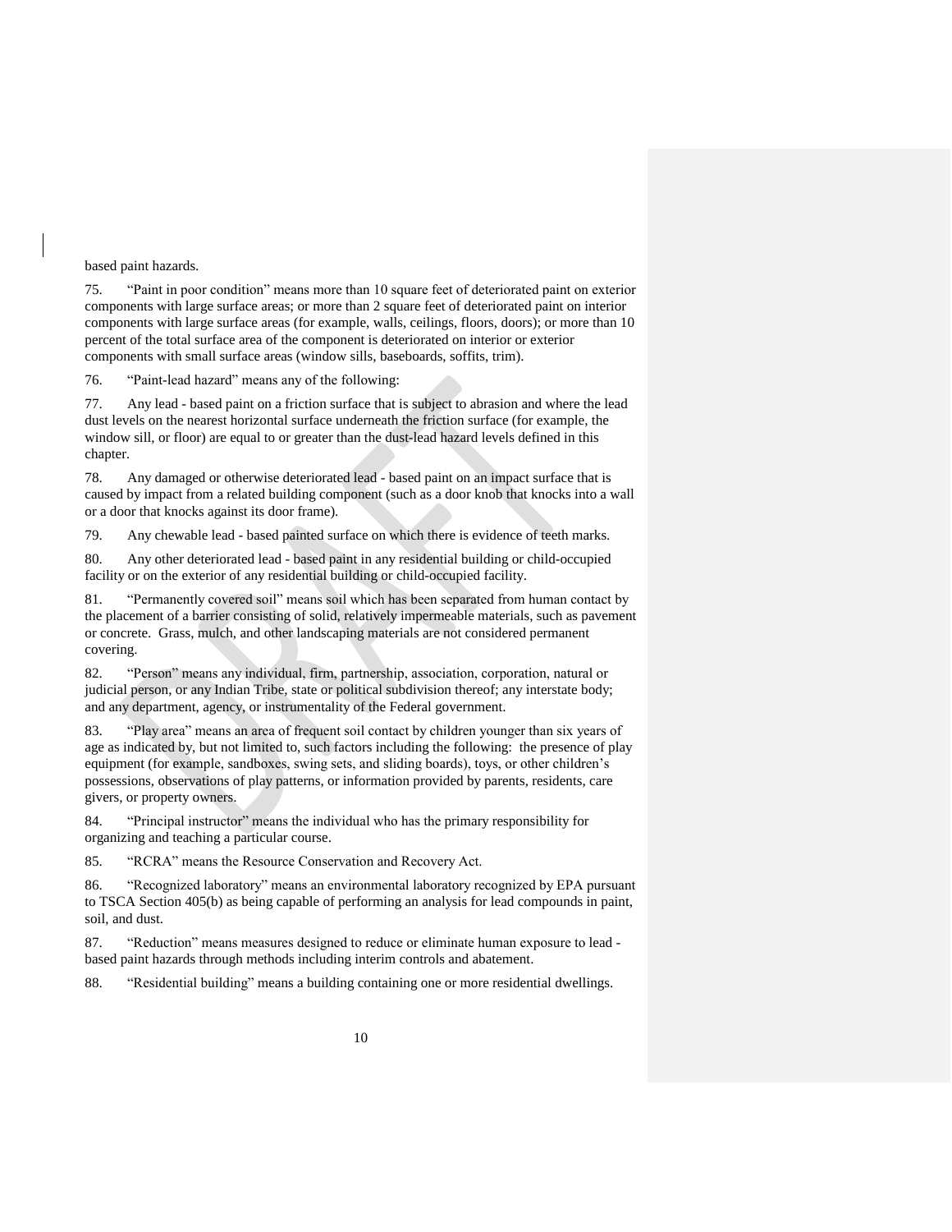based paint hazards.

75. "Paint in poor condition" means more than 10 square feet of deteriorated paint on exterior components with large surface areas; or more than 2 square feet of deteriorated paint on interior components with large surface areas (for example, walls, ceilings, floors, doors); or more than 10 percent of the total surface area of the component is deteriorated on interior or exterior components with small surface areas (window sills, baseboards, soffits, trim).

76. "Paint-lead hazard" means any of the following:

77. Any lead - based paint on a friction surface that is subject to abrasion and where the lead dust levels on the nearest horizontal surface underneath the friction surface (for example, the window sill, or floor) are equal to or greater than the dust-lead hazard levels defined in this chapter.

78. Any damaged or otherwise deteriorated lead - based paint on an impact surface that is caused by impact from a related building component (such as a door knob that knocks into a wall or a door that knocks against its door frame).

79. Any chewable lead - based painted surface on which there is evidence of teeth marks.

80. Any other deteriorated lead - based paint in any residential building or child-occupied facility or on the exterior of any residential building or child-occupied facility.

81. "Permanently covered soil" means soil which has been separated from human contact by the placement of a barrier consisting of solid, relatively impermeable materials, such as pavement or concrete. Grass, mulch, and other landscaping materials are not considered permanent covering.

82. "Person" means any individual, firm, partnership, association, corporation, natural or judicial person, or any Indian Tribe, state or political subdivision thereof; any interstate body; and any department, agency, or instrumentality of the Federal government.

83. "Play area" means an area of frequent soil contact by children younger than six years of age as indicated by, but not limited to, such factors including the following: the presence of play equipment (for example, sandboxes, swing sets, and sliding boards), toys, or other children's possessions, observations of play patterns, or information provided by parents, residents, care givers, or property owners.

84. "Principal instructor" means the individual who has the primary responsibility for organizing and teaching a particular course.

85. "RCRA" means the Resource Conservation and Recovery Act.

86. "Recognized laboratory" means an environmental laboratory recognized by EPA pursuant to TSCA Section 405(b) as being capable of performing an analysis for lead compounds in paint, soil, and dust.

87. "Reduction" means measures designed to reduce or eliminate human exposure to lead - based paint hazards through methods including interim controls and abatement.

88. "Residential building" means a building containing one or more residential dwellings.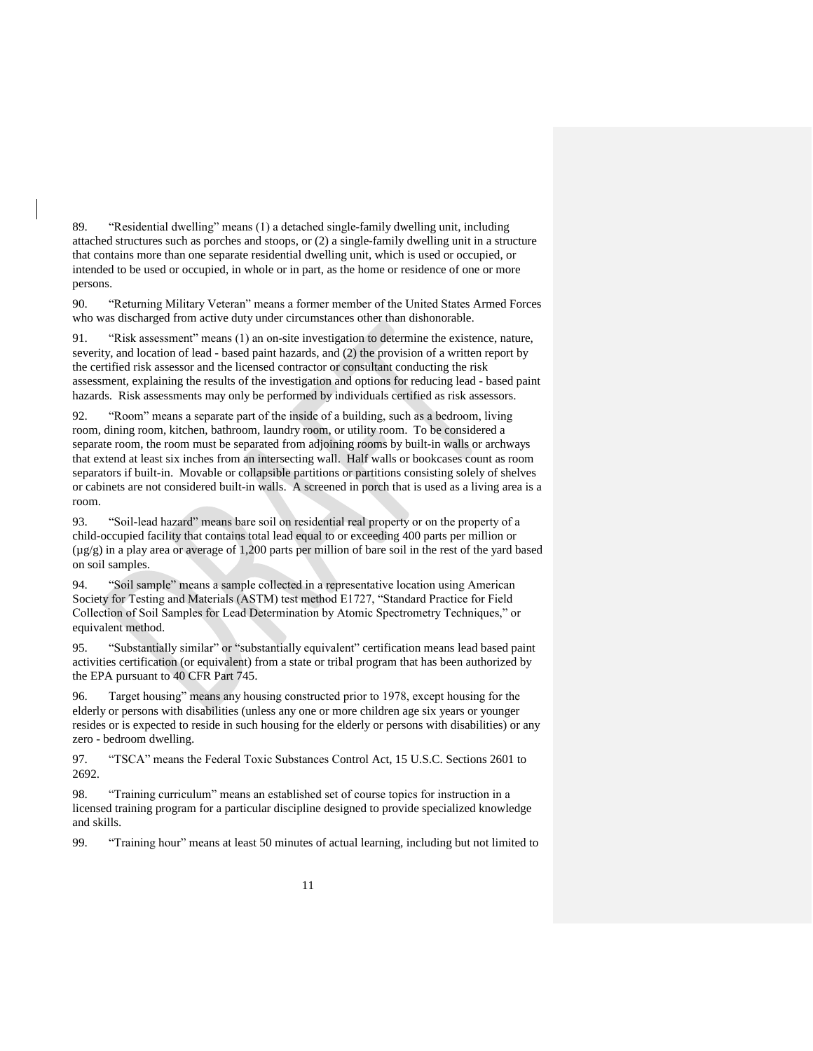89. “Residential dwelling” means (1) a detached single-family dwelling unit, including attached structures such as porches and stoops, or (2) a single-family dwelling unit in a structure that contains more than one separate residential dwelling unit, which is used or occupied, or intended to be used or occupied, in whole or in part, as the home or residence of one or more persons.

90. “Returning Military Veteran” means a former member of the United States Armed Forces who was discharged from active duty under circumstances other than dishonorable.

91. “Risk assessment” means (1) an on-site investigation to determine the existence, nature, severity, and location of lead - based paint hazards, and (2) the provision of a written report by the certified risk assessor and the licensed contractor or consultant conducting the risk assessment, explaining the results of the investigation and options for reducing lead - based paint hazards. Risk assessments may only be performed by individuals certified as risk assessors.

92. “Room” means a separate part of the inside of a building, such as a bedroom, living room, dining room, kitchen, bathroom, laundry room, or utility room. To be considered a separate room, the room must be separated from adjoining rooms by built-in walls or archways that extend at least six inches from an intersecting wall. Half walls or bookcases count as room separators if built-in. Movable or collapsible partitions or partitions consisting solely of shelves or cabinets are not considered built-in walls. A screened in porch that is used as a living area is a room.

93. “Soil-lead hazard” means bare soil on residential real property or on the property of a child-occupied facility that contains total lead equal to or exceeding 400 parts per million or (µg/g) in a play area or average of 1,200 parts per million of bare soil in the rest of the yard based on soil samples.

94. “Soil sample” means a sample collected in a representative location using American Society for Testing and Materials (ASTM) test method E1727, “Standard Practice for Field Collection of Soil Samples for Lead Determination by Atomic Spectrometry Techniques,” or equivalent method.

95. “Substantially similar” or “substantially equivalent” certification means lead based paint activities certification (or equivalent) from a state or tribal program that has been authorized by the EPA pursuant to 40 CFR Part 745.

96. Target housing” means any housing constructed prior to 1978, except housing for the elderly or persons with disabilities (unless any one or more children age six years or younger resides or is expected to reside in such housing for the elderly or persons with disabilities) or any zero - bedroom dwelling.

97. “TSCA” means the Federal Toxic Substances Control Act, 15 U.S.C. Sections 2601 to 2692.

98. “Training curriculum” means an established set of course topics for instruction in a licensed training program for a particular discipline designed to provide specialized knowledge and skills.

99. “Training hour” means at least 50 minutes of actual learning, including but not limited to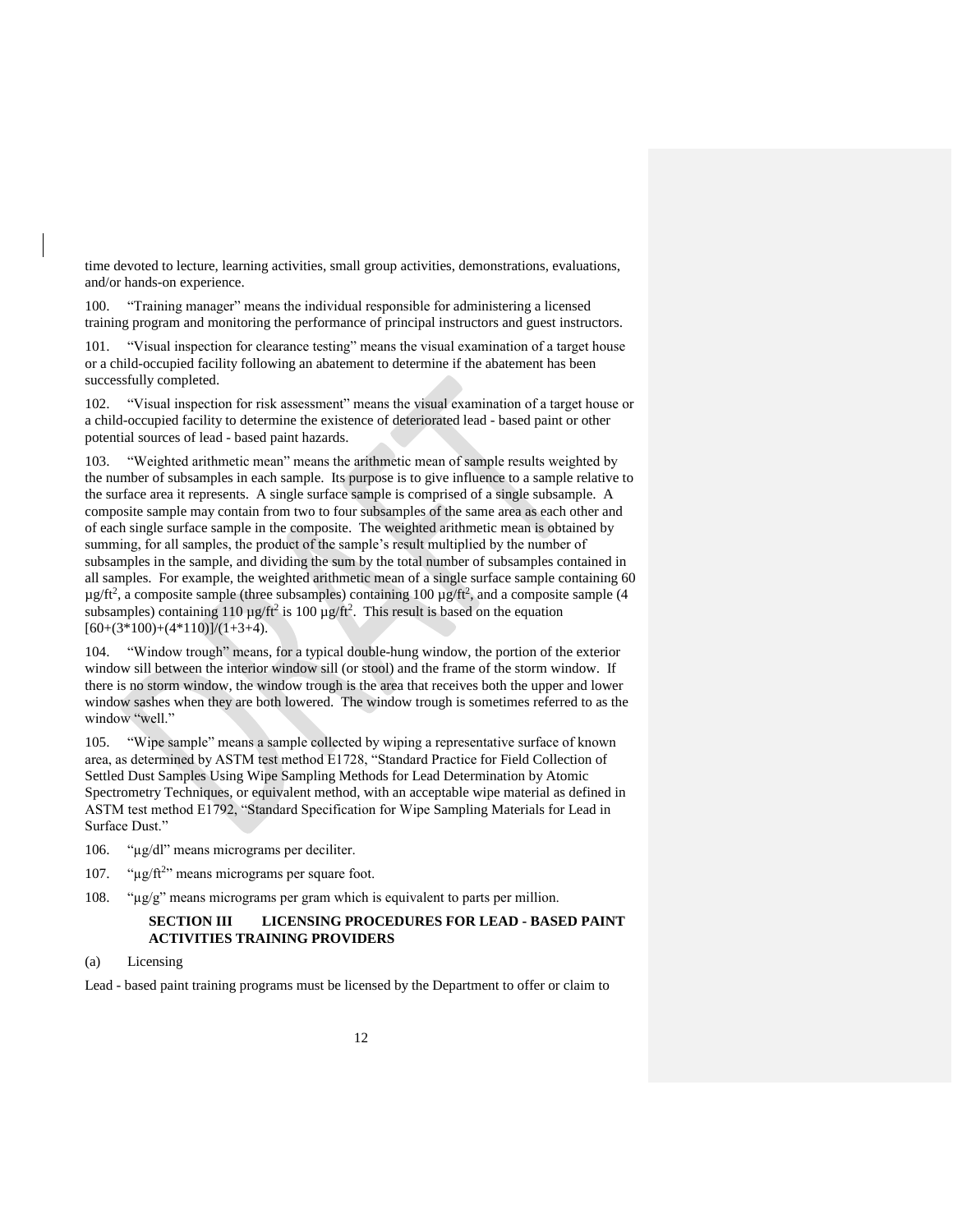time devoted to lecture, learning activities, small group activities, demonstrations, evaluations, and/or hands-on experience.

100. "Training manager" means the individual responsible for administering a licensed training program and monitoring the performance of principal instructors and guest instructors.

101. "Visual inspection for clearance testing" means the visual examination of a target house or a child-occupied facility following an abatement to determine if the abatement has been successfully completed.

102. "Visual inspection for risk assessment" means the visual examination of a target house or a child-occupied facility to determine the existence of deteriorated lead - based paint or other potential sources of lead - based paint hazards.

103. "Weighted arithmetic mean" means the arithmetic mean of sample results weighted by the number of subsamples in each sample. Its purpose is to give influence to a sample relative to the surface area it represents. A single surface sample is comprised of a single subsample. A composite sample may contain from two to four subsamples of the same area as each other and of each single surface sample in the composite. The weighted arithmetic mean is obtained by summing, for all samples, the product of the sample's result multiplied by the number of subsamples in the sample, and dividing the sum by the total number of subsamples contained in all samples. For example, the weighted arithmetic mean of a single surface sample containing 60 $\mu g/ft^2$, a composite sample (three subsamples) containing 100 $\mu g/ft^2$, and a composite sample (4 subsamples) containing 110 $\mu g/ft^2$ is 100 $\mu g/ft^2$. This result is based on the equation [60+(3*100)+(4*110)]/(1+3+4).

104. "Window trough" means, for a typical double-hung window, the portion of the exterior window sill between the interior window sill (or stool) and the frame of the storm window. If there is no storm window, the window trough is the area that receives both the upper and lower window sashes when they are both lowered. The window trough is sometimes referred to as the window "well."

105. "Wipe sample" means a sample collected by wiping a representative surface of known area, as determined by ASTM test method E1728, "Standard Practice for Field Collection of Settled Dust Samples Using Wipe Sampling Methods for Lead Determination by Atomic Spectrometry Techniques, or equivalent method, with an acceptable wipe material as defined in ASTM test method E1792, "Standard Specification for Wipe Sampling Materials for Lead in Surface Dust."

106. "$\mu g/dl$" means micrograms per deciliter.

107. "$\mu g/ft^2$" means micrograms per square foot.

108. "$\mu g/g$" means micrograms per gram which is equivalent to parts per million.

## SECTION III LICENSING PROCEDURES FOR LEAD - BASED PAINT ACTIVITIES TRAINING PROVIDERS

(a) Licensing

Lead - based paint training programs must be licensed by the Department to offer or claim to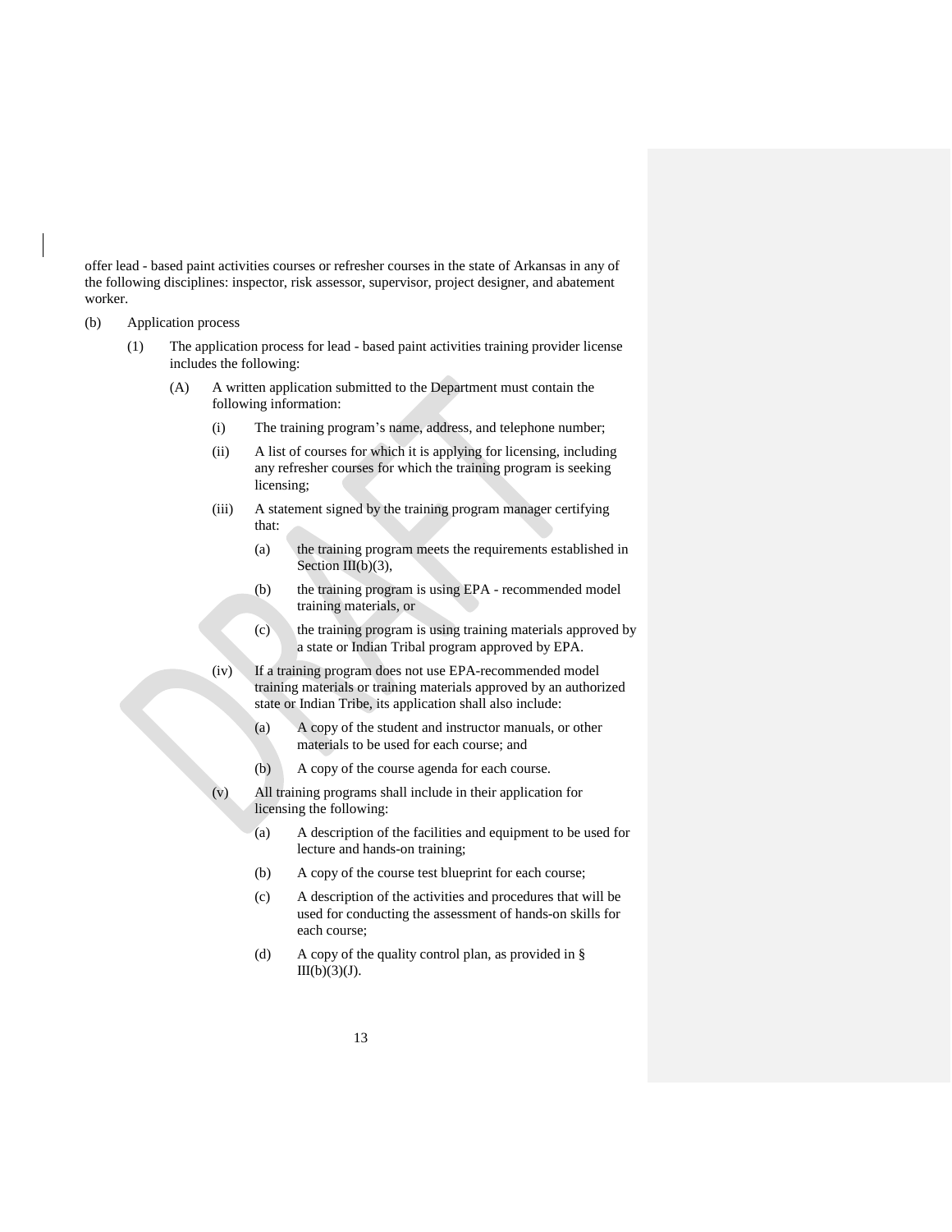offer lead - based paint activities courses or refresher courses in the state of Arkansas in any of the following disciplines: inspector, risk assessor, supervisor, project designer, and abatement worker.

(b) Application process

(1) The application process for lead - based paint activities training provider license includes the following:

(A) A written application submitted to the Department must contain the following information:

(i) The training program's name, address, and telephone number;

(ii) A list of courses for which it is applying for licensing, including any refresher courses for which the training program is seeking licensing;

(iii) A statement signed by the training program manager certifying that:

(a) the training program meets the requirements established in Section III(b)(3),

(b) the training program is using EPA - recommended model training materials, or

(c) the training program is using training materials approved by a state or Indian Tribal program approved by EPA.

(iv) If a training program does not use EPA-recommended model training materials or training materials approved by an authorized state or Indian Tribe, its application shall also include:

(a) A copy of the student and instructor manuals, or other materials to be used for each course; and

(b) A copy of the course agenda for each course.

(v) All training programs shall include in their application for licensing the following:

(a) A description of the facilities and equipment to be used for lecture and hands-on training;

(b) A copy of the course test blueprint for each course;

(c) A description of the activities and procedures that will be used for conducting the assessment of hands-on skills for each course;

(d) A copy of the quality control plan, as provided in § III(b)(3)(J).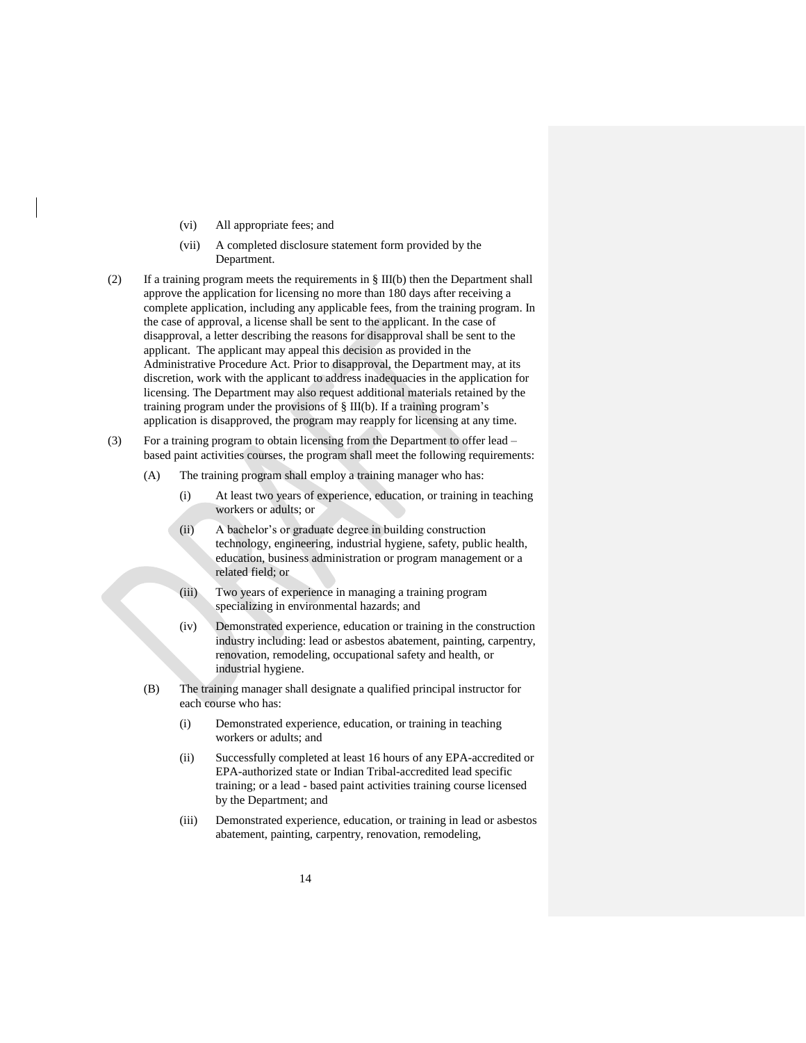(vi) All appropriate fees; and

(vii) A completed disclosure statement form provided by the Department.

(2) If a training program meets the requirements in § III(b) then the Department shall approve the application for licensing no more than 180 days after receiving a complete application, including any applicable fees, from the training program. In the case of approval, a license shall be sent to the applicant. In the case of disapproval, a letter describing the reasons for disapproval shall be sent to the applicant. The applicant may appeal this decision as provided in the Administrative Procedure Act. Prior to disapproval, the Department may, at its discretion, work with the applicant to address inadequacies in the application for licensing. The Department may also request additional materials retained by the training program under the provisions of § III(b). If a training program's application is disapproved, the program may reapply for licensing at any time.

(3) For a training program to obtain licensing from the Department to offer lead – based paint activities courses, the program shall meet the following requirements:

(A) The training program shall employ a training manager who has:

(i) At least two years of experience, education, or training in teaching workers or adults; or

(ii) A bachelor's or graduate degree in building construction technology, engineering, industrial hygiene, safety, public health, education, business administration or program management or a related field; or

(iii) Two years of experience in managing a training program specializing in environmental hazards; and

(iv) Demonstrated experience, education or training in the construction industry including: lead or asbestos abatement, painting, carpentry, renovation, remodeling, occupational safety and health, or industrial hygiene.

(B) The training manager shall designate a qualified principal instructor for each course who has:

(i) Demonstrated experience, education, or training in teaching workers or adults; and

(ii) Successfully completed at least 16 hours of any EPA-accredited or EPA-authorized state or Indian Tribal-accredited lead specific training; or a lead - based paint activities training course licensed by the Department; and

(iii) Demonstrated experience, education, or training in lead or asbestos abatement, painting, carpentry, renovation, remodeling,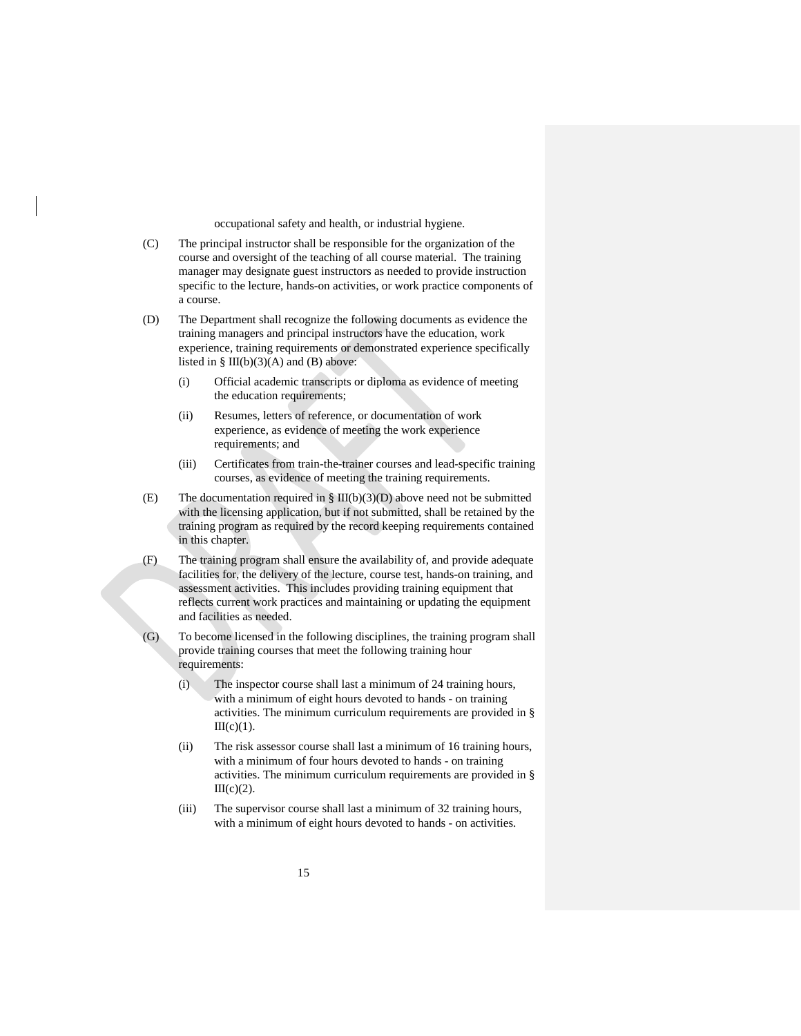occupational safety and health, or industrial hygiene.

(C) The principal instructor shall be responsible for the organization of the course and oversight of the teaching of all course material. The training manager may designate guest instructors as needed to provide instruction specific to the lecture, hands-on activities, or work practice components of a course.

(D) The Department shall recognize the following documents as evidence the training managers and principal instructors have the education, work experience, training requirements or demonstrated experience specifically listed in § III(b)(3)(A) and (B) above:

(i) Official academic transcripts or diploma as evidence of meeting the education requirements;

(ii) Resumes, letters of reference, or documentation of work experience, as evidence of meeting the work experience requirements; and

(iii) Certificates from train-the-trainer courses and lead-specific training courses, as evidence of meeting the training requirements.

(E) The documentation required in § III(b)(3)(D) above need not be submitted with the licensing application, but if not submitted, shall be retained by the training program as required by the record keeping requirements contained in this chapter.

(F) The training program shall ensure the availability of, and provide adequate facilities for, the delivery of the lecture, course test, hands-on training, and assessment activities. This includes providing training equipment that reflects current work practices and maintaining or updating the equipment and facilities as needed.

(G) To become licensed in the following disciplines, the training program shall provide training courses that meet the following training hour requirements:

(i) The inspector course shall last a minimum of 24 training hours, with a minimum of eight hours devoted to hands - on training activities. The minimum curriculum requirements are provided in § III(c)(1).

(ii) The risk assessor course shall last a minimum of 16 training hours, with a minimum of four hours devoted to hands - on training activities. The minimum curriculum requirements are provided in § III(c)(2).

(iii) The supervisor course shall last a minimum of 32 training hours, with a minimum of eight hours devoted to hands - on activities.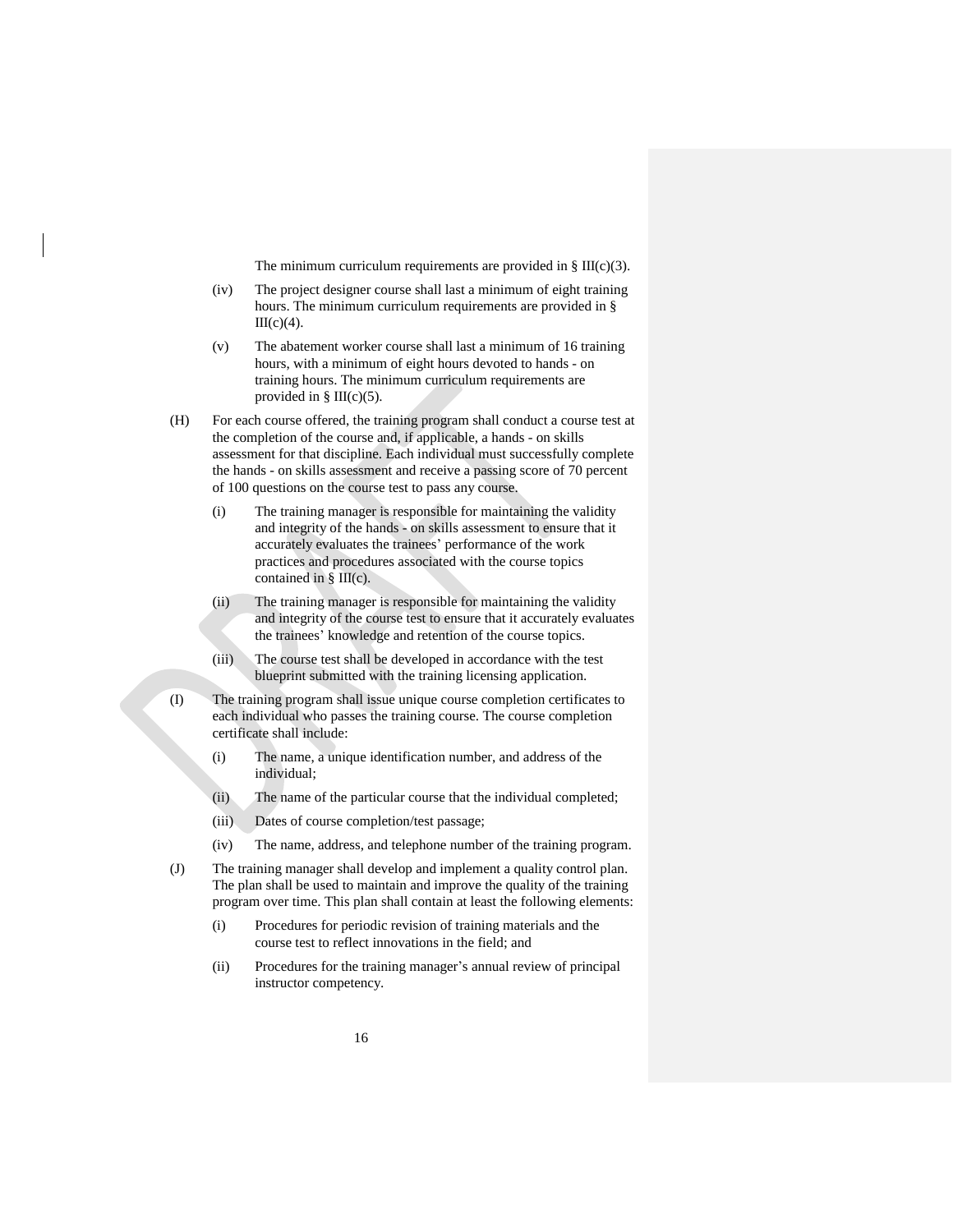The minimum curriculum requirements are provided in § III(c)(3).

(iv) The project designer course shall last a minimum of eight training hours. The minimum curriculum requirements are provided in § III(c)(4).

(v) The abatement worker course shall last a minimum of 16 training hours, with a minimum of eight hours devoted to hands - on training hours. The minimum curriculum requirements are provided in § III(c)(5).

(H) For each course offered, the training program shall conduct a course test at the completion of the course and, if applicable, a hands - on skills assessment for that discipline. Each individual must successfully complete the hands - on skills assessment and receive a passing score of 70 percent of 100 questions on the course test to pass any course.

(i) The training manager is responsible for maintaining the validity and integrity of the hands - on skills assessment to ensure that it accurately evaluates the trainees' performance of the work practices and procedures associated with the course topics contained in § III(c).

(ii) The training manager is responsible for maintaining the validity and integrity of the course test to ensure that it accurately evaluates the trainees' knowledge and retention of the course topics.

(iii) The course test shall be developed in accordance with the test blueprint submitted with the training licensing application.

(I) The training program shall issue unique course completion certificates to each individual who passes the training course. The course completion certificate shall include:

(i) The name, a unique identification number, and address of the individual;

(ii) The name of the particular course that the individual completed;

(iii) Dates of course completion/test passage;

(iv) The name, address, and telephone number of the training program.

(J) The training manager shall develop and implement a quality control plan. The plan shall be used to maintain and improve the quality of the training program over time. This plan shall contain at least the following elements:

(i) Procedures for periodic revision of training materials and the course test to reflect innovations in the field; and

(ii) Procedures for the training manager's annual review of principal instructor competency.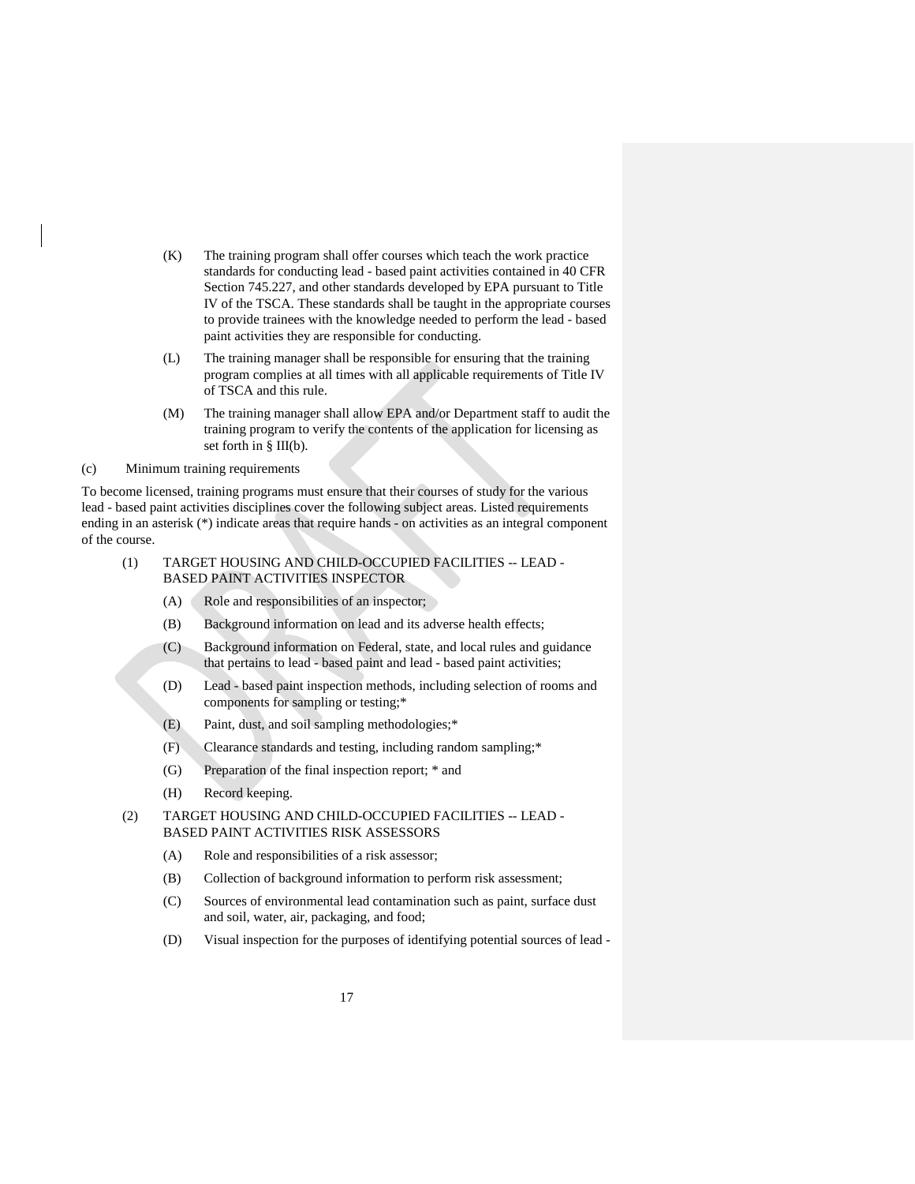(K) The training program shall offer courses which teach the work practice standards for conducting lead - based paint activities contained in 40 CFR Section 745.227, and other standards developed by EPA pursuant to Title IV of the TSCA. These standards shall be taught in the appropriate courses to provide trainees with the knowledge needed to perform the lead - based paint activities they are responsible for conducting.

(L) The training manager shall be responsible for ensuring that the training program complies at all times with all applicable requirements of Title IV of TSCA and this rule.

(M) The training manager shall allow EPA and/or Department staff to audit the training program to verify the contents of the application for licensing as set forth in § III(b).

(c) Minimum training requirements

To become licensed, training programs must ensure that their courses of study for the various lead - based paint activities disciplines cover the following subject areas. Listed requirements ending in an asterisk (*) indicate areas that require hands - on activities as an integral component of the course.

(1) TARGET HOUSING AND CHILD-OCCUPIED FACILITIES -- LEAD - BASED PAINT ACTIVITIES INSPECTOR

(A) Role and responsibilities of an inspector;

(B) Background information on lead and its adverse health effects;

(C) Background information on Federal, state, and local rules and guidance that pertains to lead - based paint and lead - based paint activities;

(D) Lead - based paint inspection methods, including selection of rooms and components for sampling or testing;*

(E) Paint, dust, and soil sampling methodologies;*

(F) Clearance standards and testing, including random sampling;*

(G) Preparation of the final inspection report; * and

(H) Record keeping.

(2) TARGET HOUSING AND CHILD-OCCUPIED FACILITIES -- LEAD - BASED PAINT ACTIVITIES RISK ASSESSORS

(A) Role and responsibilities of a risk assessor;

(B) Collection of background information to perform risk assessment;

(C) Sources of environmental lead contamination such as paint, surface dust and soil, water, air, packaging, and food;

(D) Visual inspection for the purposes of identifying potential sources of lead -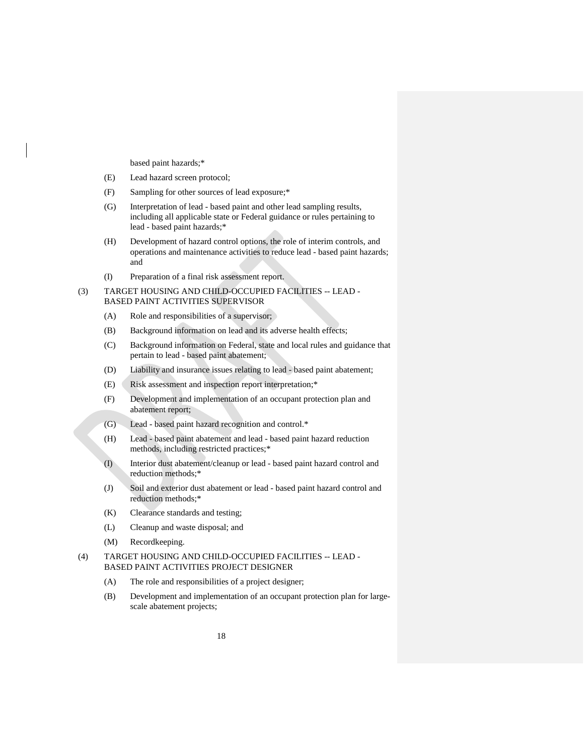based paint hazards;*

(E) Lead hazard screen protocol;

(F) Sampling for other sources of lead exposure;*

(G) Interpretation of lead - based paint and other lead sampling results, including all applicable state or Federal guidance or rules pertaining to lead - based paint hazards;*

(H) Development of hazard control options, the role of interim controls, and operations and maintenance activities to reduce lead - based paint hazards; and

(I) Preparation of a final risk assessment report.

(3) TARGET HOUSING AND CHILD-OCCUPIED FACILITIES -- LEAD - BASED PAINT ACTIVITIES SUPERVISOR

(A) Role and responsibilities of a supervisor;

(B) Background information on lead and its adverse health effects;

(C) Background information on Federal, state and local rules and guidance that pertain to lead - based paint abatement;

(D) Liability and insurance issues relating to lead - based paint abatement;

(E) Risk assessment and inspection report interpretation;*

(F) Development and implementation of an occupant protection plan and abatement report;

(G) Lead - based paint hazard recognition and control.*

(H) Lead - based paint abatement and lead - based paint hazard reduction methods, including restricted practices;*

(I) Interior dust abatement/cleanup or lead - based paint hazard control and reduction methods;*

(J) Soil and exterior dust abatement or lead - based paint hazard control and reduction methods;*

(K) Clearance standards and testing;

(L) Cleanup and waste disposal; and

(M) Recordkeeping.

(4) TARGET HOUSING AND CHILD-OCCUPIED FACILITIES -- LEAD - BASED PAINT ACTIVITIES PROJECT DESIGNER

(A) The role and responsibilities of a project designer;

(B) Development and implementation of an occupant protection plan for large-scale abatement projects;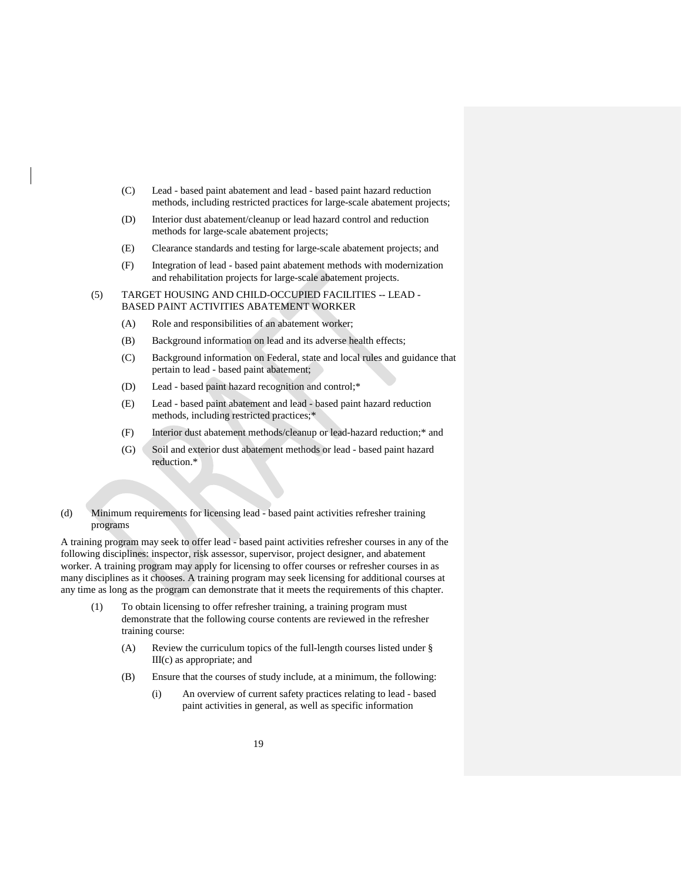(C) Lead - based paint abatement and lead - based paint hazard reduction methods, including restricted practices for large-scale abatement projects;

(D) Interior dust abatement/cleanup or lead hazard control and reduction methods for large-scale abatement projects;

(E) Clearance standards and testing for large-scale abatement projects; and

(F) Integration of lead - based paint abatement methods with modernization and rehabilitation projects for large-scale abatement projects.

(5) TARGET HOUSING AND CHILD-OCCUPIED FACILITIES -- LEAD - BASED PAINT ACTIVITIES ABATEMENT WORKER

(A) Role and responsibilities of an abatement worker;

(B) Background information on lead and its adverse health effects;

(C) Background information on Federal, state and local rules and guidance that pertain to lead - based paint abatement;

(D) Lead - based paint hazard recognition and control;*

(E) Lead - based paint abatement and lead - based paint hazard reduction methods, including restricted practices;*

(F) Interior dust abatement methods/cleanup or lead-hazard reduction;* and

(G) Soil and exterior dust abatement methods or lead - based paint hazard reduction.*

(d) Minimum requirements for licensing lead - based paint activities refresher training programs

A training program may seek to offer lead - based paint activities refresher courses in any of the following disciplines: inspector, risk assessor, supervisor, project designer, and abatement worker. A training program may apply for licensing to offer courses or refresher courses in as many disciplines as it chooses. A training program may seek licensing for additional courses at any time as long as the program can demonstrate that it meets the requirements of this chapter.

(1) To obtain licensing to offer refresher training, a training program must demonstrate that the following course contents are reviewed in the refresher training course:

(A) Review the curriculum topics of the full-length courses listed under § III(c) as appropriate; and

(B) Ensure that the courses of study include, at a minimum, the following:

(i) An overview of current safety practices relating to lead - based paint activities in general, as well as specific information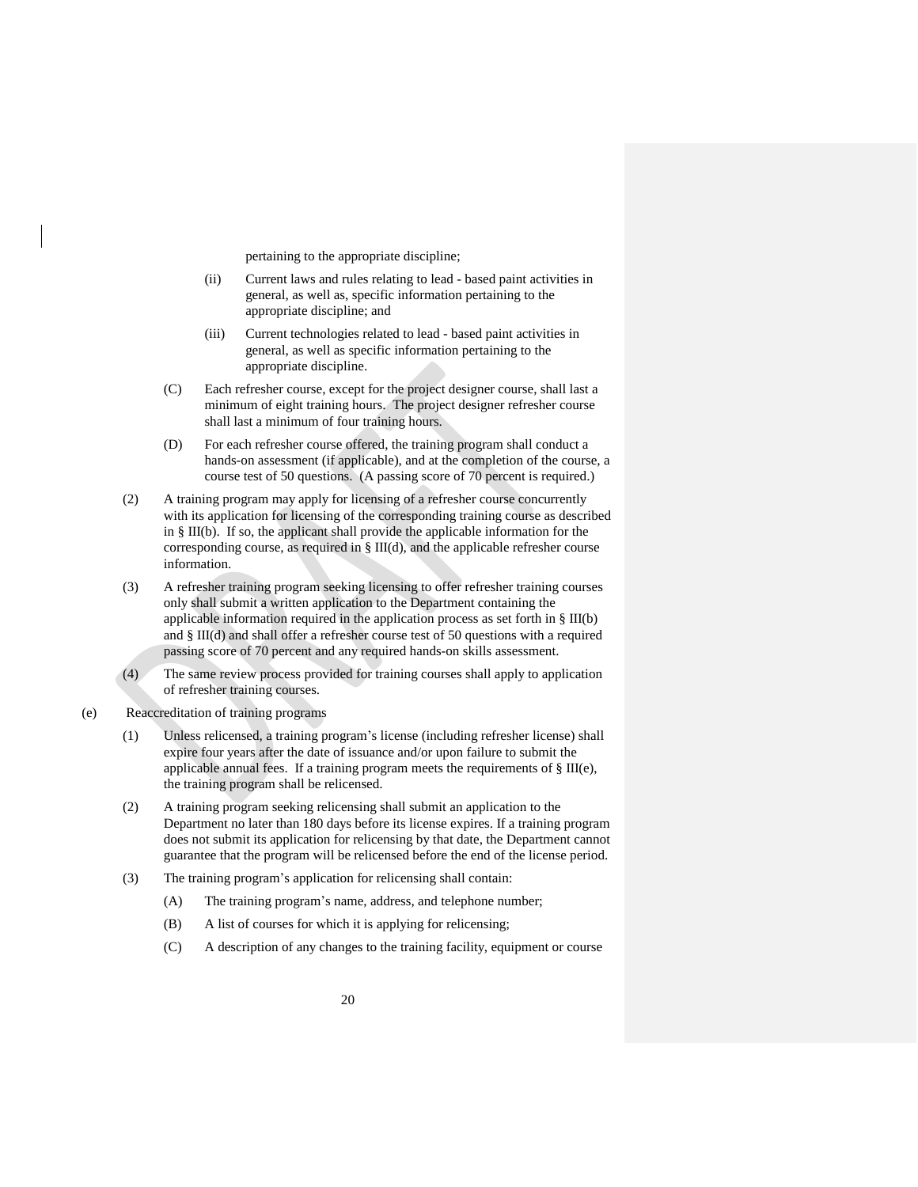pertaining to the appropriate discipline;

(ii) Current laws and rules relating to lead - based paint activities in general, as well as, specific information pertaining to the appropriate discipline; and

(iii) Current technologies related to lead - based paint activities in general, as well as specific information pertaining to the appropriate discipline.

(C) Each refresher course, except for the project designer course, shall last a minimum of eight training hours. The project designer refresher course shall last a minimum of four training hours.

(D) For each refresher course offered, the training program shall conduct a hands-on assessment (if applicable), and at the completion of the course, a course test of 50 questions. (A passing score of 70 percent is required.)

(2) A training program may apply for licensing of a refresher course concurrently with its application for licensing of the corresponding training course as described in § III(b). If so, the applicant shall provide the applicable information for the corresponding course, as required in § III(d), and the applicable refresher course information.

(3) A refresher training program seeking licensing to offer refresher training courses only shall submit a written application to the Department containing the applicable information required in the application process as set forth in § III(b) and § III(d) and shall offer a refresher course test of 50 questions with a required passing score of 70 percent and any required hands-on skills assessment.

(4) The same review process provided for training courses shall apply to application of refresher training courses.

(e) Reaccreditation of training programs

(1) Unless relicensed, a training program's license (including refresher license) shall expire four years after the date of issuance and/or upon failure to submit the applicable annual fees. If a training program meets the requirements of § III(e), the training program shall be relicensed.

(2) A training program seeking relicensing shall submit an application to the Department no later than 180 days before its license expires. If a training program does not submit its application for relicensing by that date, the Department cannot guarantee that the program will be relicensed before the end of the license period.

(3) The training program's application for relicensing shall contain:

(A) The training program's name, address, and telephone number;

(B) A list of courses for which it is applying for relicensing;

(C) A description of any changes to the training facility, equipment or course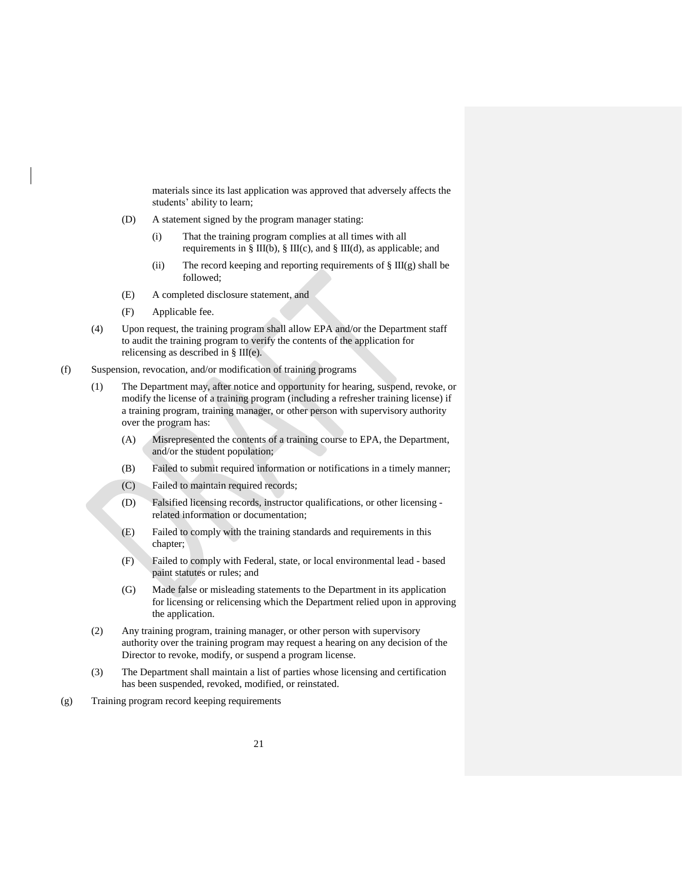materials since its last application was approved that adversely affects the students' ability to learn;

(D) A statement signed by the program manager stating:

(i) That the training program complies at all times with all requirements in § III(b), § III(c), and § III(d), as applicable; and

(ii) The record keeping and reporting requirements of § III(g) shall be followed;

(E) A completed disclosure statement, and

(F) Applicable fee.

(4) Upon request, the training program shall allow EPA and/or the Department staff to audit the training program to verify the contents of the application for relicensing as described in § III(e).

(f) Suspension, revocation, and/or modification of training programs

(1) The Department may, after notice and opportunity for hearing, suspend, revoke, or modify the license of a training program (including a refresher training license) if a training program, training manager, or other person with supervisory authority over the program has:

(A) Misrepresented the contents of a training course to EPA, the Department, and/or the student population;

(B) Failed to submit required information or notifications in a timely manner;

(C) Failed to maintain required records;

(D) Falsified licensing records, instructor qualifications, or other licensing - related information or documentation;

(E) Failed to comply with the training standards and requirements in this chapter;

(F) Failed to comply with Federal, state, or local environmental lead - based paint statutes or rules; and

(G) Made false or misleading statements to the Department in its application for licensing or relicensing which the Department relied upon in approving the application.

(2) Any training program, training manager, or other person with supervisory authority over the training program may request a hearing on any decision of the Director to revoke, modify, or suspend a program license.

(3) The Department shall maintain a list of parties whose licensing and certification has been suspended, revoked, modified, or reinstated.

(g) Training program record keeping requirements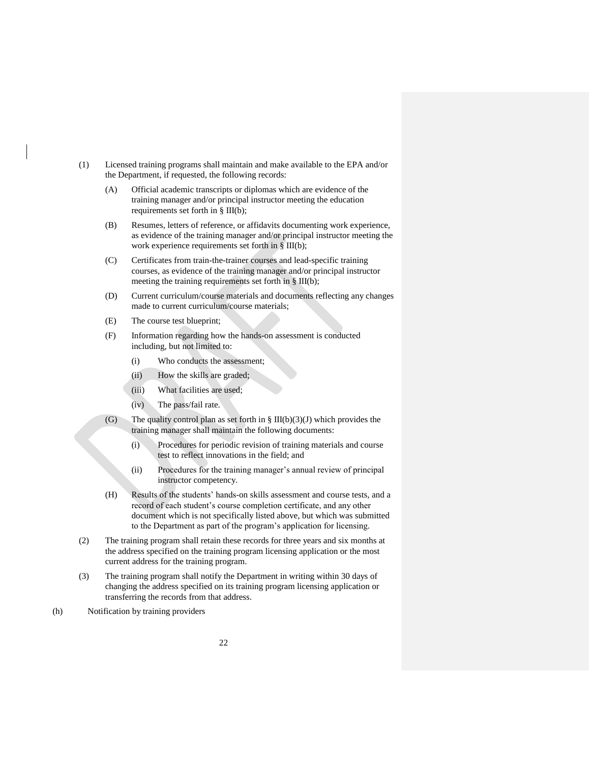(1) Licensed training programs shall maintain and make available to the EPA and/or the Department, if requested, the following records:

(A) Official academic transcripts or diplomas which are evidence of the training manager and/or principal instructor meeting the education requirements set forth in § III(b);

(B) Resumes, letters of reference, or affidavits documenting work experience, as evidence of the training manager and/or principal instructor meeting the work experience requirements set forth in § III(b);

(C) Certificates from train-the-trainer courses and lead-specific training courses, as evidence of the training manager and/or principal instructor meeting the training requirements set forth in § III(b);

(D) Current curriculum/course materials and documents reflecting any changes made to current curriculum/course materials;

(E) The course test blueprint;

(F) Information regarding how the hands-on assessment is conducted including, but not limited to:

(i) Who conducts the assessment;

(ii) How the skills are graded;

(iii) What facilities are used;

(iv) The pass/fail rate.

(G) The quality control plan as set forth in § III(b)(3)(J) which provides the training manager shall maintain the following documents:

(i) Procedures for periodic revision of training materials and course test to reflect innovations in the field; and

(ii) Procedures for the training manager's annual review of principal instructor competency.

(H) Results of the students' hands-on skills assessment and course tests, and a record of each student's course completion certificate, and any other document which is not specifically listed above, but which was submitted to the Department as part of the program's application for licensing.

(2) The training program shall retain these records for three years and six months at the address specified on the training program licensing application or the most current address for the training program.

(3) The training program shall notify the Department in writing within 30 days of changing the address specified on its training program licensing application or transferring the records from that address.

(h) Notification by training providers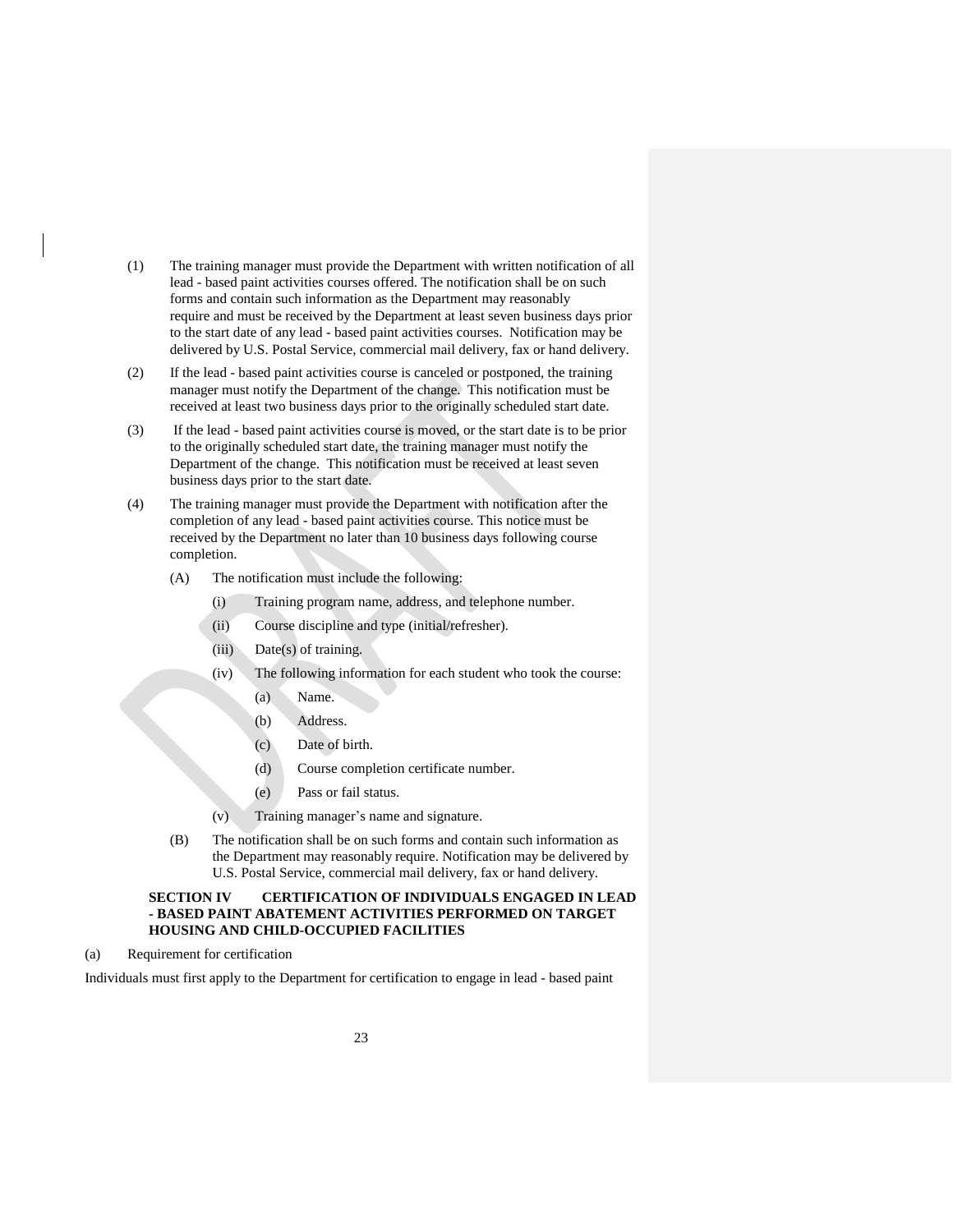(1) The training manager must provide the Department with written notification of all lead - based paint activities courses offered. The notification shall be on such forms and contain such information as the Department may reasonably require and must be received by the Department at least seven business days prior to the start date of any lead - based paint activities courses. Notification may be delivered by U.S. Postal Service, commercial mail delivery, fax or hand delivery.

(2) If the lead - based paint activities course is canceled or postponed, the training manager must notify the Department of the change. This notification must be received at least two business days prior to the originally scheduled start date.

(3) If the lead - based paint activities course is moved, or the start date is to be prior to the originally scheduled start date, the training manager must notify the Department of the change. This notification must be received at least seven business days prior to the start date.

(4) The training manager must provide the Department with notification after the completion of any lead - based paint activities course. This notice must be received by the Department no later than 10 business days following course completion.

   (A) The notification must include the following:

      (i) Training program name, address, and telephone number.

      (ii) Course discipline and type (initial/refresher).

      (iii) Date(s) of training.

      (iv) The following information for each student who took the course:

         (a) Name.

         (b) Address.

         (c) Date of birth.

         (d) Course completion certificate number.

         (e) Pass or fail status.

      (v) Training manager's name and signature.

   (B) The notification shall be on such forms and contain such information as the Department may reasonably require. Notification may be delivered by U.S. Postal Service, commercial mail delivery, fax or hand delivery.

**SECTION IV CERTIFICATION OF INDIVIDUALS ENGAGED IN LEAD - BASED PAINT ABATEMENT ACTIVITIES PERFORMED ON TARGET HOUSING AND CHILD-OCCUPIED FACILITIES**

(a) Requirement for certification

Individuals must first apply to the Department for certification to engage in lead - based paint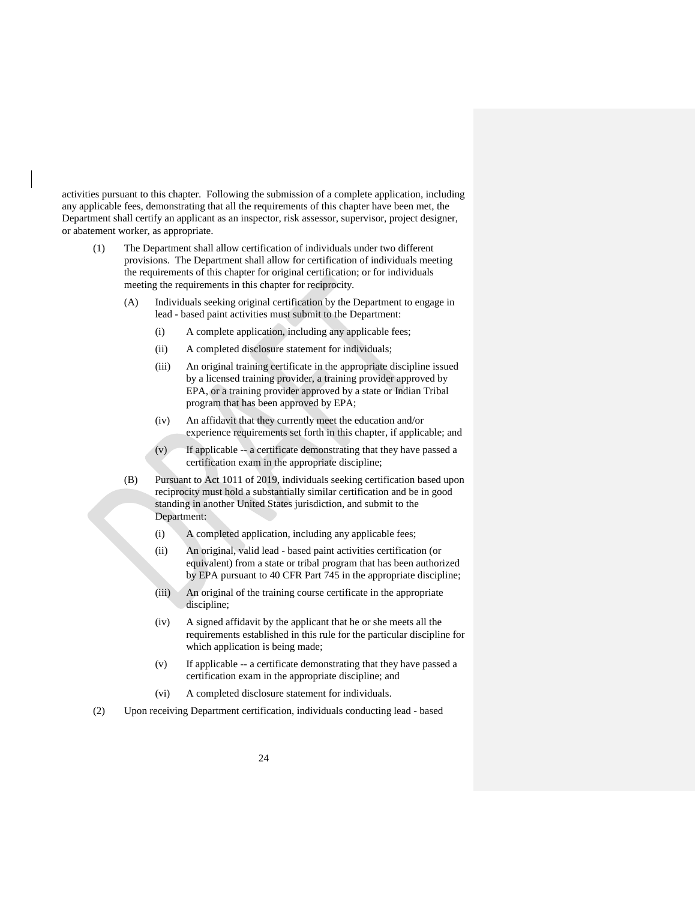activities pursuant to this chapter. Following the submission of a complete application, including any applicable fees, demonstrating that all the requirements of this chapter have been met, the Department shall certify an applicant as an inspector, risk assessor, supervisor, project designer, or abatement worker, as appropriate.

(1) The Department shall allow certification of individuals under two different provisions. The Department shall allow for certification of individuals meeting the requirements of this chapter for original certification; or for individuals meeting the requirements in this chapter for reciprocity.

  (A) Individuals seeking original certification by the Department to engage in lead - based paint activities must submit to the Department:

    (i) A complete application, including any applicable fees;

    (ii) A completed disclosure statement for individuals;

    (iii) An original training certificate in the appropriate discipline issued by a licensed training provider, a training provider approved by EPA, or a training provider approved by a state or Indian Tribal program that has been approved by EPA;

    (iv) An affidavit that they currently meet the education and/or experience requirements set forth in this chapter, if applicable; and

    (v) If applicable -- a certificate demonstrating that they have passed a certification exam in the appropriate discipline;

  (B) Pursuant to Act 1011 of 2019, individuals seeking certification based upon reciprocity must hold a substantially similar certification and be in good standing in another United States jurisdiction, and submit to the Department:

    (i) A completed application, including any applicable fees;

    (ii) An original, valid lead - based paint activities certification (or equivalent) from a state or tribal program that has been authorized by EPA pursuant to 40 CFR Part 745 in the appropriate discipline;

    (iii) An original of the training course certificate in the appropriate discipline;

    (iv) A signed affidavit by the applicant that he or she meets all the requirements established in this rule for the particular discipline for which application is being made;

    (v) If applicable -- a certificate demonstrating that they have passed a certification exam in the appropriate discipline; and

    (vi) A completed disclosure statement for individuals.

(2) Upon receiving Department certification, individuals conducting lead - based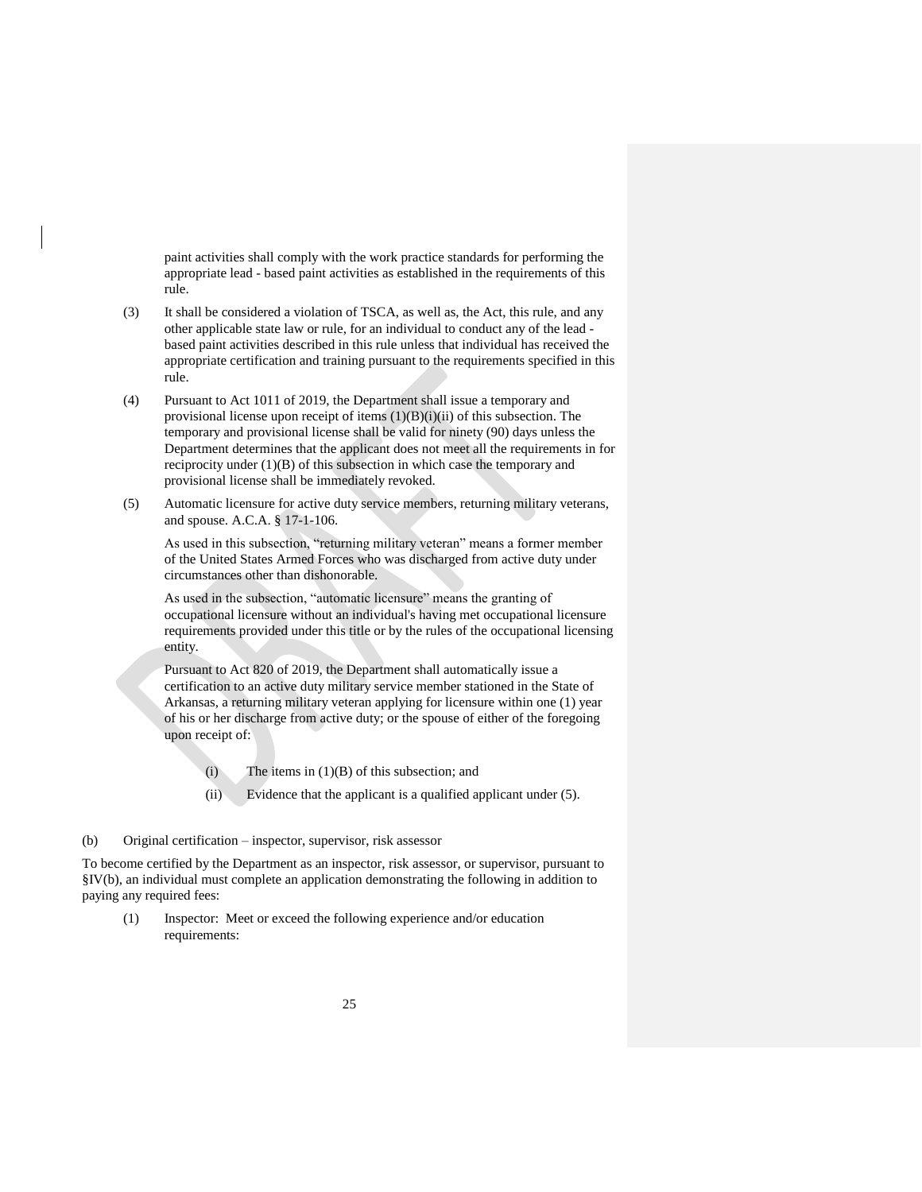paint activities shall comply with the work practice standards for performing the appropriate lead - based paint activities as established in the requirements of this rule.

(3) It shall be considered a violation of TSCA, as well as, the Act, this rule, and any other applicable state law or rule, for an individual to conduct any of the lead - based paint activities described in this rule unless that individual has received the appropriate certification and training pursuant to the requirements specified in this rule.

(4) Pursuant to Act 1011 of 2019, the Department shall issue a temporary and provisional license upon receipt of items (1)(B)(i)(ii) of this subsection. The temporary and provisional license shall be valid for ninety (90) days unless the Department determines that the applicant does not meet all the requirements in for reciprocity under (1)(B) of this subsection in which case the temporary and provisional license shall be immediately revoked.

(5) Automatic licensure for active duty service members, returning military veterans, and spouse. A.C.A. § 17-1-106.

As used in this subsection, "returning military veteran" means a former member of the United States Armed Forces who was discharged from active duty under circumstances other than dishonorable.

As used in the subsection, "automatic licensure" means the granting of occupational licensure without an individual's having met occupational licensure requirements provided under this title or by the rules of the occupational licensing entity.

Pursuant to Act 820 of 2019, the Department shall automatically issue a certification to an active duty military service member stationed in the State of Arkansas, a returning military veteran applying for licensure within one (1) year of his or her discharge from active duty; or the spouse of either of the foregoing upon receipt of:

(i) The items in (1)(B) of this subsection; and

(ii) Evidence that the applicant is a qualified applicant under (5).

(b) Original certification – inspector, supervisor, risk assessor

To become certified by the Department as an inspector, risk assessor, or supervisor, pursuant to §IV(b), an individual must complete an application demonstrating the following in addition to paying any required fees:

(1) Inspector: Meet or exceed the following experience and/or education requirements: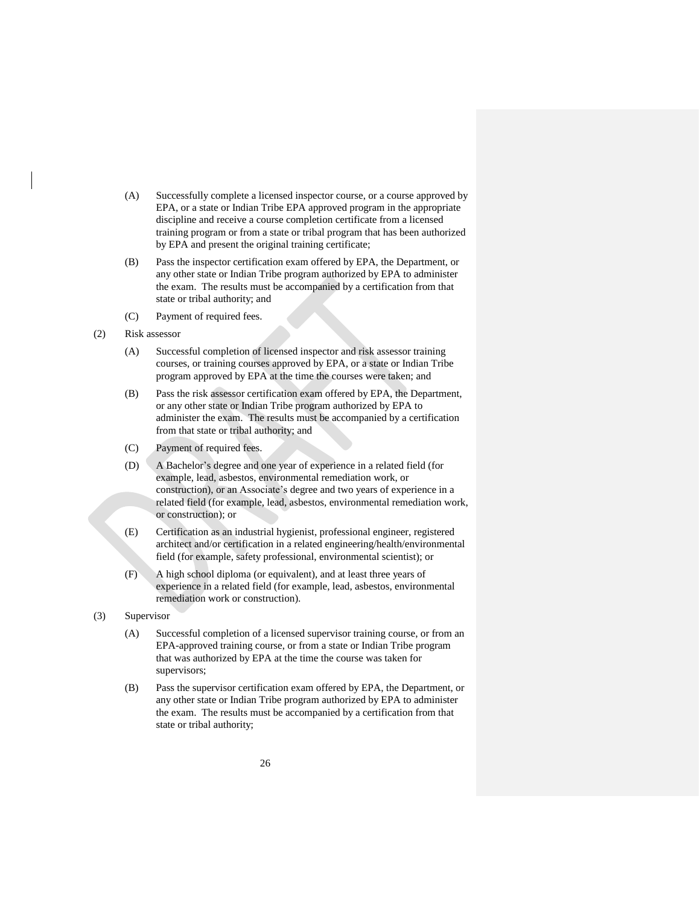(A) Successfully complete a licensed inspector course, or a course approved by EPA, or a state or Indian Tribe EPA approved program in the appropriate discipline and receive a course completion certificate from a licensed training program or from a state or tribal program that has been authorized by EPA and present the original training certificate;

(B) Pass the inspector certification exam offered by EPA, the Department, or any other state or Indian Tribe program authorized by EPA to administer the exam. The results must be accompanied by a certification from that state or tribal authority; and

(C) Payment of required fees.

(2) Risk assessor

(A) Successful completion of licensed inspector and risk assessor training courses, or training courses approved by EPA, or a state or Indian Tribe program approved by EPA at the time the courses were taken; and

(B) Pass the risk assessor certification exam offered by EPA, the Department, or any other state or Indian Tribe program authorized by EPA to administer the exam. The results must be accompanied by a certification from that state or tribal authority; and

(C) Payment of required fees.

(D) A Bachelor's degree and one year of experience in a related field (for example, lead, asbestos, environmental remediation work, or construction), or an Associate's degree and two years of experience in a related field (for example, lead, asbestos, environmental remediation work, or construction); or

(E) Certification as an industrial hygienist, professional engineer, registered architect and/or certification in a related engineering/health/environmental field (for example, safety professional, environmental scientist); or

(F) A high school diploma (or equivalent), and at least three years of experience in a related field (for example, lead, asbestos, environmental remediation work or construction).

(3) Supervisor

(A) Successful completion of a licensed supervisor training course, or from an EPA-approved training course, or from a state or Indian Tribe program that was authorized by EPA at the time the course was taken for supervisors;

(B) Pass the supervisor certification exam offered by EPA, the Department, or any other state or Indian Tribe program authorized by EPA to administer the exam. The results must be accompanied by a certification from that state or tribal authority;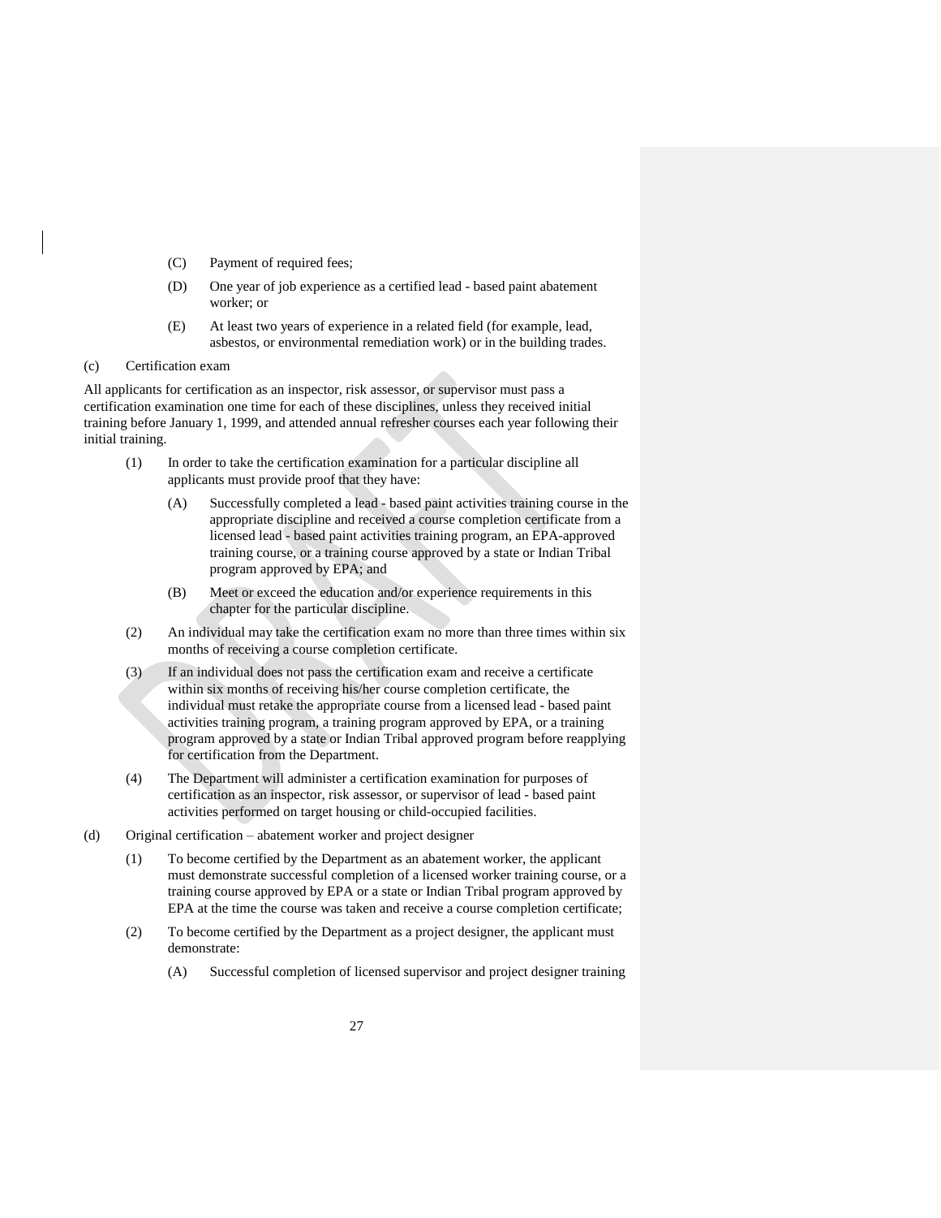(C) Payment of required fees;

(D) One year of job experience as a certified lead - based paint abatement worker; or

(E) At least two years of experience in a related field (for example, lead, asbestos, or environmental remediation work) or in the building trades.

(c) Certification exam

All applicants for certification as an inspector, risk assessor, or supervisor must pass a certification examination one time for each of these disciplines, unless they received initial training before January 1, 1999, and attended annual refresher courses each year following their initial training.

(1) In order to take the certification examination for a particular discipline all applicants must provide proof that they have:

(A) Successfully completed a lead - based paint activities training course in the appropriate discipline and received a course completion certificate from a licensed lead - based paint activities training program, an EPA-approved training course, or a training course approved by a state or Indian Tribal program approved by EPA; and

(B) Meet or exceed the education and/or experience requirements in this chapter for the particular discipline.

(2) An individual may take the certification exam no more than three times within six months of receiving a course completion certificate.

(3) If an individual does not pass the certification exam and receive a certificate within six months of receiving his/her course completion certificate, the individual must retake the appropriate course from a licensed lead - based paint activities training program, a training program approved by EPA, or a training program approved by a state or Indian Tribal approved program before reapplying for certification from the Department.

(4) The Department will administer a certification examination for purposes of certification as an inspector, risk assessor, or supervisor of lead - based paint activities performed on target housing or child-occupied facilities.

(d) Original certification – abatement worker and project designer

(1) To become certified by the Department as an abatement worker, the applicant must demonstrate successful completion of a licensed worker training course, or a training course approved by EPA or a state or Indian Tribal program approved by EPA at the time the course was taken and receive a course completion certificate;

(2) To become certified by the Department as a project designer, the applicant must demonstrate:

(A) Successful completion of licensed supervisor and project designer training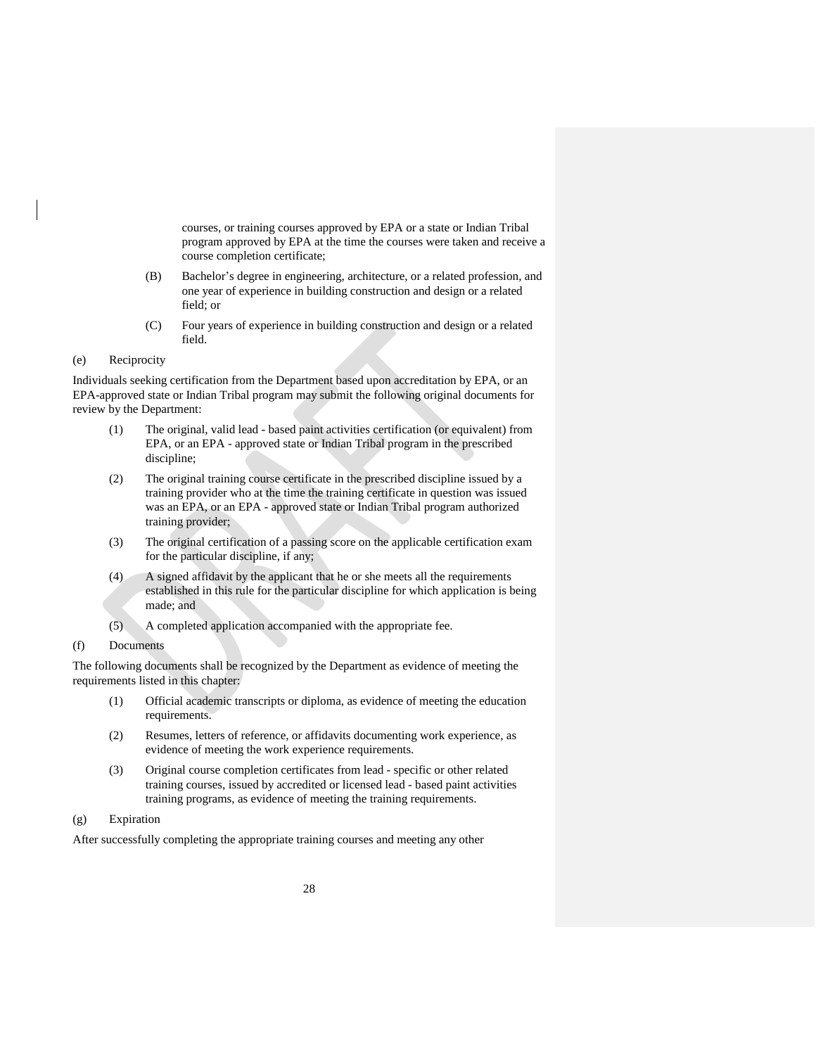courses, or training courses approved by EPA or a state or Indian Tribal program approved by EPA at the time the courses were taken and receive a course completion certificate;

(B) Bachelor's degree in engineering, architecture, or a related profession, and one year of experience in building construction and design or a related field; or

(C) Four years of experience in building construction and design or a related field.

(e) Reciprocity

Individuals seeking certification from the Department based upon accreditation by EPA, or an EPA-approved state or Indian Tribal program may submit the following original documents for review by the Department:

(1) The original, valid lead - based paint activities certification (or equivalent) from EPA, or an EPA - approved state or Indian Tribal program in the prescribed discipline;

(2) The original training course certificate in the prescribed discipline issued by a training provider who at the time the training certificate in question was issued was an EPA, or an EPA - approved state or Indian Tribal program authorized training provider;

(3) The original certification of a passing score on the applicable certification exam for the particular discipline, if any;

(4) A signed affidavit by the applicant that he or she meets all the requirements established in this rule for the particular discipline for which application is being made; and

(5) A completed application accompanied with the appropriate fee.

(f) Documents

The following documents shall be recognized by the Department as evidence of meeting the requirements listed in this chapter:

(1) Official academic transcripts or diploma, as evidence of meeting the education requirements.

(2) Resumes, letters of reference, or affidavits documenting work experience, as evidence of meeting the work experience requirements.

(3) Original course completion certificates from lead - specific or other related training courses, issued by accredited or licensed lead - based paint activities training programs, as evidence of meeting the training requirements.

(g) Expiration

After successfully completing the appropriate training courses and meeting any other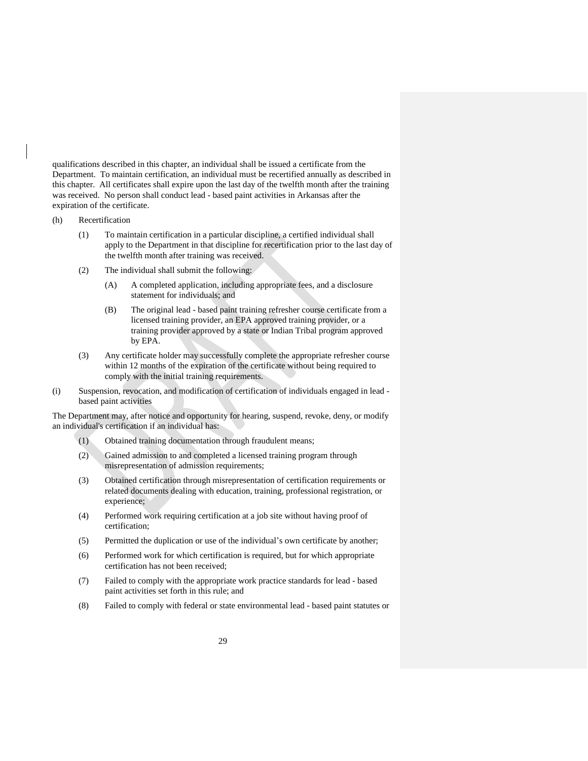qualifications described in this chapter, an individual shall be issued a certificate from the Department. To maintain certification, an individual must be recertified annually as described in this chapter. All certificates shall expire upon the last day of the twelfth month after the training was received. No person shall conduct lead - based paint activities in Arkansas after the expiration of the certificate.

(h) Recertification

(1) To maintain certification in a particular discipline, a certified individual shall apply to the Department in that discipline for recertification prior to the last day of the twelfth month after training was received.

(2) The individual shall submit the following:

(A) A completed application, including appropriate fees, and a disclosure statement for individuals; and

(B) The original lead - based paint training refresher course certificate from a licensed training provider, an EPA approved training provider, or a training provider approved by a state or Indian Tribal program approved by EPA.

(3) Any certificate holder may successfully complete the appropriate refresher course within 12 months of the expiration of the certificate without being required to comply with the initial training requirements.

(i) Suspension, revocation, and modification of certification of individuals engaged in lead - based paint activities

The Department may, after notice and opportunity for hearing, suspend, revoke, deny, or modify an individual's certification if an individual has:

(1) Obtained training documentation through fraudulent means;

(2) Gained admission to and completed a licensed training program through misrepresentation of admission requirements;

(3) Obtained certification through misrepresentation of certification requirements or related documents dealing with education, training, professional registration, or experience;

(4) Performed work requiring certification at a job site without having proof of certification;

(5) Permitted the duplication or use of the individual's own certificate by another;

(6) Performed work for which certification is required, but for which appropriate certification has not been received;

(7) Failed to comply with the appropriate work practice standards for lead - based paint activities set forth in this rule; and

(8) Failed to comply with federal or state environmental lead - based paint statutes or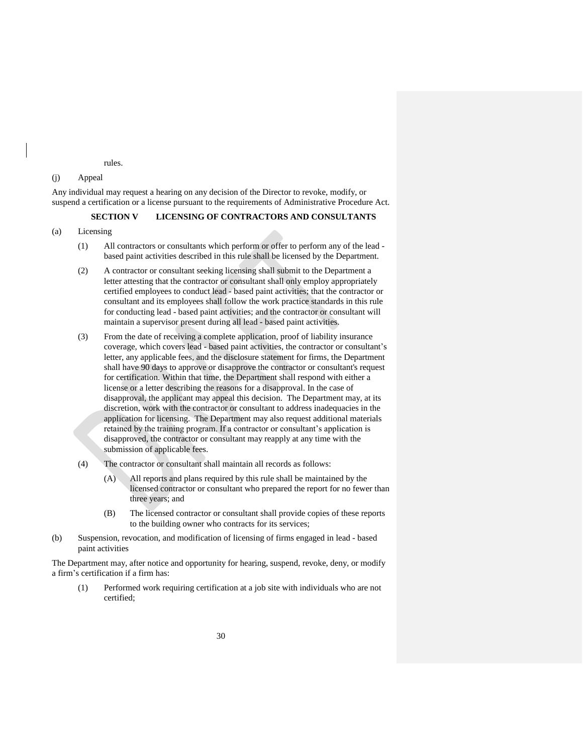rules.

(j) Appeal

Any individual may request a hearing on any decision of the Director to revoke, modify, or suspend a certification or a license pursuant to the requirements of Administrative Procedure Act.

## SECTION V LICENSING OF CONTRACTORS AND CONSULTANTS

(a) Licensing

(1) All contractors or consultants which perform or offer to perform any of the lead - based paint activities described in this rule shall be licensed by the Department.

(2) A contractor or consultant seeking licensing shall submit to the Department a letter attesting that the contractor or consultant shall only employ appropriately certified employees to conduct lead - based paint activities; that the contractor or consultant and its employees shall follow the work practice standards in this rule for conducting lead - based paint activities; and the contractor or consultant will maintain a supervisor present during all lead - based paint activities.

(3) From the date of receiving a complete application, proof of liability insurance coverage, which covers lead - based paint activities, the contractor or consultant's letter, any applicable fees, and the disclosure statement for firms, the Department shall have 90 days to approve or disapprove the contractor or consultant's request for certification. Within that time, the Department shall respond with either a license or a letter describing the reasons for a disapproval. In the case of disapproval, the applicant may appeal this decision. The Department may, at its discretion, work with the contractor or consultant to address inadequacies in the application for licensing. The Department may also request additional materials retained by the training program. If a contractor or consultant's application is disapproved, the contractor or consultant may reapply at any time with the submission of applicable fees.

(4) The contractor or consultant shall maintain all records as follows:

(A) All reports and plans required by this rule shall be maintained by the licensed contractor or consultant who prepared the report for no fewer than three years; and

(B) The licensed contractor or consultant shall provide copies of these reports to the building owner who contracts for its services;

(b) Suspension, revocation, and modification of licensing of firms engaged in lead - based paint activities

The Department may, after notice and opportunity for hearing, suspend, revoke, deny, or modify a firm's certification if a firm has:

(1) Performed work requiring certification at a job site with individuals who are not certified;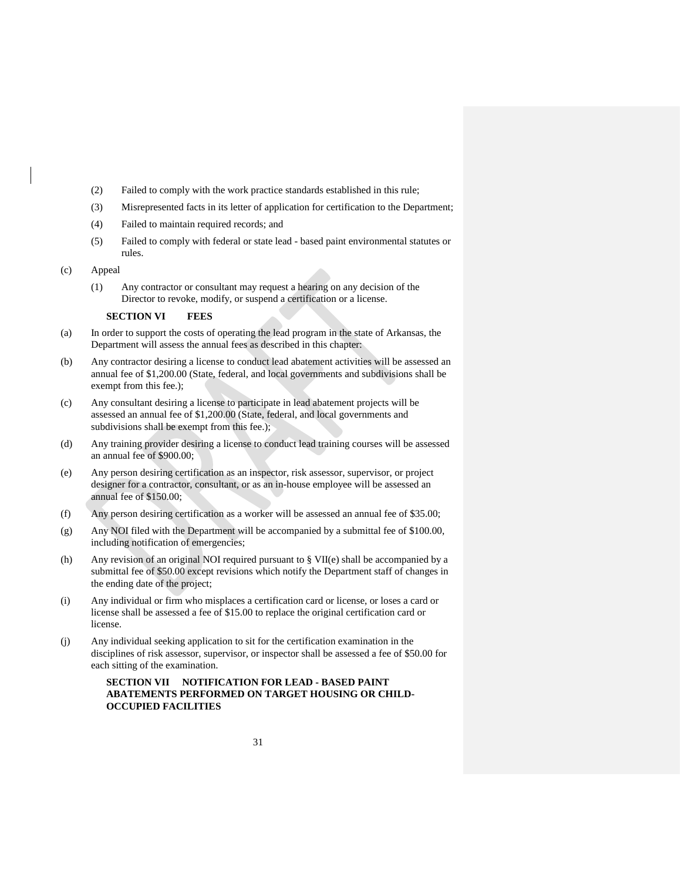(2) Failed to comply with the work practice standards established in this rule;

(3) Misrepresented facts in its letter of application for certification to the Department;

(4) Failed to maintain required records; and

(5) Failed to comply with federal or state lead - based paint environmental statutes or rules.

(c) Appeal

(1) Any contractor or consultant may request a hearing on any decision of the Director to revoke, modify, or suspend a certification or a license.

## SECTION VI FEES

(a) In order to support the costs of operating the lead program in the state of Arkansas, the Department will assess the annual fees as described in this chapter:

(b) Any contractor desiring a license to conduct lead abatement activities will be assessed an annual fee of $1,200.00 (State, federal, and local governments and subdivisions shall be exempt from this fee.);

(c) Any consultant desiring a license to participate in lead abatement projects will be assessed an annual fee of $1,200.00 (State, federal, and local governments and subdivisions shall be exempt from this fee.);

(d) Any training provider desiring a license to conduct lead training courses will be assessed an annual fee of $900.00;

(e) Any person desiring certification as an inspector, risk assessor, supervisor, or project designer for a contractor, consultant, or as an in-house employee will be assessed an annual fee of $150.00;

(f) Any person desiring certification as a worker will be assessed an annual fee of $35.00;

(g) Any NOI filed with the Department will be accompanied by a submittal fee of $100.00, including notification of emergencies;

(h) Any revision of an original NOI required pursuant to § VII(e) shall be accompanied by a submittal fee of $50.00 except revisions which notify the Department staff of changes in the ending date of the project;

(i) Any individual or firm who misplaces a certification card or license, or loses a card or license shall be assessed a fee of $15.00 to replace the original certification card or license.

(j) Any individual seeking application to sit for the certification examination in the disciplines of risk assessor, supervisor, or inspector shall be assessed a fee of $50.00 for each sitting of the examination.

## SECTION VII NOTIFICATION FOR LEAD - BASED PAINT ABATEMENTS PERFORMED ON TARGET HOUSING OR CHILD-OCCUPIED FACILITIES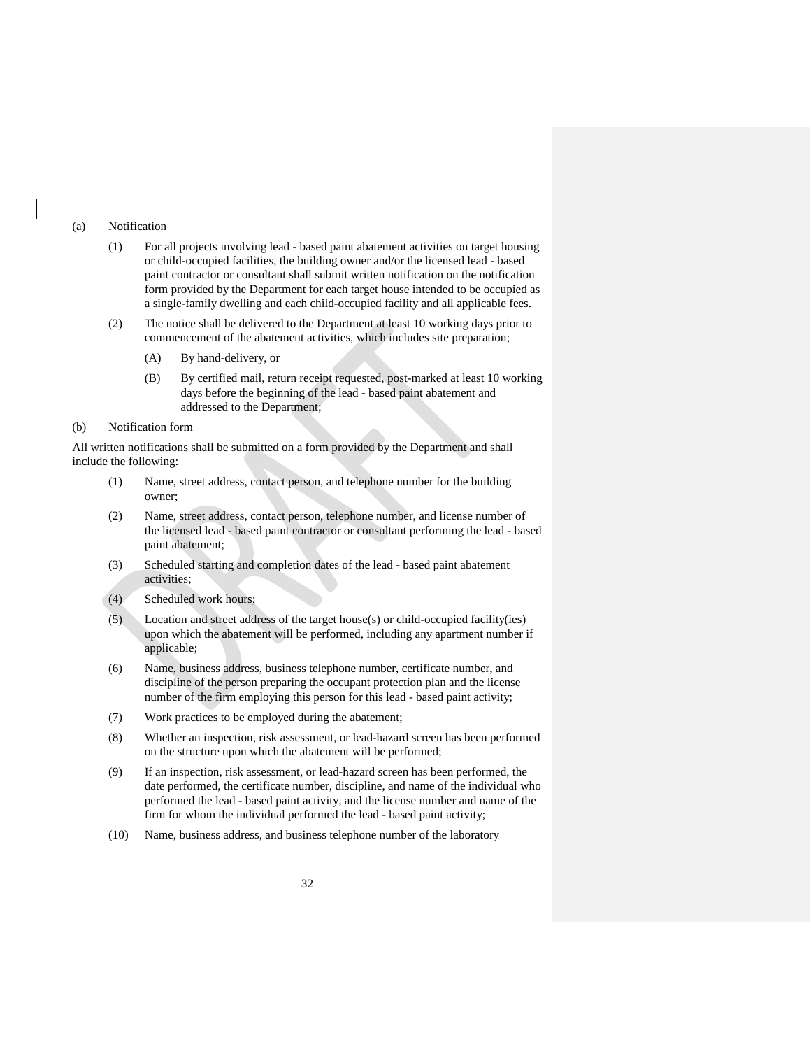(a) Notification

(1) For all projects involving lead - based paint abatement activities on target housing or child-occupied facilities, the building owner and/or the licensed lead - based paint contractor or consultant shall submit written notification on the notification form provided by the Department for each target house intended to be occupied as a single-family dwelling and each child-occupied facility and all applicable fees.

(2) The notice shall be delivered to the Department at least 10 working days prior to commencement of the abatement activities, which includes site preparation;

(A) By hand-delivery, or

(B) By certified mail, return receipt requested, post-marked at least 10 working days before the beginning of the lead - based paint abatement and addressed to the Department;

(b) Notification form

All written notifications shall be submitted on a form provided by the Department and shall include the following:

(1) Name, street address, contact person, and telephone number for the building owner;

(2) Name, street address, contact person, telephone number, and license number of the licensed lead - based paint contractor or consultant performing the lead - based paint abatement;

(3) Scheduled starting and completion dates of the lead - based paint abatement activities;

(4) Scheduled work hours;

(5) Location and street address of the target house(s) or child-occupied facility(ies) upon which the abatement will be performed, including any apartment number if applicable;

(6) Name, business address, business telephone number, certificate number, and discipline of the person preparing the occupant protection plan and the license number of the firm employing this person for this lead - based paint activity;

(7) Work practices to be employed during the abatement;

(8) Whether an inspection, risk assessment, or lead-hazard screen has been performed on the structure upon which the abatement will be performed;

(9) If an inspection, risk assessment, or lead-hazard screen has been performed, the date performed, the certificate number, discipline, and name of the individual who performed the lead - based paint activity, and the license number and name of the firm for whom the individual performed the lead - based paint activity;

(10) Name, business address, and business telephone number of the laboratory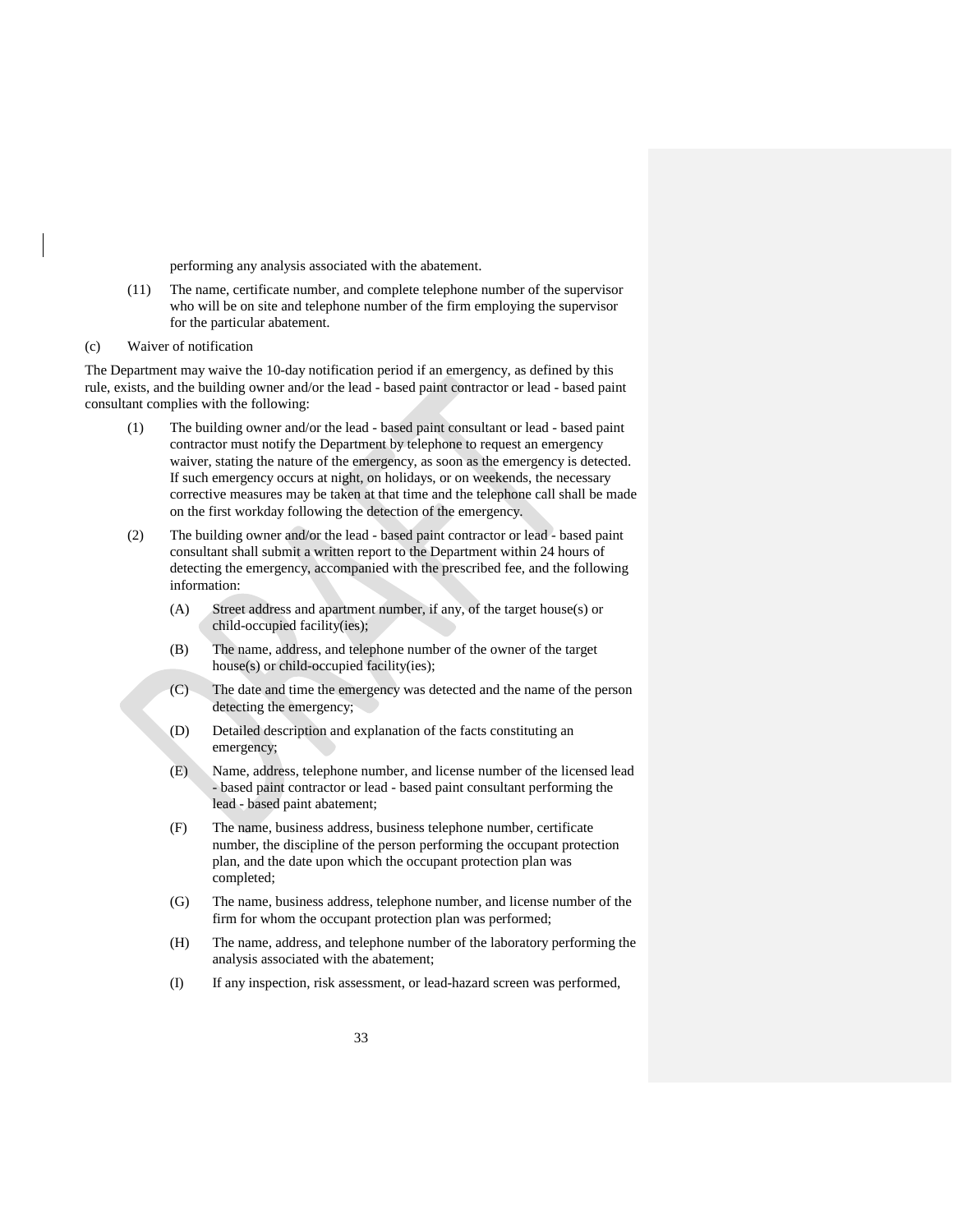performing any analysis associated with the abatement.

(11) The name, certificate number, and complete telephone number of the supervisor who will be on site and telephone number of the firm employing the supervisor for the particular abatement.

(c) Waiver of notification

The Department may waive the 10-day notification period if an emergency, as defined by this rule, exists, and the building owner and/or the lead - based paint contractor or lead - based paint consultant complies with the following:

(1) The building owner and/or the lead - based paint consultant or lead - based paint contractor must notify the Department by telephone to request an emergency waiver, stating the nature of the emergency, as soon as the emergency is detected. If such emergency occurs at night, on holidays, or on weekends, the necessary corrective measures may be taken at that time and the telephone call shall be made on the first workday following the detection of the emergency.

(2) The building owner and/or the lead - based paint contractor or lead - based paint consultant shall submit a written report to the Department within 24 hours of detecting the emergency, accompanied with the prescribed fee, and the following information:

(A) Street address and apartment number, if any, of the target house(s) or child-occupied facility(ies);

(B) The name, address, and telephone number of the owner of the target house(s) or child-occupied facility(ies);

(C) The date and time the emergency was detected and the name of the person detecting the emergency;

(D) Detailed description and explanation of the facts constituting an emergency;

(E) Name, address, telephone number, and license number of the licensed lead - based paint contractor or lead - based paint consultant performing the lead - based paint abatement;

(F) The name, business address, business telephone number, certificate number, the discipline of the person performing the occupant protection plan, and the date upon which the occupant protection plan was completed;

(G) The name, business address, telephone number, and license number of the firm for whom the occupant protection plan was performed;

(H) The name, address, and telephone number of the laboratory performing the analysis associated with the abatement;

(I) If any inspection, risk assessment, or lead-hazard screen was performed,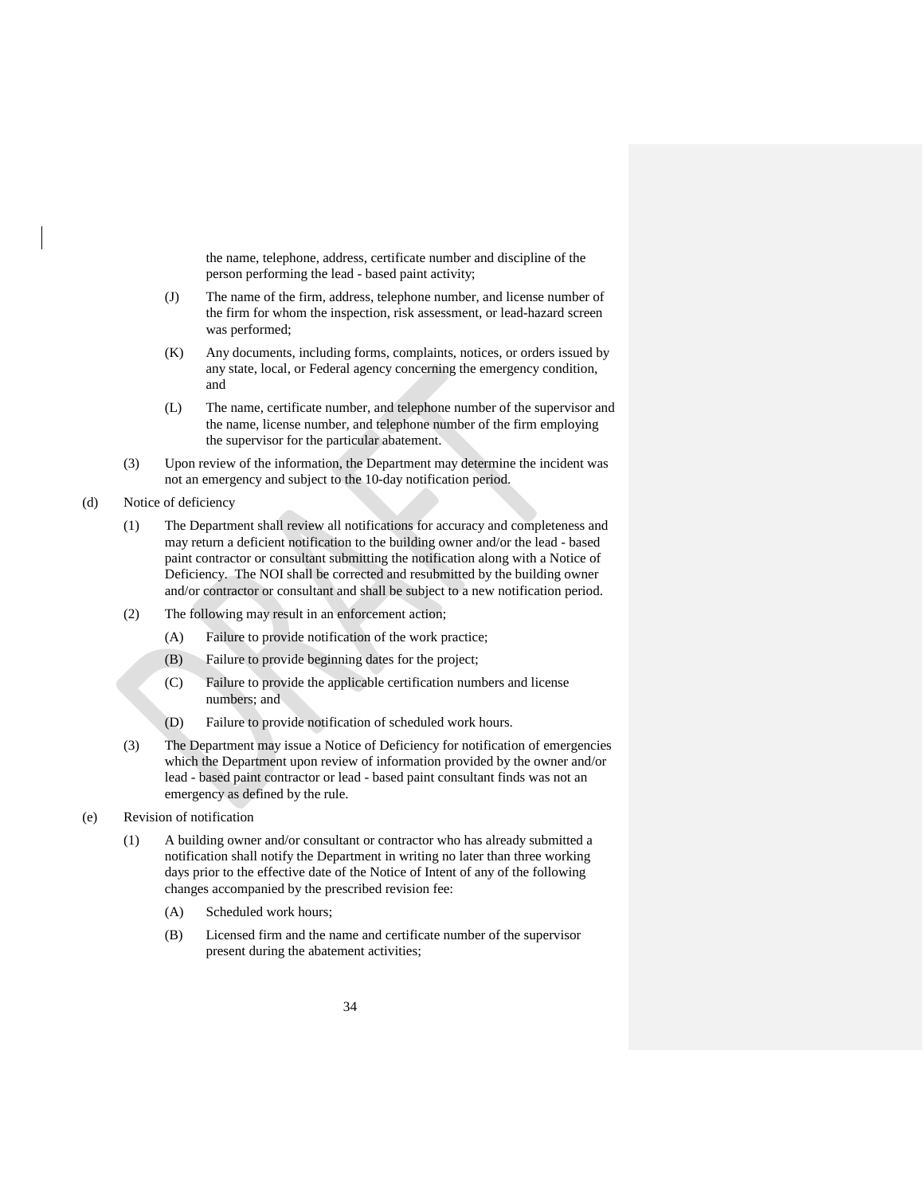the name, telephone, address, certificate number and discipline of the person performing the lead - based paint activity;

(J) The name of the firm, address, telephone number, and license number of the firm for whom the inspection, risk assessment, or lead-hazard screen was performed;

(K) Any documents, including forms, complaints, notices, or orders issued by any state, local, or Federal agency concerning the emergency condition, and

(L) The name, certificate number, and telephone number of the supervisor and the name, license number, and telephone number of the firm employing the supervisor for the particular abatement.

(3) Upon review of the information, the Department may determine the incident was not an emergency and subject to the 10-day notification period.

(d) Notice of deficiency

(1) The Department shall review all notifications for accuracy and completeness and may return a deficient notification to the building owner and/or the lead - based paint contractor or consultant submitting the notification along with a Notice of Deficiency. The NOI shall be corrected and resubmitted by the building owner and/or contractor or consultant and shall be subject to a new notification period.

(2) The following may result in an enforcement action;

(A) Failure to provide notification of the work practice;

(B) Failure to provide beginning dates for the project;

(C) Failure to provide the applicable certification numbers and license numbers; and

(D) Failure to provide notification of scheduled work hours.

(3) The Department may issue a Notice of Deficiency for notification of emergencies which the Department upon review of information provided by the owner and/or lead - based paint contractor or lead - based paint consultant finds was not an emergency as defined by the rule.

(e) Revision of notification

(1) A building owner and/or consultant or contractor who has already submitted a notification shall notify the Department in writing no later than three working days prior to the effective date of the Notice of Intent of any of the following changes accompanied by the prescribed revision fee:

(A) Scheduled work hours;

(B) Licensed firm and the name and certificate number of the supervisor present during the abatement activities;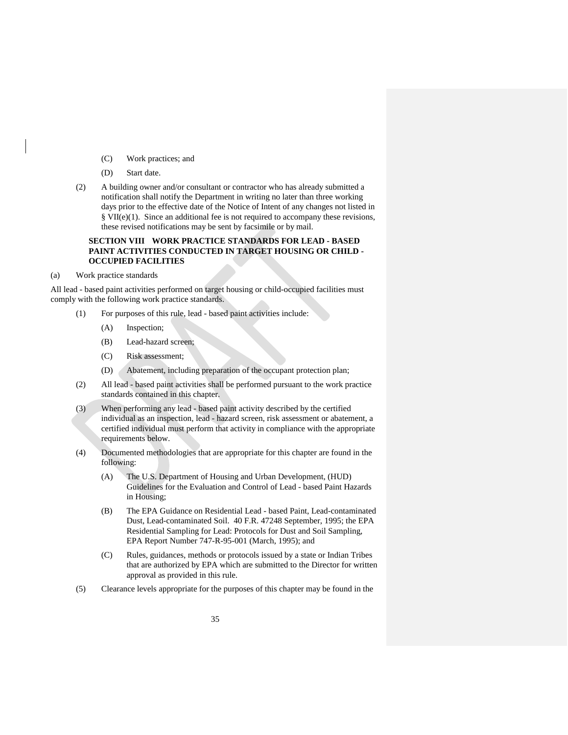(C) Work practices; and

(D) Start date.

(2) A building owner and/or consultant or contractor who has already submitted a notification shall notify the Department in writing no later than three working days prior to the effective date of the Notice of Intent of any changes not listed in § VII(e)(1). Since an additional fee is not required to accompany these revisions, these revised notifications may be sent by facsimile or by mail.

## SECTION VIII WORK PRACTICE STANDARDS FOR LEAD - BASED PAINT ACTIVITIES CONDUCTED IN TARGET HOUSING OR CHILD - OCCUPIED FACILITIES

(a) Work practice standards

All lead - based paint activities performed on target housing or child-occupied facilities must comply with the following work practice standards.

(1) For purposes of this rule, lead - based paint activities include:

(A) Inspection;

(B) Lead-hazard screen;

(C) Risk assessment;

(D) Abatement, including preparation of the occupant protection plan;

(2) All lead - based paint activities shall be performed pursuant to the work practice standards contained in this chapter.

(3) When performing any lead - based paint activity described by the certified individual as an inspection, lead - hazard screen, risk assessment or abatement, a certified individual must perform that activity in compliance with the appropriate requirements below.

(4) Documented methodologies that are appropriate for this chapter are found in the following:

(A) The U.S. Department of Housing and Urban Development, (HUD) Guidelines for the Evaluation and Control of Lead - based Paint Hazards in Housing;

(B) The EPA Guidance on Residential Lead - based Paint, Lead-contaminated Dust, Lead-contaminated Soil. 40 F.R. 47248 September, 1995; the EPA Residential Sampling for Lead: Protocols for Dust and Soil Sampling, EPA Report Number 747-R-95-001 (March, 1995); and

(C) Rules, guidances, methods or protocols issued by a state or Indian Tribes that are authorized by EPA which are submitted to the Director for written approval as provided in this rule.

(5) Clearance levels appropriate for the purposes of this chapter may be found in the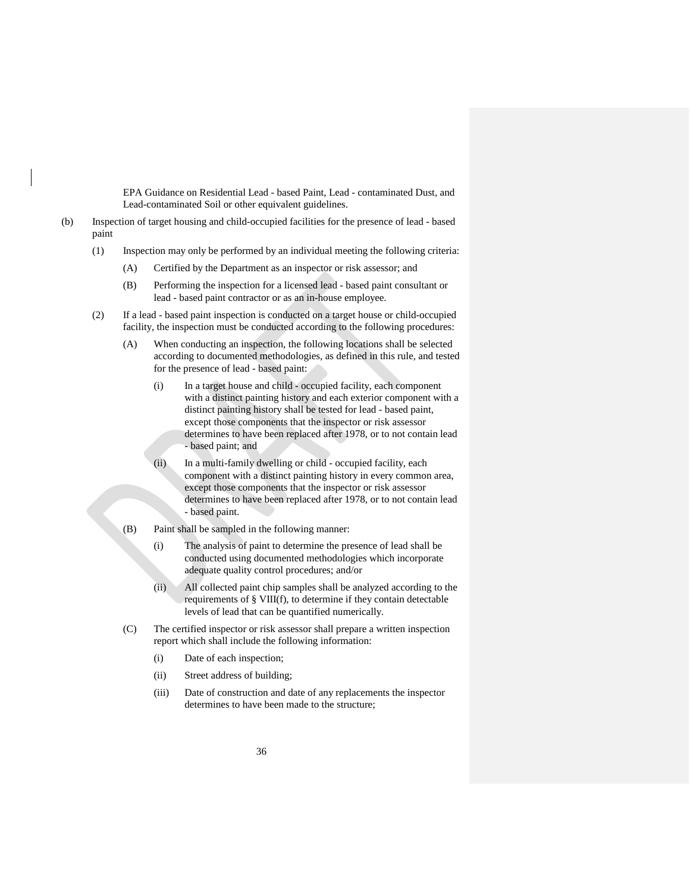EPA Guidance on Residential Lead - based Paint, Lead - contaminated Dust, and Lead-contaminated Soil or other equivalent guidelines.

(b) Inspection of target housing and child-occupied facilities for the presence of lead - based paint

(1) Inspection may only be performed by an individual meeting the following criteria:

(A) Certified by the Department as an inspector or risk assessor; and

(B) Performing the inspection for a licensed lead - based paint consultant or lead - based paint contractor or as an in-house employee.

(2) If a lead - based paint inspection is conducted on a target house or child-occupied facility, the inspection must be conducted according to the following procedures:

(A) When conducting an inspection, the following locations shall be selected according to documented methodologies, as defined in this rule, and tested for the presence of lead - based paint:

(i) In a target house and child - occupied facility, each component with a distinct painting history and each exterior component with a distinct painting history shall be tested for lead - based paint, except those components that the inspector or risk assessor determines to have been replaced after 1978, or to not contain lead - based paint; and

(ii) In a multi-family dwelling or child - occupied facility, each component with a distinct painting history in every common area, except those components that the inspector or risk assessor determines to have been replaced after 1978, or to not contain lead - based paint.

(B) Paint shall be sampled in the following manner:

(i) The analysis of paint to determine the presence of lead shall be conducted using documented methodologies which incorporate adequate quality control procedures; and/or

(ii) All collected paint chip samples shall be analyzed according to the requirements of § VIII(f), to determine if they contain detectable levels of lead that can be quantified numerically.

(C) The certified inspector or risk assessor shall prepare a written inspection report which shall include the following information:

(i) Date of each inspection;

(ii) Street address of building;

(iii) Date of construction and date of any replacements the inspector determines to have been made to the structure;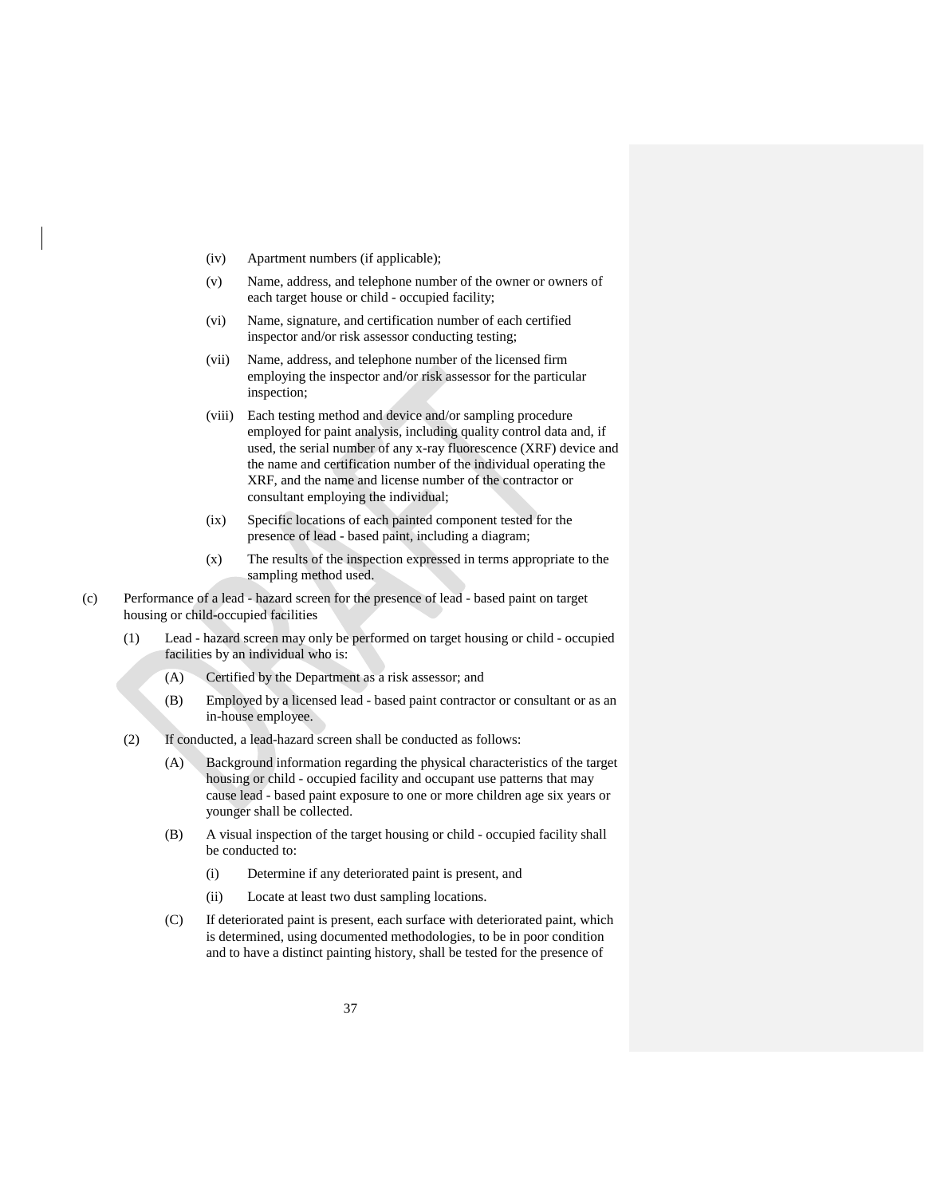(iv) Apartment numbers (if applicable);

(v) Name, address, and telephone number of the owner or owners of each target house or child - occupied facility;

(vi) Name, signature, and certification number of each certified inspector and/or risk assessor conducting testing;

(vii) Name, address, and telephone number of the licensed firm employing the inspector and/or risk assessor for the particular inspection;

(viii) Each testing method and device and/or sampling procedure employed for paint analysis, including quality control data and, if used, the serial number of any x-ray fluorescence (XRF) device and the name and certification number of the individual operating the XRF, and the name and license number of the contractor or consultant employing the individual;

(ix) Specific locations of each painted component tested for the presence of lead - based paint, including a diagram;

(x) The results of the inspection expressed in terms appropriate to the sampling method used.

(c) Performance of a lead - hazard screen for the presence of lead - based paint on target housing or child-occupied facilities

(1) Lead - hazard screen may only be performed on target housing or child - occupied facilities by an individual who is:

(A) Certified by the Department as a risk assessor; and

(B) Employed by a licensed lead - based paint contractor or consultant or as an in-house employee.

(2) If conducted, a lead-hazard screen shall be conducted as follows:

(A) Background information regarding the physical characteristics of the target housing or child - occupied facility and occupant use patterns that may cause lead - based paint exposure to one or more children age six years or younger shall be collected.

(B) A visual inspection of the target housing or child - occupied facility shall be conducted to:

(i) Determine if any deteriorated paint is present, and

(ii) Locate at least two dust sampling locations.

(C) If deteriorated paint is present, each surface with deteriorated paint, which is determined, using documented methodologies, to be in poor condition and to have a distinct painting history, shall be tested for the presence of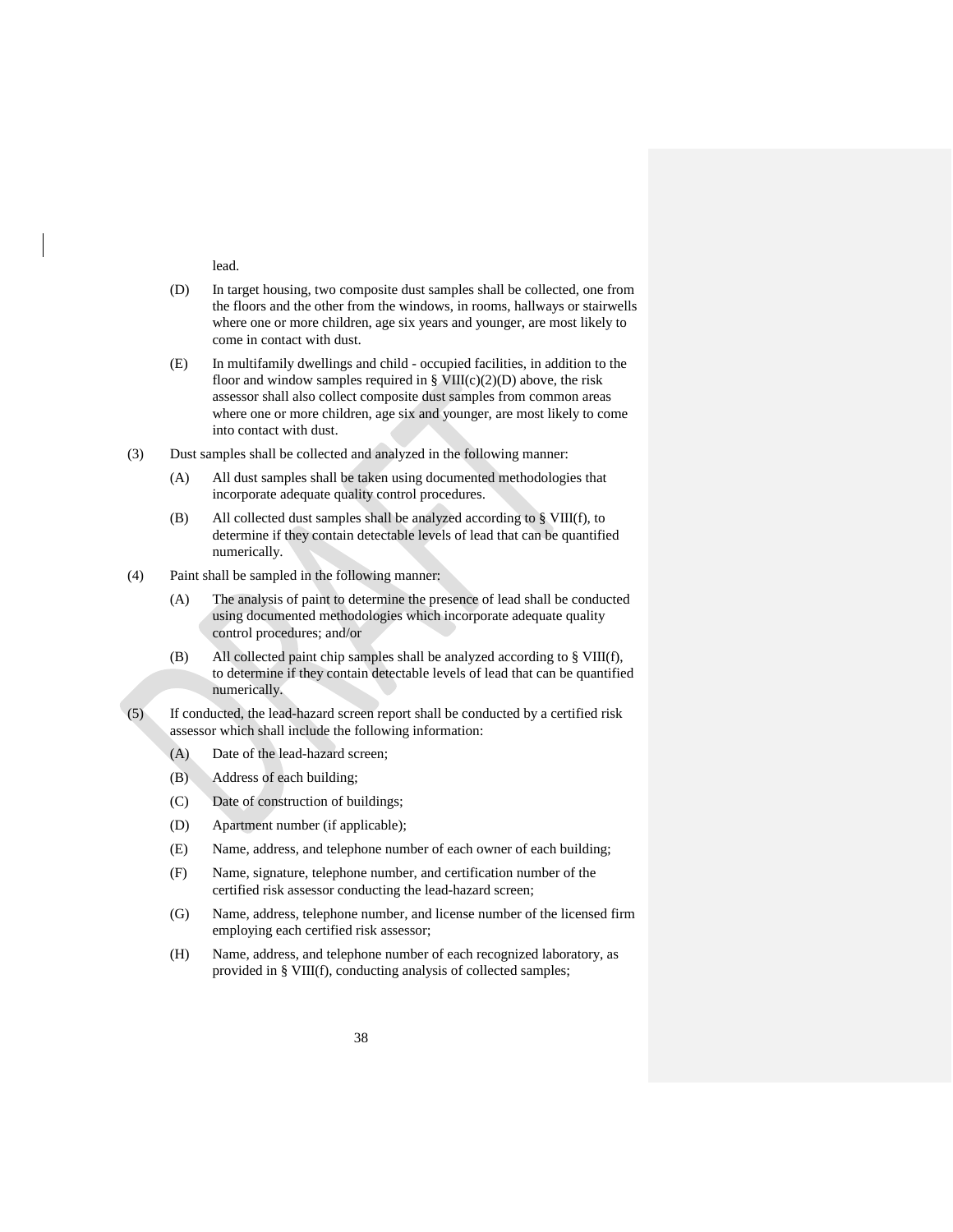lead.

(D) In target housing, two composite dust samples shall be collected, one from the floors and the other from the windows, in rooms, hallways or stairwells where one or more children, age six years and younger, are most likely to come in contact with dust.

(E) In multifamily dwellings and child - occupied facilities, in addition to the floor and window samples required in § VIII(c)(2)(D) above, the risk assessor shall also collect composite dust samples from common areas where one or more children, age six and younger, are most likely to come into contact with dust.

(3) Dust samples shall be collected and analyzed in the following manner:

(A) All dust samples shall be taken using documented methodologies that incorporate adequate quality control procedures.

(B) All collected dust samples shall be analyzed according to § VIII(f), to determine if they contain detectable levels of lead that can be quantified numerically.

(4) Paint shall be sampled in the following manner:

(A) The analysis of paint to determine the presence of lead shall be conducted using documented methodologies which incorporate adequate quality control procedures; and/or

(B) All collected paint chip samples shall be analyzed according to § VIII(f), to determine if they contain detectable levels of lead that can be quantified numerically.

(5) If conducted, the lead-hazard screen report shall be conducted by a certified risk assessor which shall include the following information:

(A) Date of the lead-hazard screen;

(B) Address of each building;

(C) Date of construction of buildings;

(D) Apartment number (if applicable);

(E) Name, address, and telephone number of each owner of each building;

(F) Name, signature, telephone number, and certification number of the certified risk assessor conducting the lead-hazard screen;

(G) Name, address, telephone number, and license number of the licensed firm employing each certified risk assessor;

(H) Name, address, and telephone number of each recognized laboratory, as provided in § VIII(f), conducting analysis of collected samples;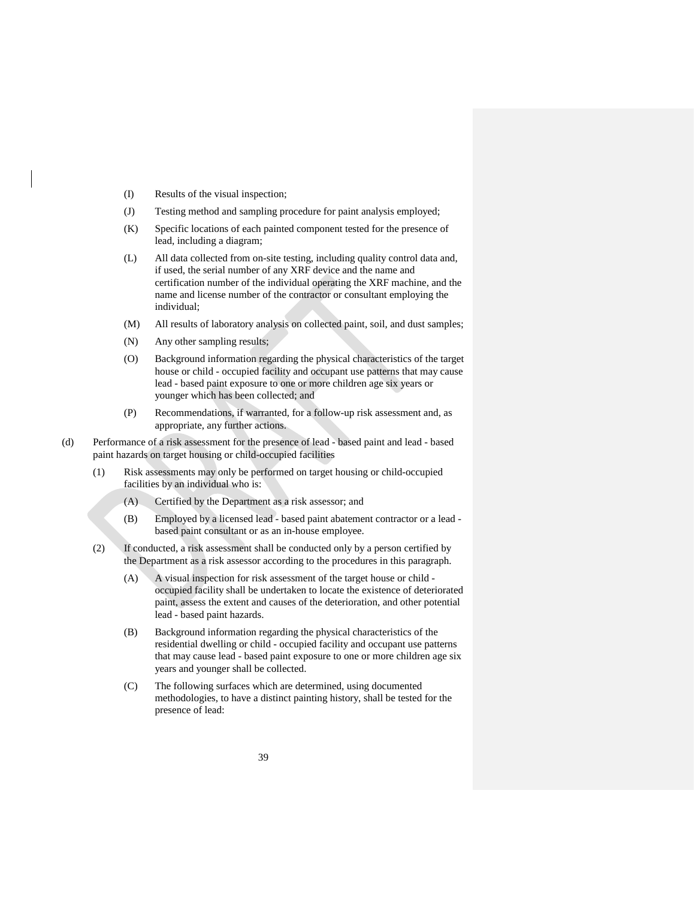(I) Results of the visual inspection;

(J) Testing method and sampling procedure for paint analysis employed;

(K) Specific locations of each painted component tested for the presence of lead, including a diagram;

(L) All data collected from on-site testing, including quality control data and, if used, the serial number of any XRF device and the name and certification number of the individual operating the XRF machine, and the name and license number of the contractor or consultant employing the individual;

(M) All results of laboratory analysis on collected paint, soil, and dust samples;

(N) Any other sampling results;

(O) Background information regarding the physical characteristics of the target house or child - occupied facility and occupant use patterns that may cause lead - based paint exposure to one or more children age six years or younger which has been collected; and

(P) Recommendations, if warranted, for a follow-up risk assessment and, as appropriate, any further actions.

(d) Performance of a risk assessment for the presence of lead - based paint and lead - based paint hazards on target housing or child-occupied facilities

(1) Risk assessments may only be performed on target housing or child-occupied facilities by an individual who is:

(A) Certified by the Department as a risk assessor; and

(B) Employed by a licensed lead - based paint abatement contractor or a lead - based paint consultant or as an in-house employee.

(2) If conducted, a risk assessment shall be conducted only by a person certified by the Department as a risk assessor according to the procedures in this paragraph.

(A) A visual inspection for risk assessment of the target house or child - occupied facility shall be undertaken to locate the existence of deteriorated paint, assess the extent and causes of the deterioration, and other potential lead - based paint hazards.

(B) Background information regarding the physical characteristics of the residential dwelling or child - occupied facility and occupant use patterns that may cause lead - based paint exposure to one or more children age six years and younger shall be collected.

(C) The following surfaces which are determined, using documented methodologies, to have a distinct painting history, shall be tested for the presence of lead: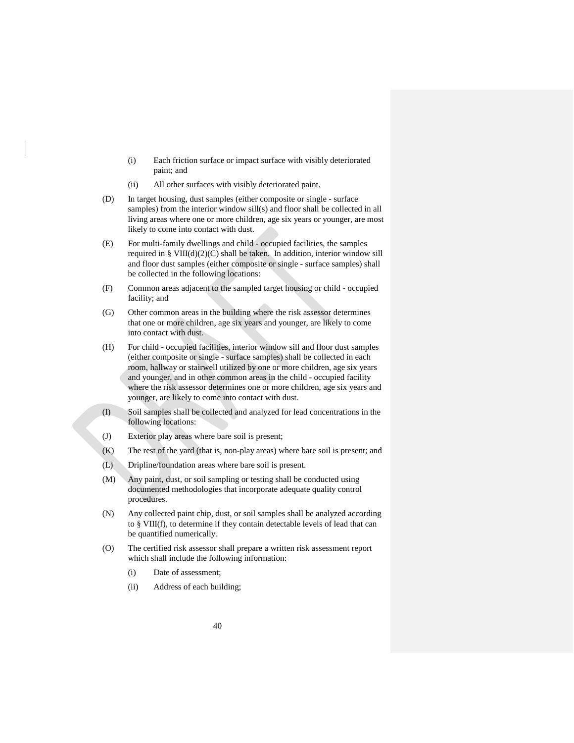(i) Each friction surface or impact surface with visibly deteriorated paint; and

(ii) All other surfaces with visibly deteriorated paint.

(D) In target housing, dust samples (either composite or single - surface samples) from the interior window sill(s) and floor shall be collected in all living areas where one or more children, age six years or younger, are most likely to come into contact with dust.

(E) For multi-family dwellings and child - occupied facilities, the samples required in § VIII(d)(2)(C) shall be taken. In addition, interior window sill and floor dust samples (either composite or single - surface samples) shall be collected in the following locations:

(F) Common areas adjacent to the sampled target housing or child - occupied facility; and

(G) Other common areas in the building where the risk assessor determines that one or more children, age six years and younger, are likely to come into contact with dust.

(H) For child - occupied facilities, interior window sill and floor dust samples (either composite or single - surface samples) shall be collected in each room, hallway or stairwell utilized by one or more children, age six years and younger, and in other common areas in the child - occupied facility where the risk assessor determines one or more children, age six years and younger, are likely to come into contact with dust.

(I) Soil samples shall be collected and analyzed for lead concentrations in the following locations:

(J) Exterior play areas where bare soil is present;

(K) The rest of the yard (that is, non-play areas) where bare soil is present; and

(L) Dripline/foundation areas where bare soil is present.

(M) Any paint, dust, or soil sampling or testing shall be conducted using documented methodologies that incorporate adequate quality control procedures.

(N) Any collected paint chip, dust, or soil samples shall be analyzed according to § VIII(f), to determine if they contain detectable levels of lead that can be quantified numerically.

(O) The certified risk assessor shall prepare a written risk assessment report which shall include the following information:

(i) Date of assessment;

(ii) Address of each building;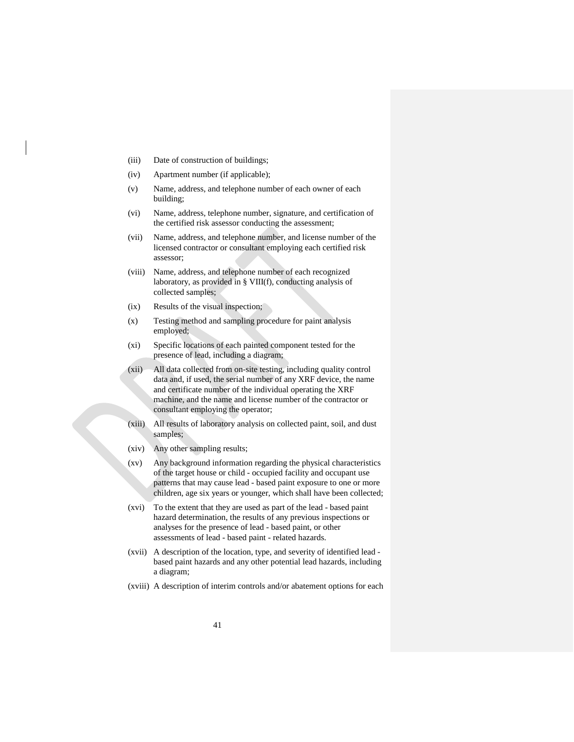(iii) Date of construction of buildings;

(iv) Apartment number (if applicable);

(v) Name, address, and telephone number of each owner of each building;

(vi) Name, address, telephone number, signature, and certification of the certified risk assessor conducting the assessment;

(vii) Name, address, and telephone number, and license number of the licensed contractor or consultant employing each certified risk assessor;

(viii) Name, address, and telephone number of each recognized laboratory, as provided in § VIII(f), conducting analysis of collected samples;

(ix) Results of the visual inspection;

(x) Testing method and sampling procedure for paint analysis employed;

(xi) Specific locations of each painted component tested for the presence of lead, including a diagram;

(xii) All data collected from on-site testing, including quality control data and, if used, the serial number of any XRF device, the name and certificate number of the individual operating the XRF machine, and the name and license number of the contractor or consultant employing the operator;

(xiii) All results of laboratory analysis on collected paint, soil, and dust samples;

(xiv) Any other sampling results;

(xv) Any background information regarding the physical characteristics of the target house or child - occupied facility and occupant use patterns that may cause lead - based paint exposure to one or more children, age six years or younger, which shall have been collected;

(xvi) To the extent that they are used as part of the lead - based paint hazard determination, the results of any previous inspections or analyses for the presence of lead - based paint, or other assessments of lead - based paint - related hazards.

(xvii) A description of the location, type, and severity of identified lead - based paint hazards and any other potential lead hazards, including a diagram;

(xviii) A description of interim controls and/or abatement options for each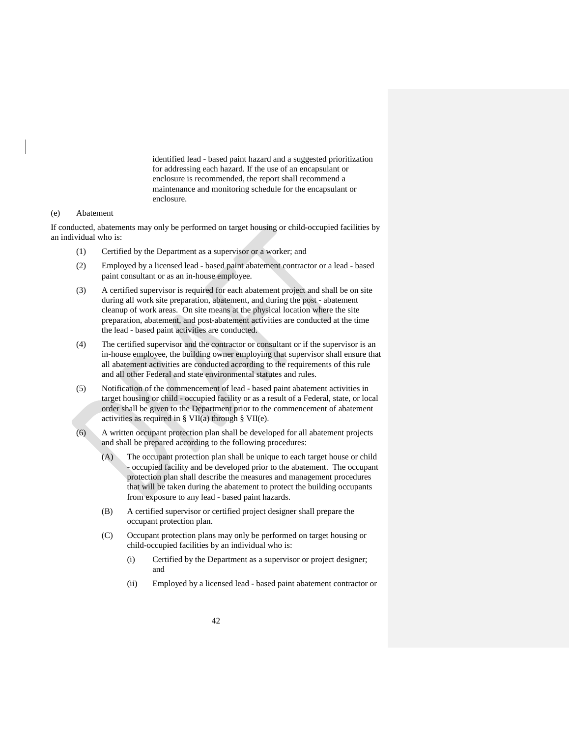identified lead - based paint hazard and a suggested prioritization for addressing each hazard. If the use of an encapsulant or enclosure is recommended, the report shall recommend a maintenance and monitoring schedule for the encapsulant or enclosure.

(e) Abatement

If conducted, abatements may only be performed on target housing or child-occupied facilities by an individual who is:

(1) Certified by the Department as a supervisor or a worker; and

(2) Employed by a licensed lead - based paint abatement contractor or a lead - based paint consultant or as an in-house employee.

(3) A certified supervisor is required for each abatement project and shall be on site during all work site preparation, abatement, and during the post - abatement cleanup of work areas. On site means at the physical location where the site preparation, abatement, and post-abatement activities are conducted at the time the lead - based paint activities are conducted.

(4) The certified supervisor and the contractor or consultant or if the supervisor is an in-house employee, the building owner employing that supervisor shall ensure that all abatement activities are conducted according to the requirements of this rule and all other Federal and state environmental statutes and rules.

(5) Notification of the commencement of lead - based paint abatement activities in target housing or child - occupied facility or as a result of a Federal, state, or local order shall be given to the Department prior to the commencement of abatement activities as required in § VII(a) through § VII(e).

(6) A written occupant protection plan shall be developed for all abatement projects and shall be prepared according to the following procedures:

(A) The occupant protection plan shall be unique to each target house or child - occupied facility and be developed prior to the abatement. The occupant protection plan shall describe the measures and management procedures that will be taken during the abatement to protect the building occupants from exposure to any lead - based paint hazards.

(B) A certified supervisor or certified project designer shall prepare the occupant protection plan.

(C) Occupant protection plans may only be performed on target housing or child-occupied facilities by an individual who is:

(i) Certified by the Department as a supervisor or project designer; and

(ii) Employed by a licensed lead - based paint abatement contractor or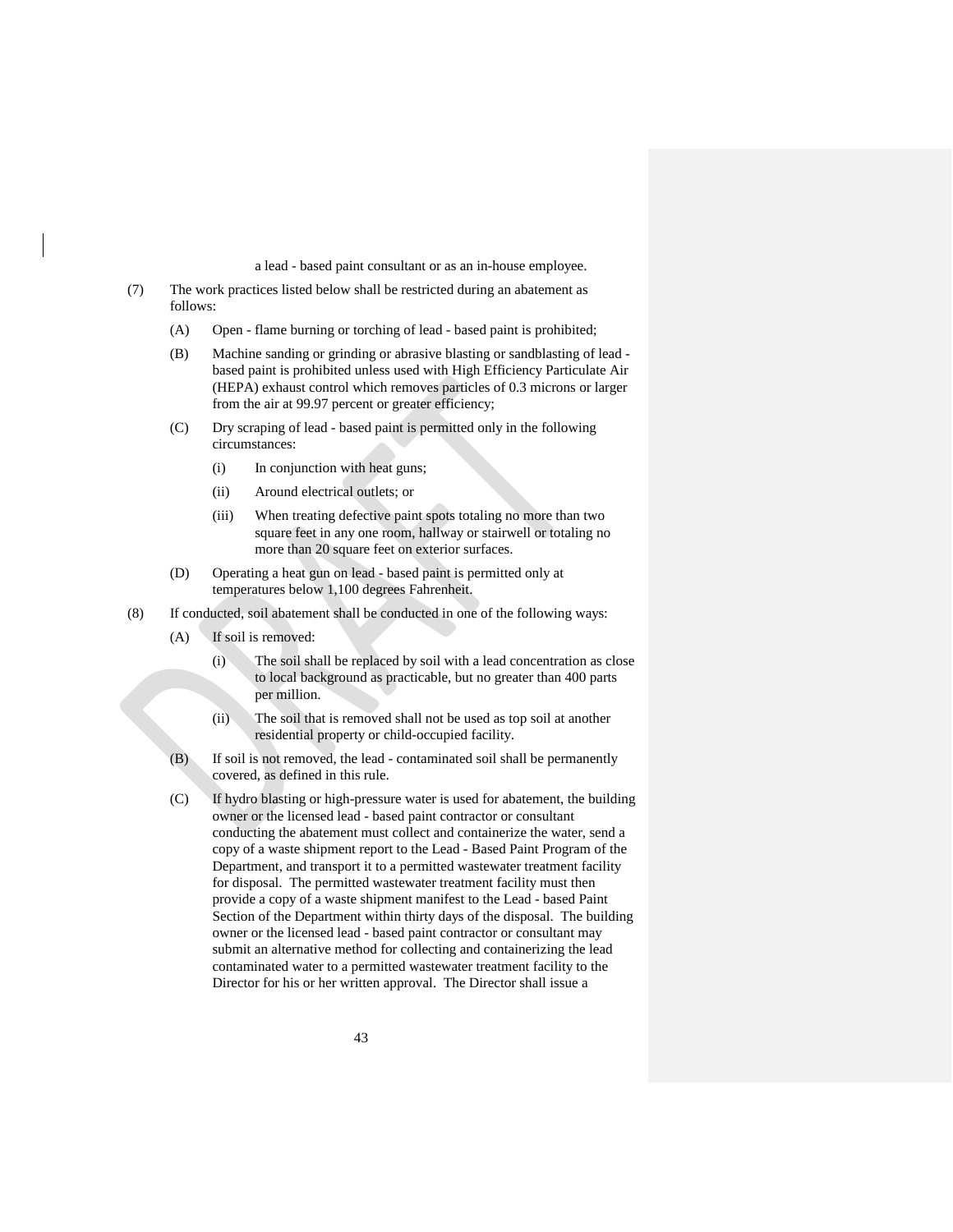a lead - based paint consultant or as an in-house employee.

(7) The work practices listed below shall be restricted during an abatement as follows:

(A) Open - flame burning or torching of lead - based paint is prohibited;

(B) Machine sanding or grinding or abrasive blasting or sandblasting of lead - based paint is prohibited unless used with High Efficiency Particulate Air (HEPA) exhaust control which removes particles of 0.3 microns or larger from the air at 99.97 percent or greater efficiency;

(C) Dry scraping of lead - based paint is permitted only in the following circumstances:

(i) In conjunction with heat guns;

(ii) Around electrical outlets; or

(iii) When treating defective paint spots totaling no more than two square feet in any one room, hallway or stairwell or totaling no more than 20 square feet on exterior surfaces.

(D) Operating a heat gun on lead - based paint is permitted only at temperatures below 1,100 degrees Fahrenheit.

(8) If conducted, soil abatement shall be conducted in one of the following ways:

(A) If soil is removed:

(i) The soil shall be replaced by soil with a lead concentration as close to local background as practicable, but no greater than 400 parts per million.

(ii) The soil that is removed shall not be used as top soil at another residential property or child-occupied facility.

(B) If soil is not removed, the lead - contaminated soil shall be permanently covered, as defined in this rule.

(C) If hydro blasting or high-pressure water is used for abatement, the building owner or the licensed lead - based paint contractor or consultant conducting the abatement must collect and containerize the water, send a copy of a waste shipment report to the Lead - Based Paint Program of the Department, and transport it to a permitted wastewater treatment facility for disposal. The permitted wastewater treatment facility must then provide a copy of a waste shipment manifest to the Lead - based Paint Section of the Department within thirty days of the disposal. The building owner or the licensed lead - based paint contractor or consultant may submit an alternative method for collecting and containerizing the lead contaminated water to a permitted wastewater treatment facility to the Director for his or her written approval. The Director shall issue a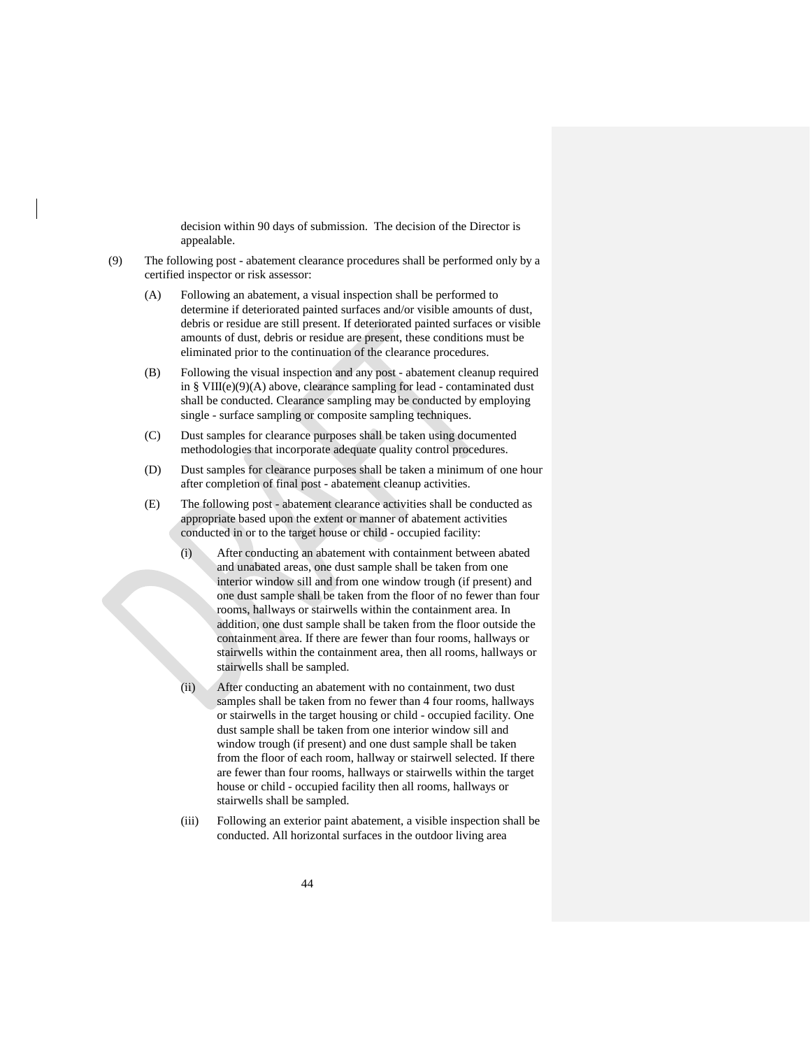decision within 90 days of submission. The decision of the Director is appealable.

(9) The following post - abatement clearance procedures shall be performed only by a certified inspector or risk assessor:

(A) Following an abatement, a visual inspection shall be performed to determine if deteriorated painted surfaces and/or visible amounts of dust, debris or residue are still present. If deteriorated painted surfaces or visible amounts of dust, debris or residue are present, these conditions must be eliminated prior to the continuation of the clearance procedures.

(B) Following the visual inspection and any post - abatement cleanup required in § VIII(e)(9)(A) above, clearance sampling for lead - contaminated dust shall be conducted. Clearance sampling may be conducted by employing single - surface sampling or composite sampling techniques.

(C) Dust samples for clearance purposes shall be taken using documented methodologies that incorporate adequate quality control procedures.

(D) Dust samples for clearance purposes shall be taken a minimum of one hour after completion of final post - abatement cleanup activities.

(E) The following post - abatement clearance activities shall be conducted as appropriate based upon the extent or manner of abatement activities conducted in or to the target house or child - occupied facility:

(i) After conducting an abatement with containment between abated and unabated areas, one dust sample shall be taken from one interior window sill and from one window trough (if present) and one dust sample shall be taken from the floor of no fewer than four rooms, hallways or stairwells within the containment area. In addition, one dust sample shall be taken from the floor outside the containment area. If there are fewer than four rooms, hallways or stairwells within the containment area, then all rooms, hallways or stairwells shall be sampled.

(ii) After conducting an abatement with no containment, two dust samples shall be taken from no fewer than 4 four rooms, hallways or stairwells in the target housing or child - occupied facility. One dust sample shall be taken from one interior window sill and window trough (if present) and one dust sample shall be taken from the floor of each room, hallway or stairwell selected. If there are fewer than four rooms, hallways or stairwells within the target house or child - occupied facility then all rooms, hallways or stairwells shall be sampled.

(iii) Following an exterior paint abatement, a visible inspection shall be conducted. All horizontal surfaces in the outdoor living area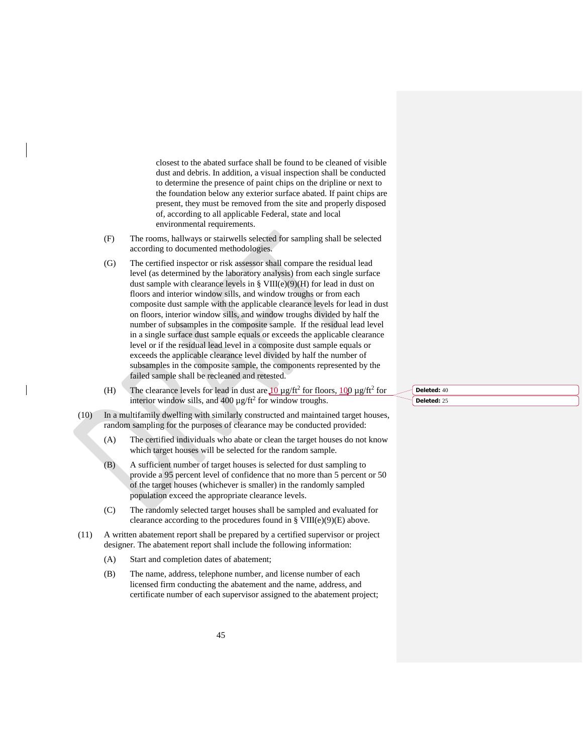closest to the abated surface shall be found to be cleaned of visible dust and debris. In addition, a visual inspection shall be conducted to determine the presence of paint chips on the dripline or next to the foundation below any exterior surface abated. If paint chips are present, they must be removed from the site and properly disposed of, according to all applicable Federal, state and local environmental requirements.

(F) The rooms, hallways or stairwells selected for sampling shall be selected according to documented methodologies.

(G) The certified inspector or risk assessor shall compare the residual lead level (as determined by the laboratory analysis) from each single surface dust sample with clearance levels in § VIII(e)(9)(H) for lead in dust on floors and interior window sills, and window troughs or from each composite dust sample with the applicable clearance levels for lead in dust on floors, interior window sills, and window troughs divided by half the number of subsamples in the composite sample. If the residual lead level in a single surface dust sample equals or exceeds the applicable clearance level or if the residual lead level in a composite dust sample equals or exceeds the applicable clearance level divided by half the number of subsamples in the composite sample, the components represented by the failed sample shall be recleaned and retested.

(H) The clearance levels for lead in dust are 10 µg/ft$^2$ for floors, 100 µg/ft$^2$ for interior window sills, and 400 µg/ft$^2$ for window troughs.

(10) In a multifamily dwelling with similarly constructed and maintained target houses, random sampling for the purposes of clearance may be conducted provided:

(A) The certified individuals who abate or clean the target houses do not know which target houses will be selected for the random sample.

(B) A sufficient number of target houses is selected for dust sampling to provide a 95 percent level of confidence that no more than 5 percent or 50 of the target houses (whichever is smaller) in the randomly sampled population exceed the appropriate clearance levels.

(C) The randomly selected target houses shall be sampled and evaluated for clearance according to the procedures found in § VIII(e)(9)(E) above.

(11) A written abatement report shall be prepared by a certified supervisor or project designer. The abatement report shall include the following information:

(A) Start and completion dates of abatement;

(B) The name, address, telephone number, and license number of each licensed firm conducting the abatement and the name, address, and certificate number of each supervisor assigned to the abatement project;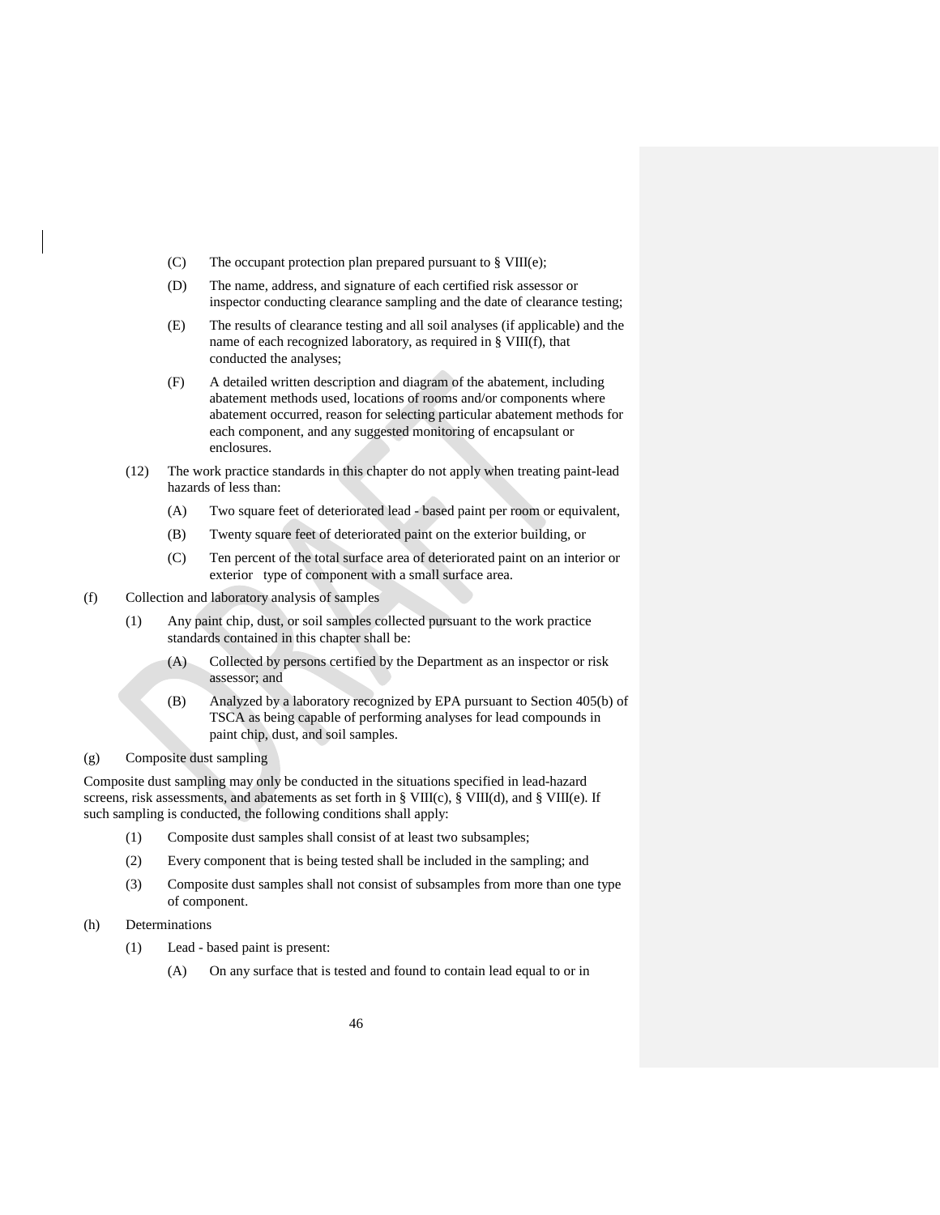(C) The occupant protection plan prepared pursuant to § VIII(e);

(D) The name, address, and signature of each certified risk assessor or inspector conducting clearance sampling and the date of clearance testing;

(E) The results of clearance testing and all soil analyses (if applicable) and the name of each recognized laboratory, as required in § VIII(f), that conducted the analyses;

(F) A detailed written description and diagram of the abatement, including abatement methods used, locations of rooms and/or components where abatement occurred, reason for selecting particular abatement methods for each component, and any suggested monitoring of encapsulant or enclosures.

(12) The work practice standards in this chapter do not apply when treating paint-lead hazards of less than:

(A) Two square feet of deteriorated lead - based paint per room or equivalent,

(B) Twenty square feet of deteriorated paint on the exterior building, or

(C) Ten percent of the total surface area of deteriorated paint on an interior or exterior type of component with a small surface area.

(f) Collection and laboratory analysis of samples

(1) Any paint chip, dust, or soil samples collected pursuant to the work practice standards contained in this chapter shall be:

(A) Collected by persons certified by the Department as an inspector or risk assessor; and

(B) Analyzed by a laboratory recognized by EPA pursuant to Section 405(b) of TSCA as being capable of performing analyses for lead compounds in paint chip, dust, and soil samples.

(g) Composite dust sampling

Composite dust sampling may only be conducted in the situations specified in lead-hazard screens, risk assessments, and abatements as set forth in § VIII(c), § VIII(d), and § VIII(e). If such sampling is conducted, the following conditions shall apply:

(1) Composite dust samples shall consist of at least two subsamples;

(2) Every component that is being tested shall be included in the sampling; and

(3) Composite dust samples shall not consist of subsamples from more than one type of component.

(h) Determinations

(1) Lead - based paint is present:

(A) On any surface that is tested and found to contain lead equal to or in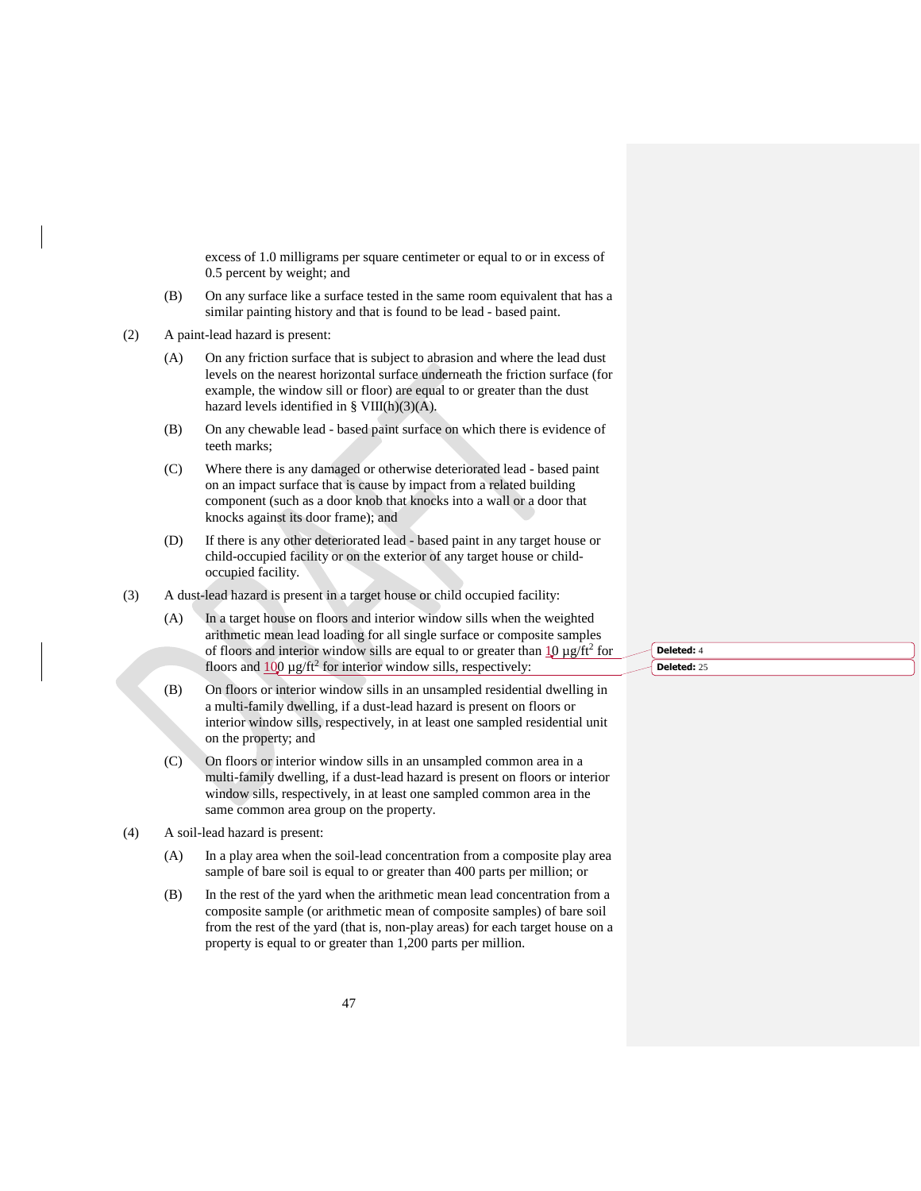excess of 1.0 milligrams per square centimeter or equal to or in excess of 0.5 percent by weight; and

(B) On any surface like a surface tested in the same room equivalent that has a similar painting history and that is found to be lead - based paint.

(2) A paint-lead hazard is present:

(A) On any friction surface that is subject to abrasion and where the lead dust levels on the nearest horizontal surface underneath the friction surface (for example, the window sill or floor) are equal to or greater than the dust hazard levels identified in § VIII(h)(3)(A).

(B) On any chewable lead - based paint surface on which there is evidence of teeth marks;

(C) Where there is any damaged or otherwise deteriorated lead - based paint on an impact surface that is cause by impact from a related building component (such as a door knob that knocks into a wall or a door that knocks against its door frame); and

(D) If there is any other deteriorated lead - based paint in any target house or child-occupied facility or on the exterior of any target house or child-occupied facility.

(3) A dust-lead hazard is present in a target house or child occupied facility:

(A) In a target house on floors and interior window sills when the weighted arithmetic mean lead loading for all single surface or composite samples of floors and interior window sills are equal to or greater than 10 µg/ft² for floors and 100 µg/ft² for interior window sills, respectively:

(B) On floors or interior window sills in an unsampled residential dwelling in a multi-family dwelling, if a dust-lead hazard is present on floors or interior window sills, respectively, in at least one sampled residential unit on the property; and

(C) On floors or interior window sills in an unsampled common area in a multi-family dwelling, if a dust-lead hazard is present on floors or interior window sills, respectively, in at least one sampled common area in the same common area group on the property.

(4) A soil-lead hazard is present:

(A) In a play area when the soil-lead concentration from a composite play area sample of bare soil is equal to or greater than 400 parts per million; or

(B) In the rest of the yard when the arithmetic mean lead concentration from a composite sample (or arithmetic mean of composite samples) of bare soil from the rest of the yard (that is, non-play areas) for each target house on a property is equal to or greater than 1,200 parts per million.

Deleted: 4

Deleted: 25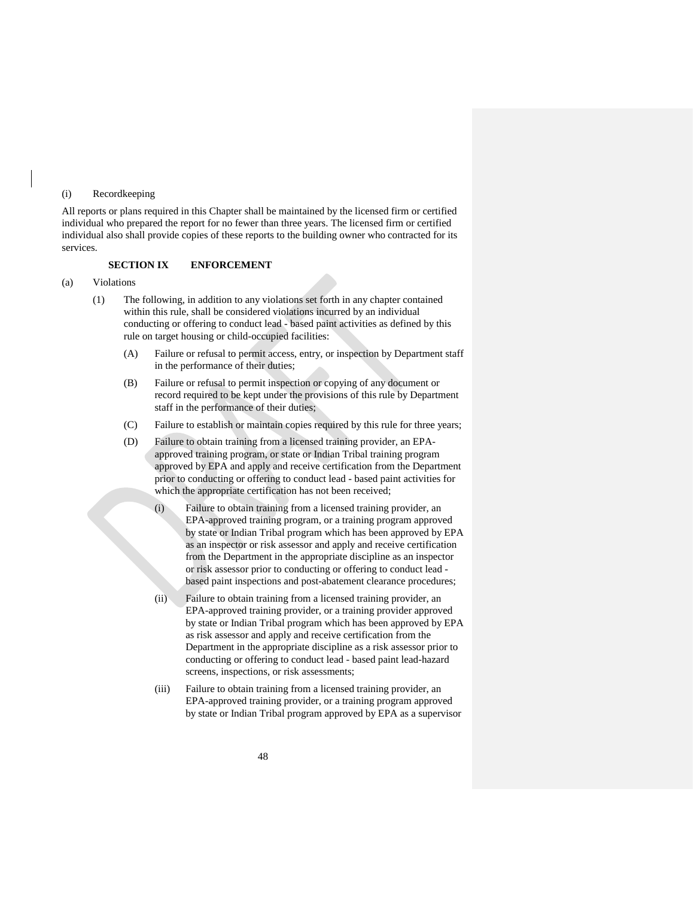(i) Recordkeeping

All reports or plans required in this Chapter shall be maintained by the licensed firm or certified individual who prepared the report for no fewer than three years. The licensed firm or certified individual also shall provide copies of these reports to the building owner who contracted for its services.

**SECTION IX ENFORCEMENT**

(a) Violations

(1) The following, in addition to any violations set forth in any chapter contained within this rule, shall be considered violations incurred by an individual conducting or offering to conduct lead - based paint activities as defined by this rule on target housing or child-occupied facilities:

(A) Failure or refusal to permit access, entry, or inspection by Department staff in the performance of their duties;

(B) Failure or refusal to permit inspection or copying of any document or record required to be kept under the provisions of this rule by Department staff in the performance of their duties;

(C) Failure to establish or maintain copies required by this rule for three years;

(D) Failure to obtain training from a licensed training provider, an EPA-approved training program, or state or Indian Tribal training program approved by EPA and apply and receive certification from the Department prior to conducting or offering to conduct lead - based paint activities for which the appropriate certification has not been received;

(i) Failure to obtain training from a licensed training provider, an EPA-approved training program, or a training program approved by state or Indian Tribal program which has been approved by EPA as an inspector or risk assessor and apply and receive certification from the Department in the appropriate discipline as an inspector or risk assessor prior to conducting or offering to conduct lead - based paint inspections and post-abatement clearance procedures;

(ii) Failure to obtain training from a licensed training provider, an EPA-approved training provider, or a training provider approved by state or Indian Tribal program which has been approved by EPA as risk assessor and apply and receive certification from the Department in the appropriate discipline as a risk assessor prior to conducting or offering to conduct lead - based paint lead-hazard screens, inspections, or risk assessments;

(iii) Failure to obtain training from a licensed training provider, an EPA-approved training provider, or a training program approved by state or Indian Tribal program approved by EPA as a supervisor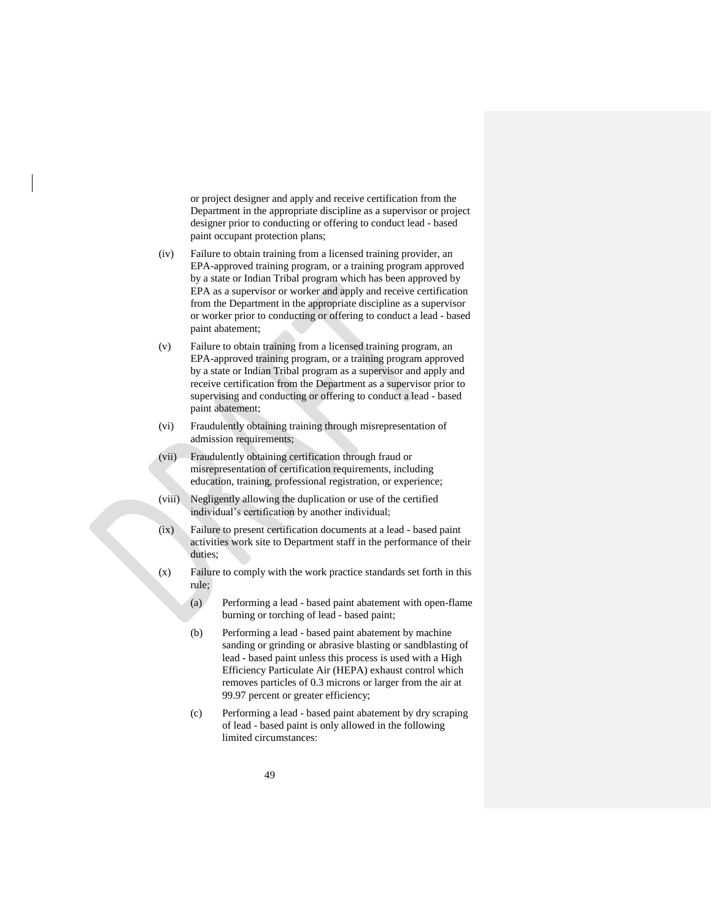or project designer and apply and receive certification from the Department in the appropriate discipline as a supervisor or project designer prior to conducting or offering to conduct lead - based paint occupant protection plans;

(iv) Failure to obtain training from a licensed training provider, an EPA-approved training program, or a training program approved by a state or Indian Tribal program which has been approved by EPA as a supervisor or worker and apply and receive certification from the Department in the appropriate discipline as a supervisor or worker prior to conducting or offering to conduct a lead - based paint abatement;

(v) Failure to obtain training from a licensed training program, an EPA-approved training program, or a training program approved by a state or Indian Tribal program as a supervisor and apply and receive certification from the Department as a supervisor prior to supervising and conducting or offering to conduct a lead - based paint abatement;

(vi) Fraudulently obtaining training through misrepresentation of admission requirements;

(vii) Fraudulently obtaining certification through fraud or misrepresentation of certification requirements, including education, training, professional registration, or experience;

(viii) Negligently allowing the duplication or use of the certified individual's certification by another individual;

(ix) Failure to present certification documents at a lead - based paint activities work site to Department staff in the performance of their duties;

(x) Failure to comply with the work practice standards set forth in this rule;

(a) Performing a lead - based paint abatement with open-flame burning or torching of lead - based paint;

(b) Performing a lead - based paint abatement by machine sanding or grinding or abrasive blasting or sandblasting of lead - based paint unless this process is used with a High Efficiency Particulate Air (HEPA) exhaust control which removes particles of 0.3 microns or larger from the air at 99.97 percent or greater efficiency;

(c) Performing a lead - based paint abatement by dry scraping of lead - based paint is only allowed in the following limited circumstances: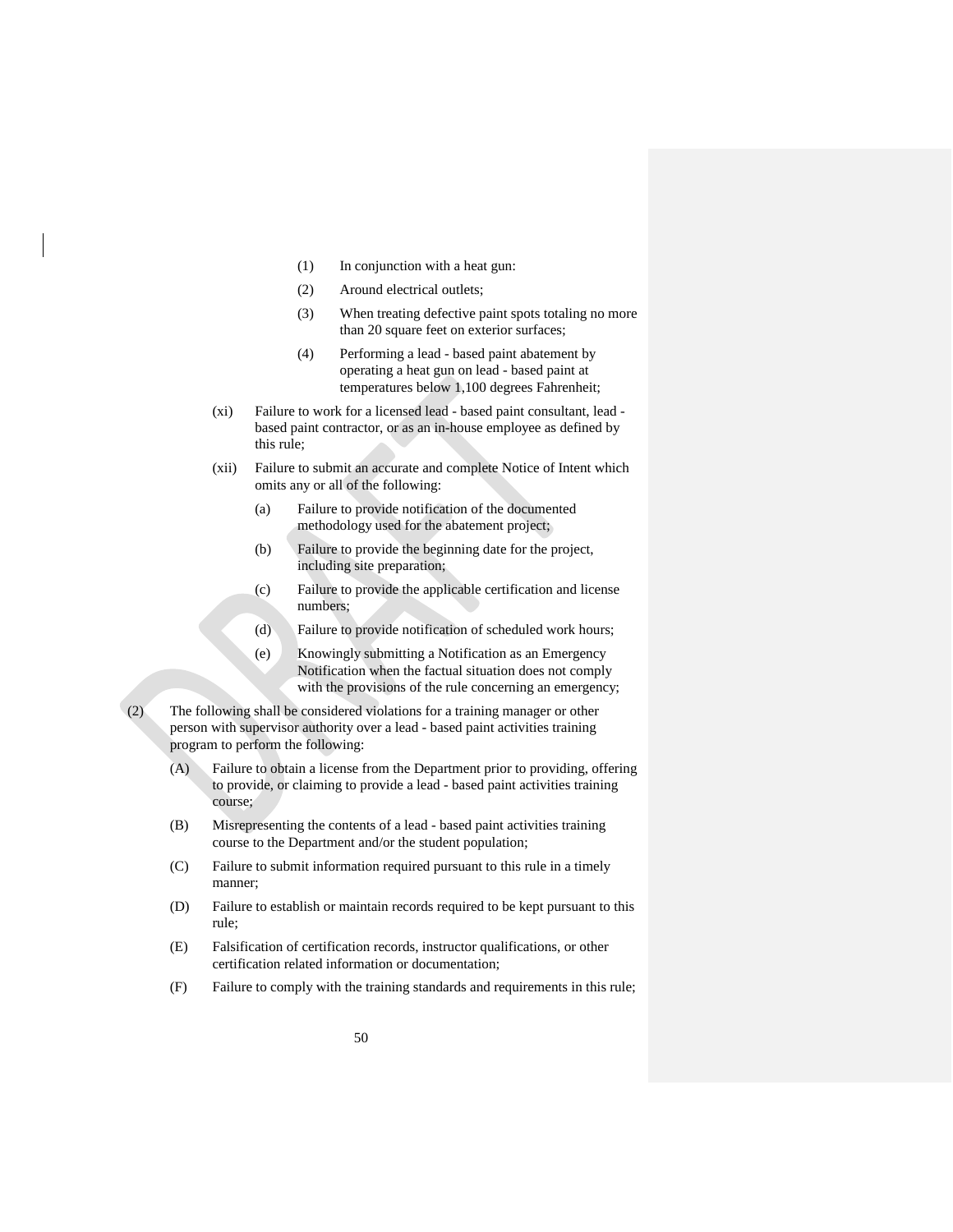(1) In conjunction with a heat gun:

(2) Around electrical outlets;

(3) When treating defective paint spots totaling no more than 20 square feet on exterior surfaces;

(4) Performing a lead - based paint abatement by operating a heat gun on lead - based paint at temperatures below 1,100 degrees Fahrenheit;

(xi) Failure to work for a licensed lead - based paint consultant, lead - based paint contractor, or as an in-house employee as defined by this rule;

(xii) Failure to submit an accurate and complete Notice of Intent which omits any or all of the following:

(a) Failure to provide notification of the documented methodology used for the abatement project;

(b) Failure to provide the beginning date for the project, including site preparation;

(c) Failure to provide the applicable certification and license numbers;

(d) Failure to provide notification of scheduled work hours;

(e) Knowingly submitting a Notification as an Emergency Notification when the factual situation does not comply with the provisions of the rule concerning an emergency;

(2) The following shall be considered violations for a training manager or other person with supervisor authority over a lead - based paint activities training program to perform the following:

(A) Failure to obtain a license from the Department prior to providing, offering to provide, or claiming to provide a lead - based paint activities training course;

(B) Misrepresenting the contents of a lead - based paint activities training course to the Department and/or the student population;

(C) Failure to submit information required pursuant to this rule in a timely manner;

(D) Failure to establish or maintain records required to be kept pursuant to this rule;

(E) Falsification of certification records, instructor qualifications, or other certification related information or documentation;

(F) Failure to comply with the training standards and requirements in this rule;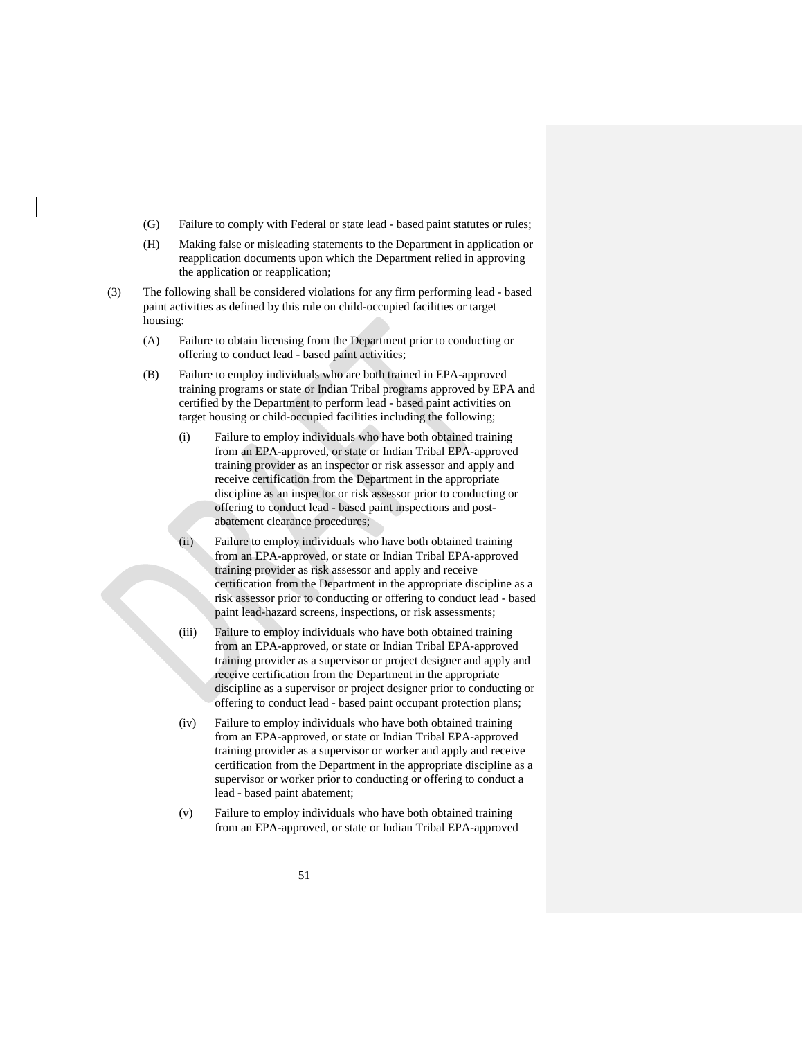(G) Failure to comply with Federal or state lead - based paint statutes or rules;

(H) Making false or misleading statements to the Department in application or reapplication documents upon which the Department relied in approving the application or reapplication;

(3) The following shall be considered violations for any firm performing lead - based paint activities as defined by this rule on child-occupied facilities or target housing:

(A) Failure to obtain licensing from the Department prior to conducting or offering to conduct lead - based paint activities;

(B) Failure to employ individuals who are both trained in EPA-approved training programs or state or Indian Tribal programs approved by EPA and certified by the Department to perform lead - based paint activities on target housing or child-occupied facilities including the following;

(i) Failure to employ individuals who have both obtained training from an EPA-approved, or state or Indian Tribal EPA-approved training provider as an inspector or risk assessor and apply and receive certification from the Department in the appropriate discipline as an inspector or risk assessor prior to conducting or offering to conduct lead - based paint inspections and post-abatement clearance procedures;

(ii) Failure to employ individuals who have both obtained training from an EPA-approved, or state or Indian Tribal EPA-approved training provider as risk assessor and apply and receive certification from the Department in the appropriate discipline as a risk assessor prior to conducting or offering to conduct lead - based paint lead-hazard screens, inspections, or risk assessments;

(iii) Failure to employ individuals who have both obtained training from an EPA-approved, or state or Indian Tribal EPA-approved training provider as a supervisor or project designer and apply and receive certification from the Department in the appropriate discipline as a supervisor or project designer prior to conducting or offering to conduct lead - based paint occupant protection plans;

(iv) Failure to employ individuals who have both obtained training from an EPA-approved, or state or Indian Tribal EPA-approved training provider as a supervisor or worker and apply and receive certification from the Department in the appropriate discipline as a supervisor or worker prior to conducting or offering to conduct a lead - based paint abatement;

(v) Failure to employ individuals who have both obtained training from an EPA-approved, or state or Indian Tribal EPA-approved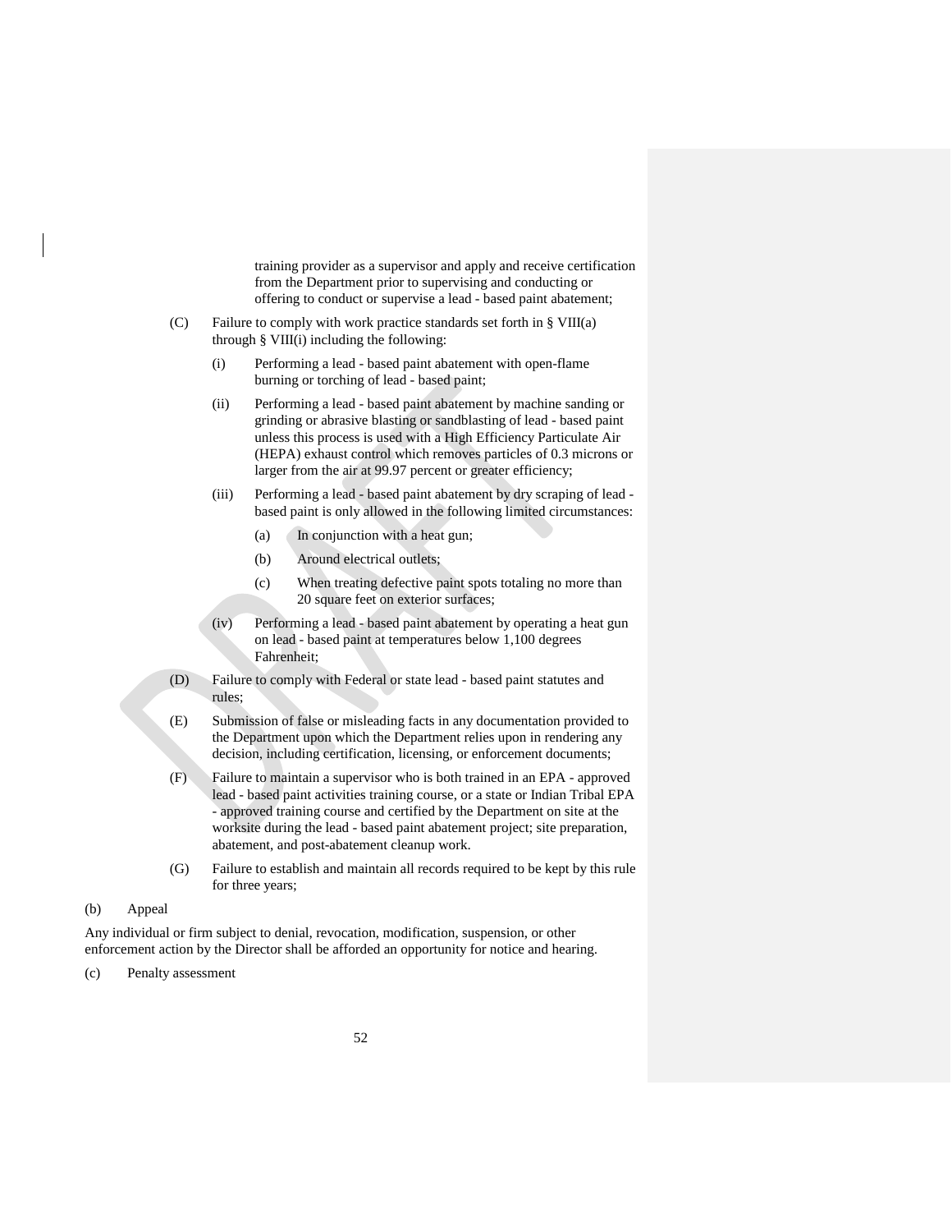training provider as a supervisor and apply and receive certification from the Department prior to supervising and conducting or offering to conduct or supervise a lead - based paint abatement;

(C) Failure to comply with work practice standards set forth in § VIII(a) through § VIII(i) including the following:

(i) Performing a lead - based paint abatement with open-flame burning or torching of lead - based paint;

(ii) Performing a lead - based paint abatement by machine sanding or grinding or abrasive blasting or sandblasting of lead - based paint unless this process is used with a High Efficiency Particulate Air (HEPA) exhaust control which removes particles of 0.3 microns or larger from the air at 99.97 percent or greater efficiency;

(iii) Performing a lead - based paint abatement by dry scraping of lead - based paint is only allowed in the following limited circumstances:

(a) In conjunction with a heat gun;

(b) Around electrical outlets;

(c) When treating defective paint spots totaling no more than 20 square feet on exterior surfaces;

(iv) Performing a lead - based paint abatement by operating a heat gun on lead - based paint at temperatures below 1,100 degrees Fahrenheit;

(D) Failure to comply with Federal or state lead - based paint statutes and rules;

(E) Submission of false or misleading facts in any documentation provided to the Department upon which the Department relies upon in rendering any decision, including certification, licensing, or enforcement documents;

(F) Failure to maintain a supervisor who is both trained in an EPA - approved lead - based paint activities training course, or a state or Indian Tribal EPA - approved training course and certified by the Department on site at the worksite during the lead - based paint abatement project; site preparation, abatement, and post-abatement cleanup work.

(G) Failure to establish and maintain all records required to be kept by this rule for three years;

(b) Appeal

Any individual or firm subject to denial, revocation, modification, suspension, or other enforcement action by the Director shall be afforded an opportunity for notice and hearing.

(c) Penalty assessment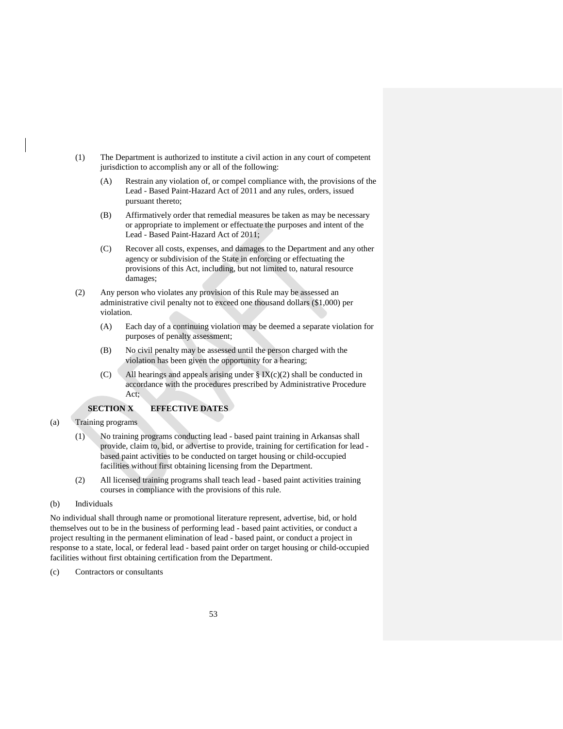(1) The Department is authorized to institute a civil action in any court of competent jurisdiction to accomplish any or all of the following:

   (A) Restrain any violation of, or compel compliance with, the provisions of the Lead - Based Paint-Hazard Act of 2011 and any rules, orders, issued pursuant thereto;

   (B) Affirmatively order that remedial measures be taken as may be necessary or appropriate to implement or effectuate the purposes and intent of the Lead - Based Paint-Hazard Act of 2011;

   (C) Recover all costs, expenses, and damages to the Department and any other agency or subdivision of the State in enforcing or effectuating the provisions of this Act, including, but not limited to, natural resource damages;

(2) Any person who violates any provision of this Rule may be assessed an administrative civil penalty not to exceed one thousand dollars ($1,000) per violation.

   (A) Each day of a continuing violation may be deemed a separate violation for purposes of penalty assessment;

   (B) No civil penalty may be assessed until the person charged with the violation has been given the opportunity for a hearing;

   (C) All hearings and appeals arising under § IX(c)(2) shall be conducted in accordance with the procedures prescribed by Administrative Procedure Act;

**SECTION X EFFECTIVE DATES**

(a) Training programs

   (1) No training programs conducting lead - based paint training in Arkansas shall provide, claim to, bid, or advertise to provide, training for certification for lead - based paint activities to be conducted on target housing or child-occupied facilities without first obtaining licensing from the Department.

   (2) All licensed training programs shall teach lead - based paint activities training courses in compliance with the provisions of this rule.

(b) Individuals

No individual shall through name or promotional literature represent, advertise, bid, or hold themselves out to be in the business of performing lead - based paint activities, or conduct a project resulting in the permanent elimination of lead - based paint, or conduct a project in response to a state, local, or federal lead - based paint order on target housing or child-occupied facilities without first obtaining certification from the Department.

(c) Contractors or consultants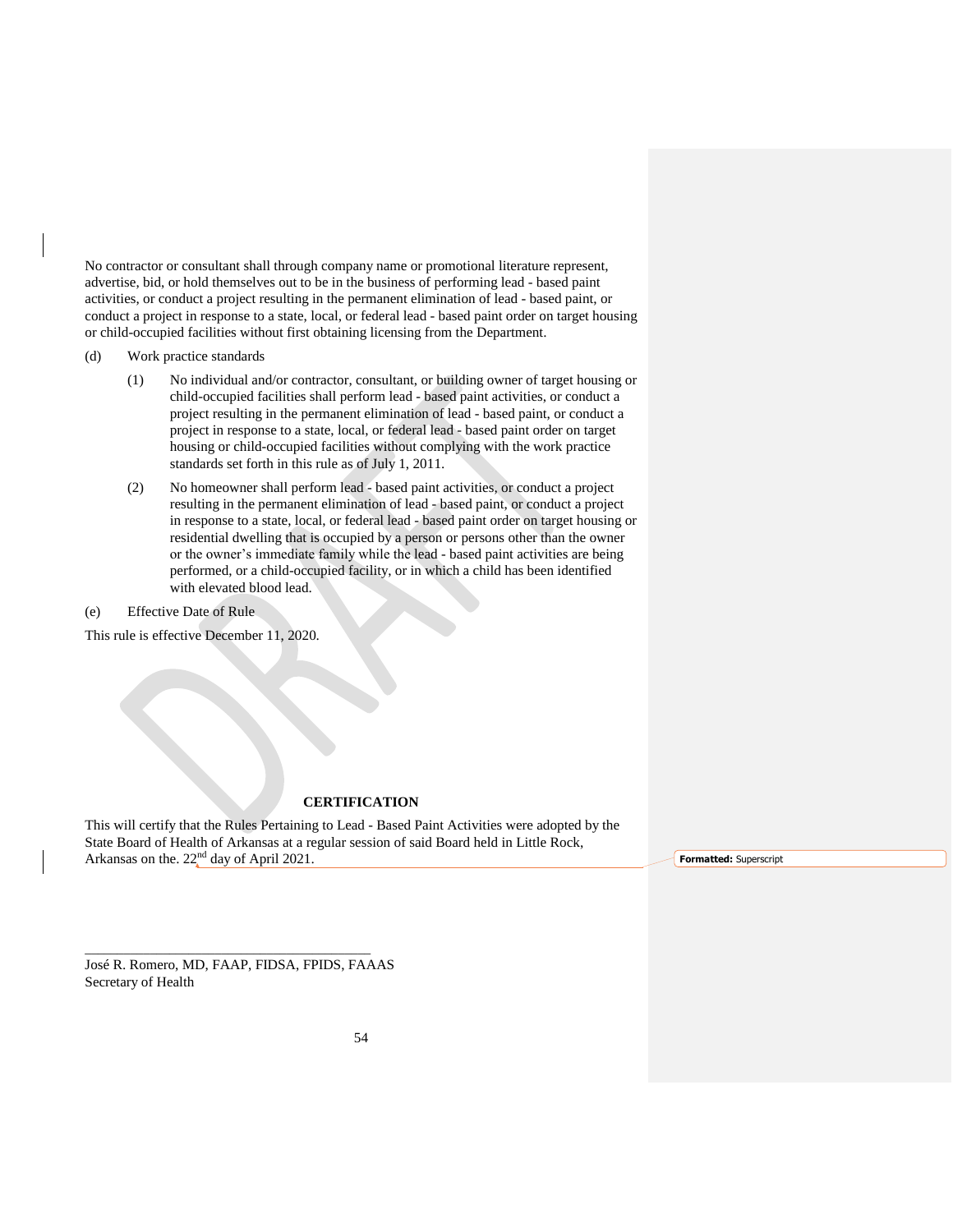No contractor or consultant shall through company name or promotional literature represent, advertise, bid, or hold themselves out to be in the business of performing lead - based paint activities, or conduct a project resulting in the permanent elimination of lead - based paint, or conduct a project in response to a state, local, or federal lead - based paint order on target housing or child-occupied facilities without first obtaining licensing from the Department.

(d) Work practice standards

(1) No individual and/or contractor, consultant, or building owner of target housing or child-occupied facilities shall perform lead - based paint activities, or conduct a project resulting in the permanent elimination of lead - based paint, or conduct a project in response to a state, local, or federal lead - based paint order on target housing or child-occupied facilities without complying with the work practice standards set forth in this rule as of July 1, 2011.

(2) No homeowner shall perform lead - based paint activities, or conduct a project resulting in the permanent elimination of lead - based paint, or conduct a project in response to a state, local, or federal lead - based paint order on target housing or residential dwelling that is occupied by a person or persons other than the owner or the owner's immediate family while the lead - based paint activities are being performed, or a child-occupied facility, or in which a child has been identified with elevated blood lead.

(e) Effective Date of Rule

This rule is effective December 11, 2020.

**CERTIFICATION**

This will certify that the Rules Pertaining to Lead - Based Paint Activities were adopted by the State Board of Health of Arkansas at a regular session of said Board held in Little Rock, Arkansas on the. 22nd day of April 2021.

**Formatted:** Superscript

\_\_\_\_\_\_\_\_\_\_\_\_\_\_\_\_\_\_\_\_\_\_\_\_\_\_\_\_\_\_\_\_\_\_\_\_\_\_\_\_

José R. Romero, MD, FAAP, FIDSA, FPIDS, FAAAS
Secretary of Health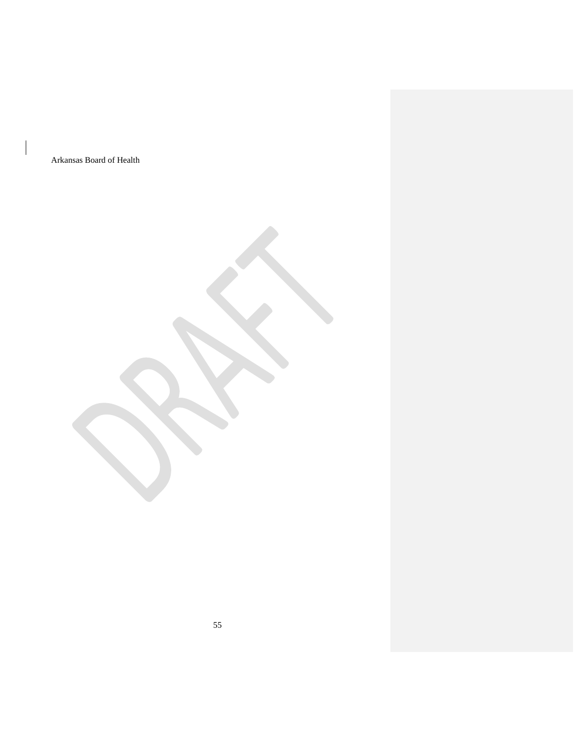Arkansas Board of Health